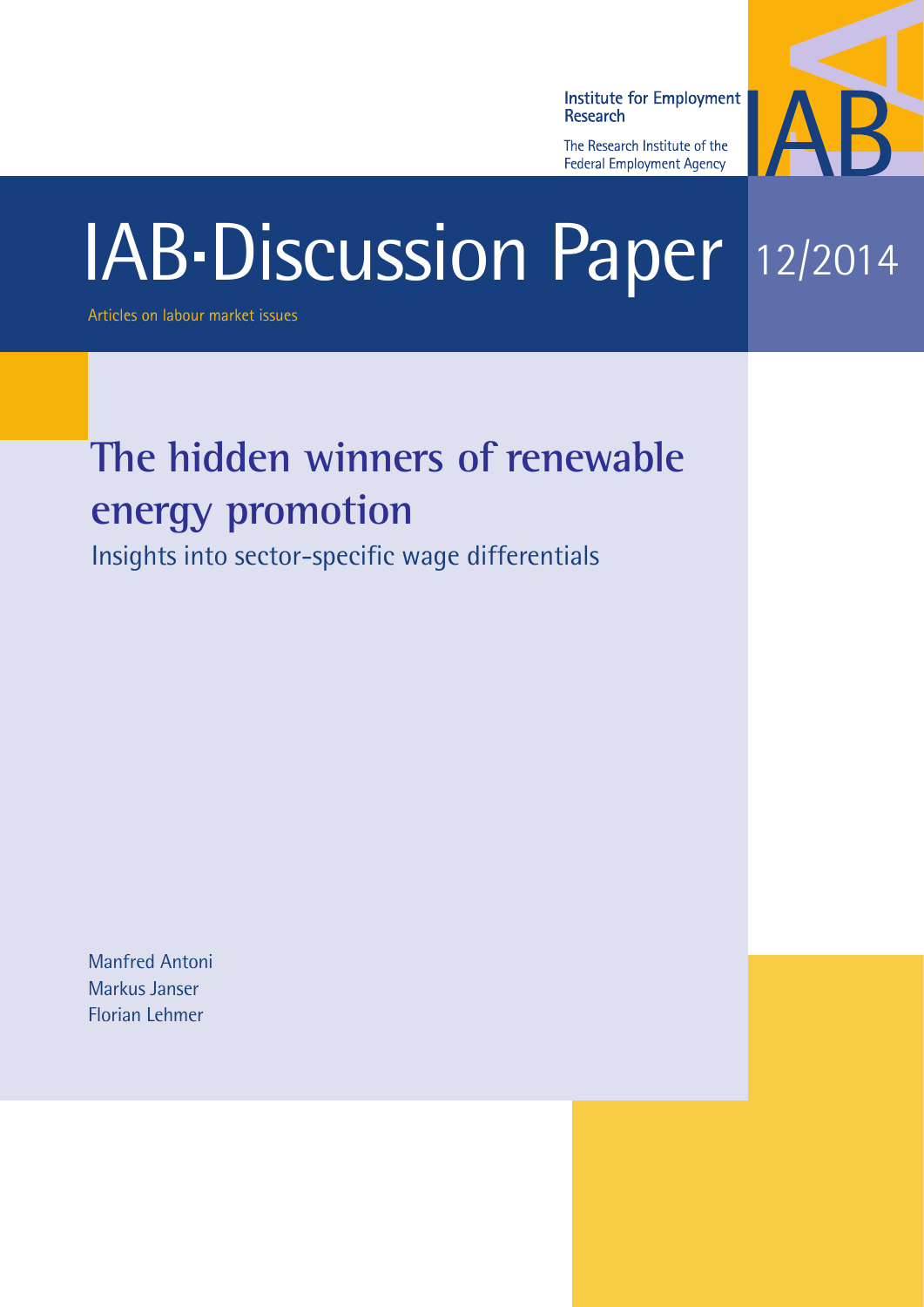Institute for Employment Research

The Research Institute of the Federal Employment Agency

# IAB-Discussion Paper 12/2014

Articles on labour market issues

## The hidden winners of renewable energy promotion

Insights into sector-specific wage differentials

Manfred Antoni
Markus Janser
Florian Lehmer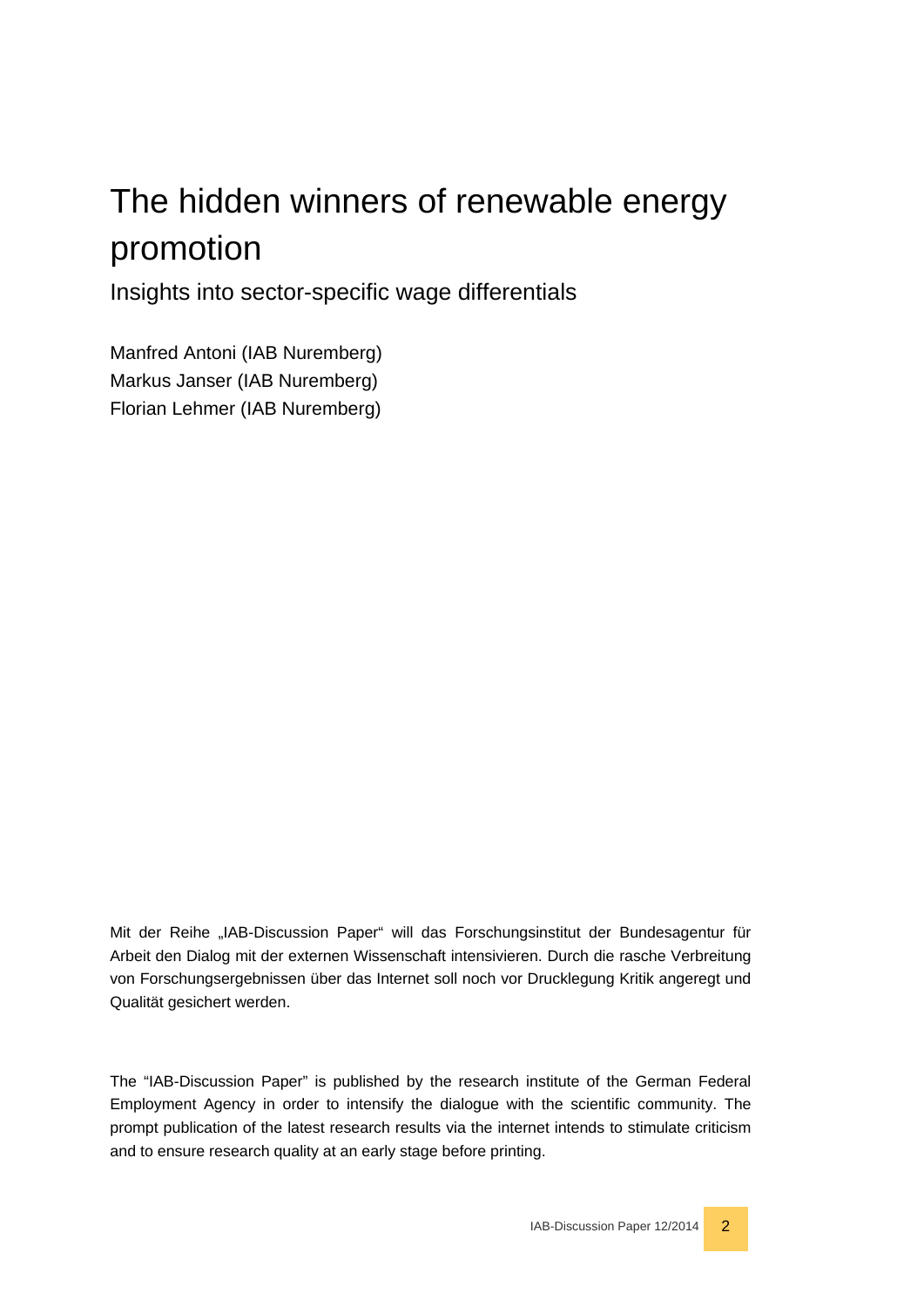# The hidden winners of renewable energy promotion

## Insights into sector-specific wage differentials

Manfred Antoni (IAB Nuremberg)
Markus Janser (IAB Nuremberg)
Florian Lehmer (IAB Nuremberg)

Mit der Reihe „IAB-Discussion Paper" will das Forschungsinstitut der Bundesagentur für Arbeit den Dialog mit der externen Wissenschaft intensivieren. Durch die rasche Verbreitung von Forschungsergebnissen über das Internet soll noch vor Drucklegung Kritik angeregt und Qualität gesichert werden.

The "IAB-Discussion Paper" is published by the research institute of the German Federal Employment Agency in order to intensify the dialogue with the scientific community. The prompt publication of the latest research results via the internet intends to stimulate criticism and to ensure research quality at an early stage before printing.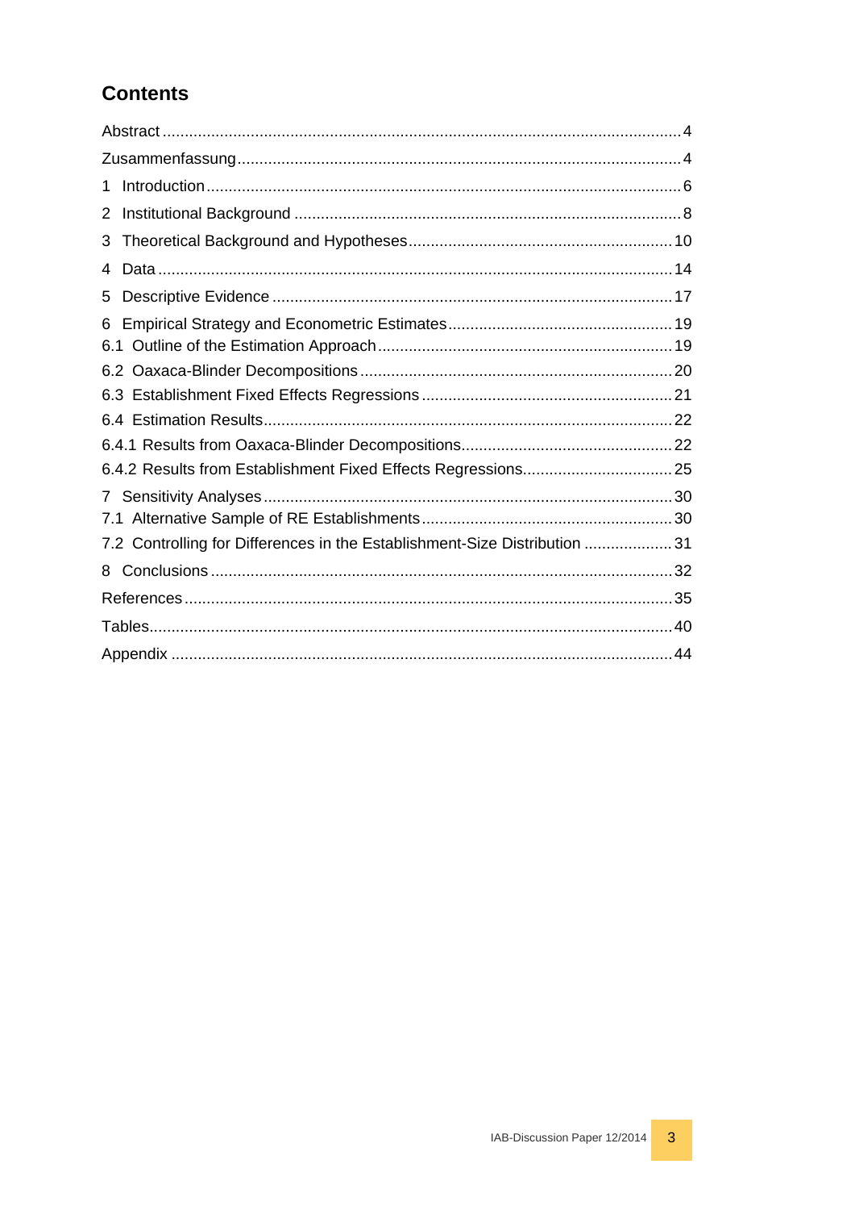## Contents

Abstract .......... 4

Zusammenfassung .......... 4

1 Introduction .......... 6

2 Institutional Background .......... 8

3 Theoretical Background and Hypotheses .......... 10

4 Data .......... 14

5 Descriptive Evidence .......... 17

6 Empirical Strategy and Econometric Estimates .......... 19

6.1 Outline of the Estimation Approach .......... 19

6.2 Oaxaca-Blinder Decompositions .......... 20

6.3 Establishment Fixed Effects Regressions .......... 21

6.4 Estimation Results .......... 22

6.4.1 Results from Oaxaca-Blinder Decompositions .......... 22

6.4.2 Results from Establishment Fixed Effects Regressions .......... 25

7 Sensitivity Analyses .......... 30

7.1 Alternative Sample of RE Establishments .......... 30

7.2 Controlling for Differences in the Establishment-Size Distribution .......... 31

8 Conclusions .......... 32

References .......... 35

Tables .......... 40

Appendix .......... 44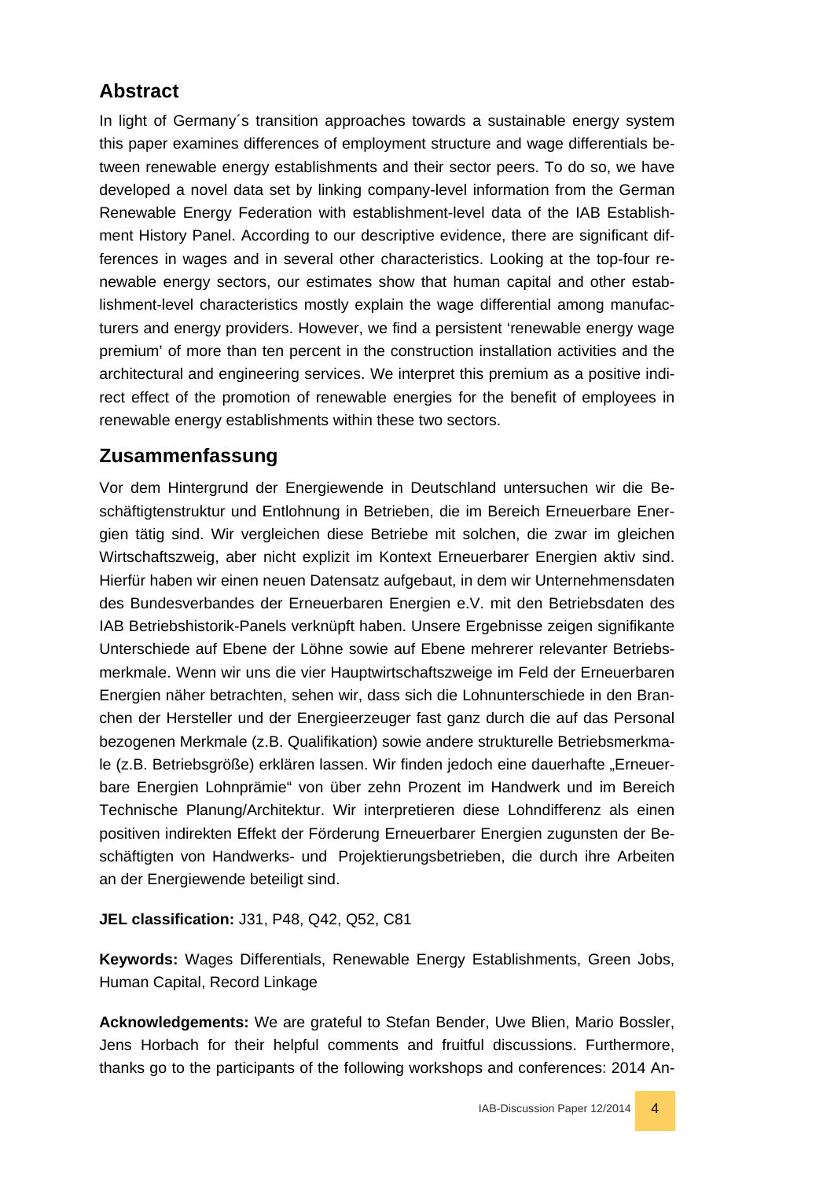## Abstract

In light of Germany´s transition approaches towards a sustainable energy system this paper examines differences of employment structure and wage differentials between renewable energy establishments and their sector peers. To do so, we have developed a novel data set by linking company-level information from the German Renewable Energy Federation with establishment-level data of the IAB Establishment History Panel. According to our descriptive evidence, there are significant differences in wages and in several other characteristics. Looking at the top-four renewable energy sectors, our estimates show that human capital and other establishment-level characteristics mostly explain the wage differential among manufacturers and energy providers. However, we find a persistent 'renewable energy wage premium' of more than ten percent in the construction installation activities and the architectural and engineering services. We interpret this premium as a positive indirect effect of the promotion of renewable energies for the benefit of employees in renewable energy establishments within these two sectors.

## Zusammenfassung

Vor dem Hintergrund der Energiewende in Deutschland untersuchen wir die Beschäftigtenstruktur und Entlohnung in Betrieben, die im Bereich Erneuerbare Energien tätig sind. Wir vergleichen diese Betriebe mit solchen, die zwar im gleichen Wirtschaftszweig, aber nicht explizit im Kontext Erneuerbarer Energien aktiv sind. Hierfür haben wir einen neuen Datensatz aufgebaut, in dem wir Unternehmensdaten des Bundesverbandes der Erneuerbaren Energien e.V. mit den Betriebsdaten des IAB Betriebshistorik-Panels verknüpft haben. Unsere Ergebnisse zeigen signifikante Unterschiede auf Ebene der Löhne sowie auf Ebene mehrerer relevanter Betriebsmerkmale. Wenn wir uns die vier Hauptwirtschaftszweige im Feld der Erneuerbaren Energien näher betrachten, sehen wir, dass sich die Lohnunterschiede in den Branchen der Hersteller und der Energieerzeuger fast ganz durch die auf das Personal bezogenen Merkmale (z.B. Qualifikation) sowie andere strukturelle Betriebsmerkmale (z.B. Betriebsgröße) erklären lassen. Wir finden jedoch eine dauerhafte „Erneuerbare Energien Lohnprämie" von über zehn Prozent im Handwerk und im Bereich Technische Planung/Architektur. Wir interpretieren diese Lohndifferenz als einen positiven indirekten Effekt der Förderung Erneuerbarer Energien zugunsten der Beschäftigten von Handwerks- und Projektierungsbetrieben, die durch ihre Arbeiten an der Energiewende beteiligt sind.

**JEL classification:** J31, P48, Q42, Q52, C81

**Keywords:** Wages Differentials, Renewable Energy Establishments, Green Jobs, Human Capital, Record Linkage

**Acknowledgements:** We are grateful to Stefan Bender, Uwe Blien, Mario Bossler, Jens Horbach for their helpful comments and fruitful discussions. Furthermore, thanks go to the participants of the following workshops and conferences: 2014 An-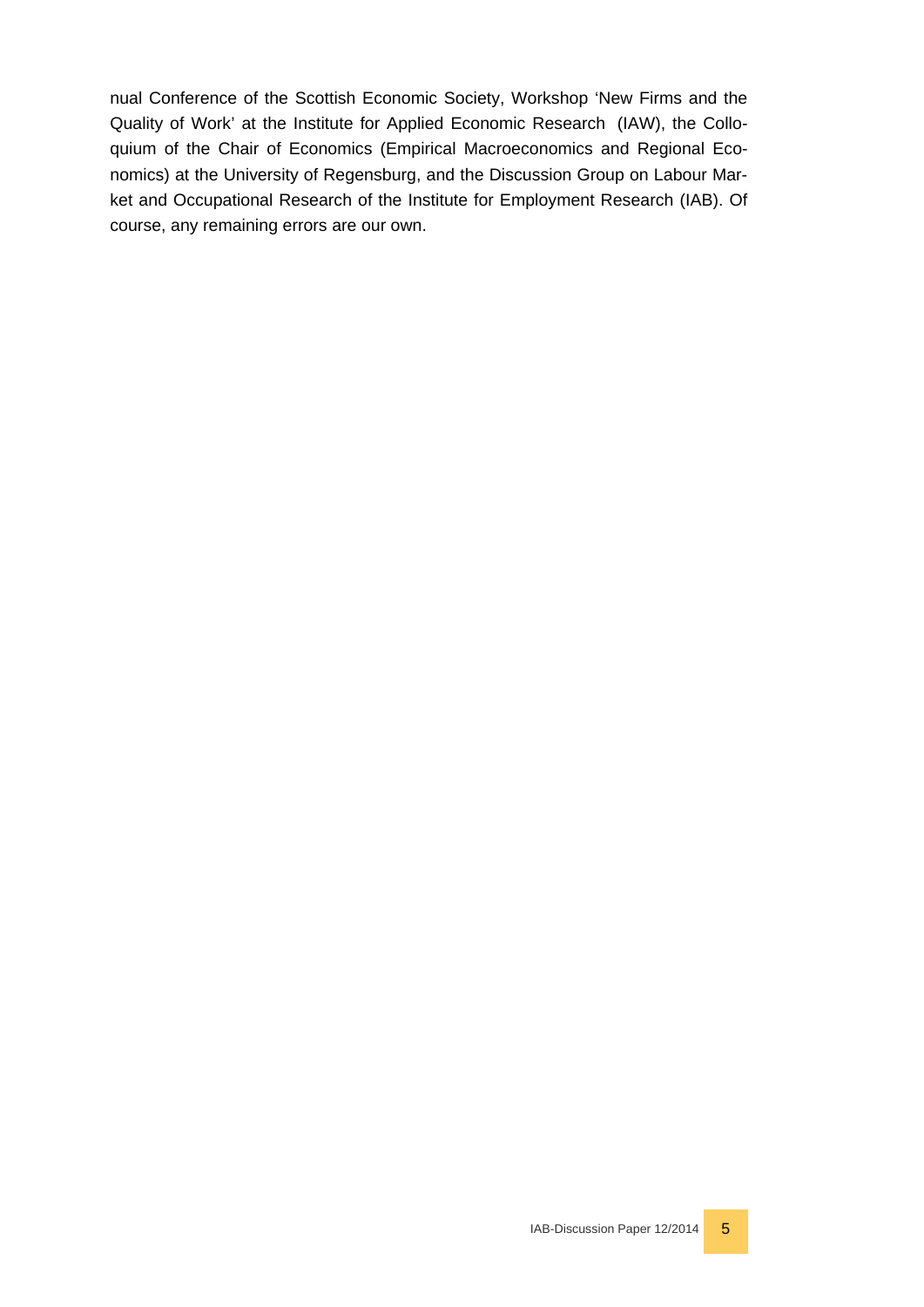nual Conference of the Scottish Economic Society, Workshop 'New Firms and the Quality of Work' at the Institute for Applied Economic Research (IAW), the Colloquium of the Chair of Economics (Empirical Macroeconomics and Regional Economics) at the University of Regensburg, and the Discussion Group on Labour Market and Occupational Research of the Institute for Employment Research (IAB). Of course, any remaining errors are our own.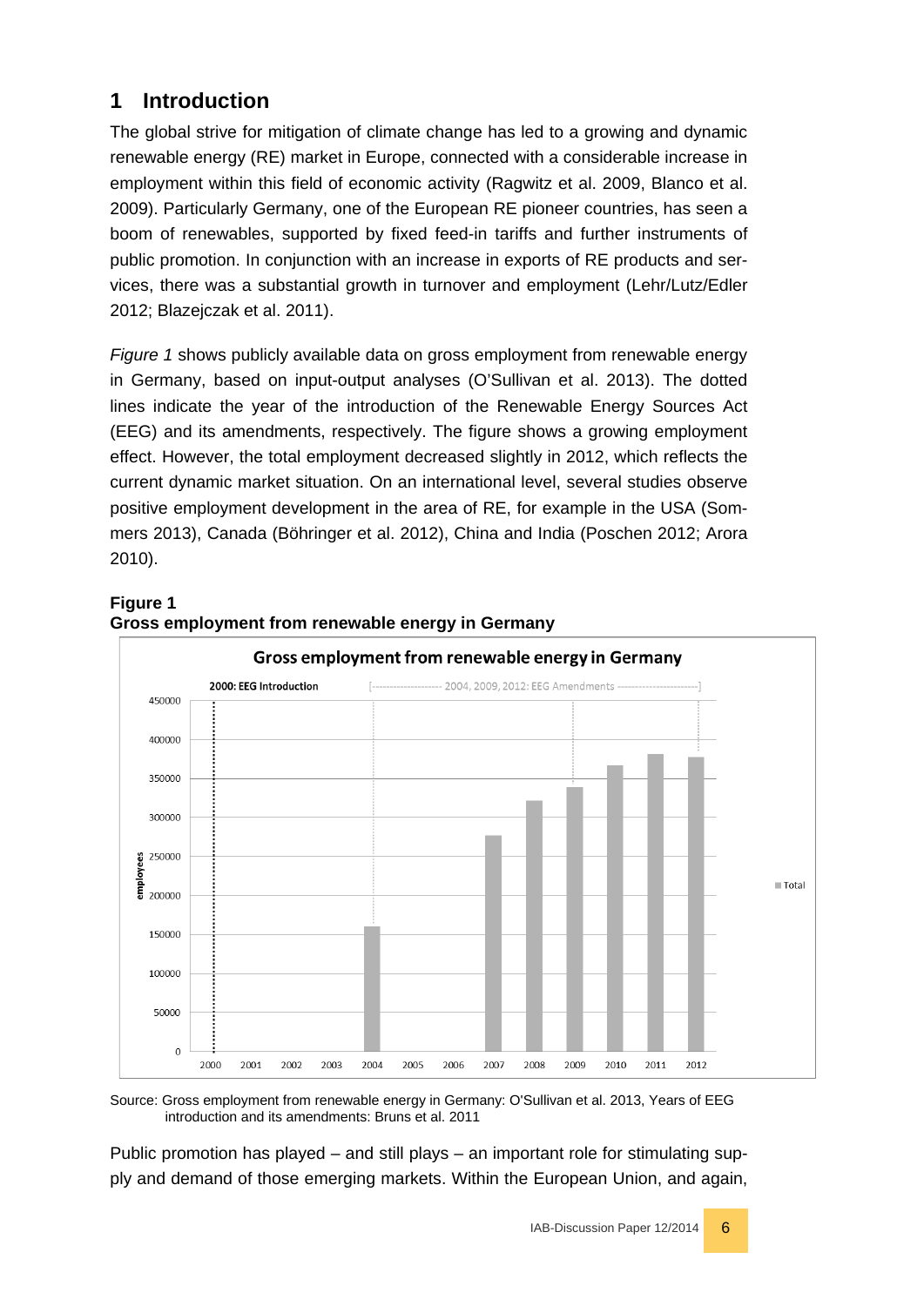# 1 Introduction

The global strive for mitigation of climate change has led to a growing and dynamic renewable energy (RE) market in Europe, connected with a considerable increase in employment within this field of economic activity (Ragwitz et al. 2009, Blanco et al. 2009). Particularly Germany, one of the European RE pioneer countries, has seen a boom of renewables, supported by fixed feed-in tariffs and further instruments of public promotion. In conjunction with an increase in exports of RE products and services, there was a substantial growth in turnover and employment (Lehr/Lutz/Edler 2012; Blazejczak et al. 2011).

*Figure 1* shows publicly available data on gross employment from renewable energy in Germany, based on input-output analyses (O'Sullivan et al. 2013). The dotted lines indicate the year of the introduction of the Renewable Energy Sources Act (EEG) and its amendments, respectively. The figure shows a growing employment effect. However, the total employment decreased slightly in 2012, which reflects the current dynamic market situation. On an international level, several studies observe positive employment development in the area of RE, for example in the USA (Sommers 2013), Canada (Böhringer et al. 2012), China and India (Poschen 2012; Arora 2010).

**Figure 1**
**Gross employment from renewable energy in Germany**

Source: Gross employment from renewable energy in Germany: O'Sullivan et al. 2013, Years of EEG introduction and its amendments: Bruns et al. 2011

Public promotion has played – and still plays – an important role for stimulating supply and demand of those emerging markets. Within the European Union, and again,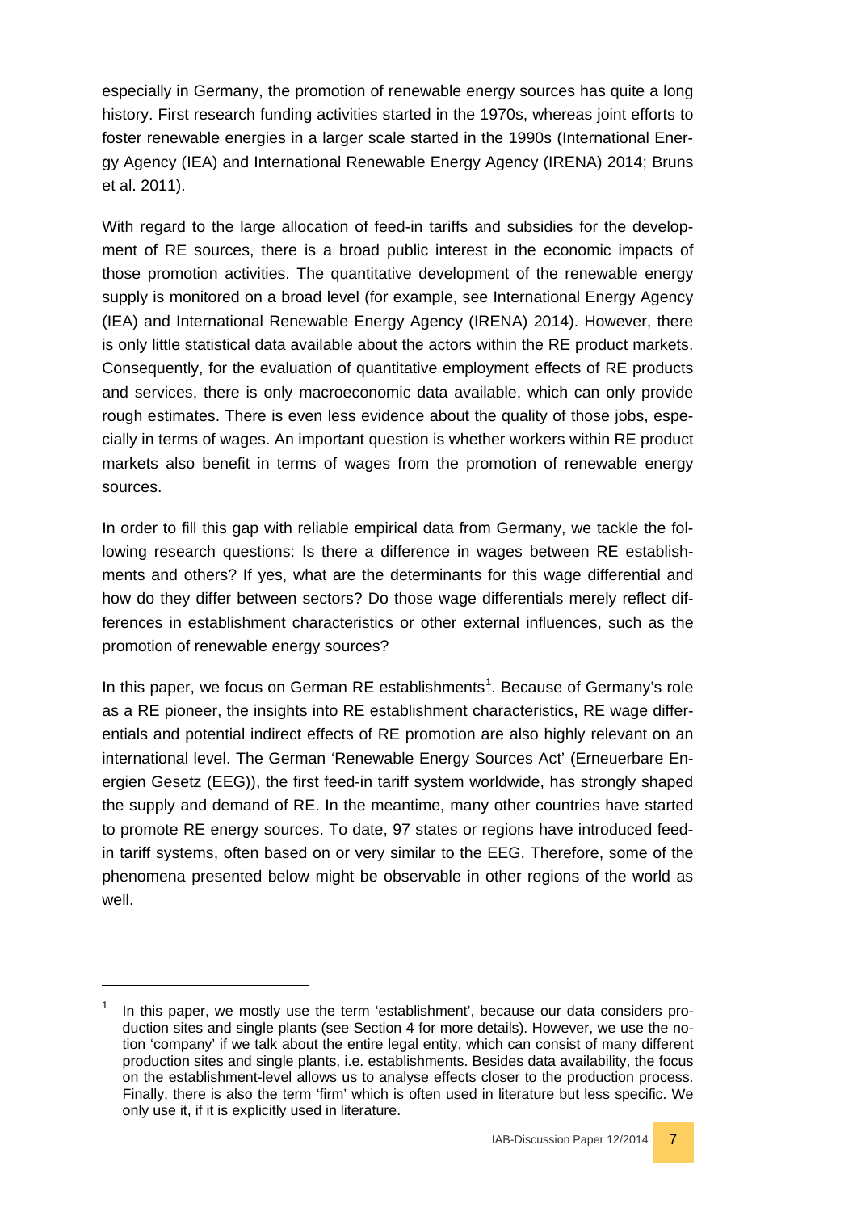especially in Germany, the promotion of renewable energy sources has quite a long history. First research funding activities started in the 1970s, whereas joint efforts to foster renewable energies in a larger scale started in the 1990s (International Energy Agency (IEA) and International Renewable Energy Agency (IRENA) 2014; Bruns et al. 2011).

With regard to the large allocation of feed-in tariffs and subsidies for the development of RE sources, there is a broad public interest in the economic impacts of those promotion activities. The quantitative development of the renewable energy supply is monitored on a broad level (for example, see International Energy Agency (IEA) and International Renewable Energy Agency (IRENA) 2014). However, there is only little statistical data available about the actors within the RE product markets. Consequently, for the evaluation of quantitative employment effects of RE products and services, there is only macroeconomic data available, which can only provide rough estimates. There is even less evidence about the quality of those jobs, especially in terms of wages. An important question is whether workers within RE product markets also benefit in terms of wages from the promotion of renewable energy sources.

In order to fill this gap with reliable empirical data from Germany, we tackle the following research questions: Is there a difference in wages between RE establishments and others? If yes, what are the determinants for this wage differential and how do they differ between sectors? Do those wage differentials merely reflect differences in establishment characteristics or other external influences, such as the promotion of renewable energy sources?

In this paper, we focus on German RE establishments[1]. Because of Germany's role as a RE pioneer, the insights into RE establishment characteristics, RE wage differentials and potential indirect effects of RE promotion are also highly relevant on an international level. The German 'Renewable Energy Sources Act' (Erneuerbare Energien Gesetz (EEG)), the first feed-in tariff system worldwide, has strongly shaped the supply and demand of RE. In the meantime, many other countries have started to promote RE energy sources. To date, 97 states or regions have introduced feed-in tariff systems, often based on or very similar to the EEG. Therefore, some of the phenomena presented below might be observable in other regions of the world as well.

---

[1] In this paper, we mostly use the term 'establishment', because our data considers production sites and single plants (see Section 4 for more details). However, we use the notion 'company' if we talk about the entire legal entity, which can consist of many different production sites and single plants, i.e. establishments. Besides data availability, the focus on the establishment-level allows us to analyse effects closer to the production process. Finally, there is also the term 'firm' which is often used in literature but less specific. We only use it, if it is explicitly used in literature.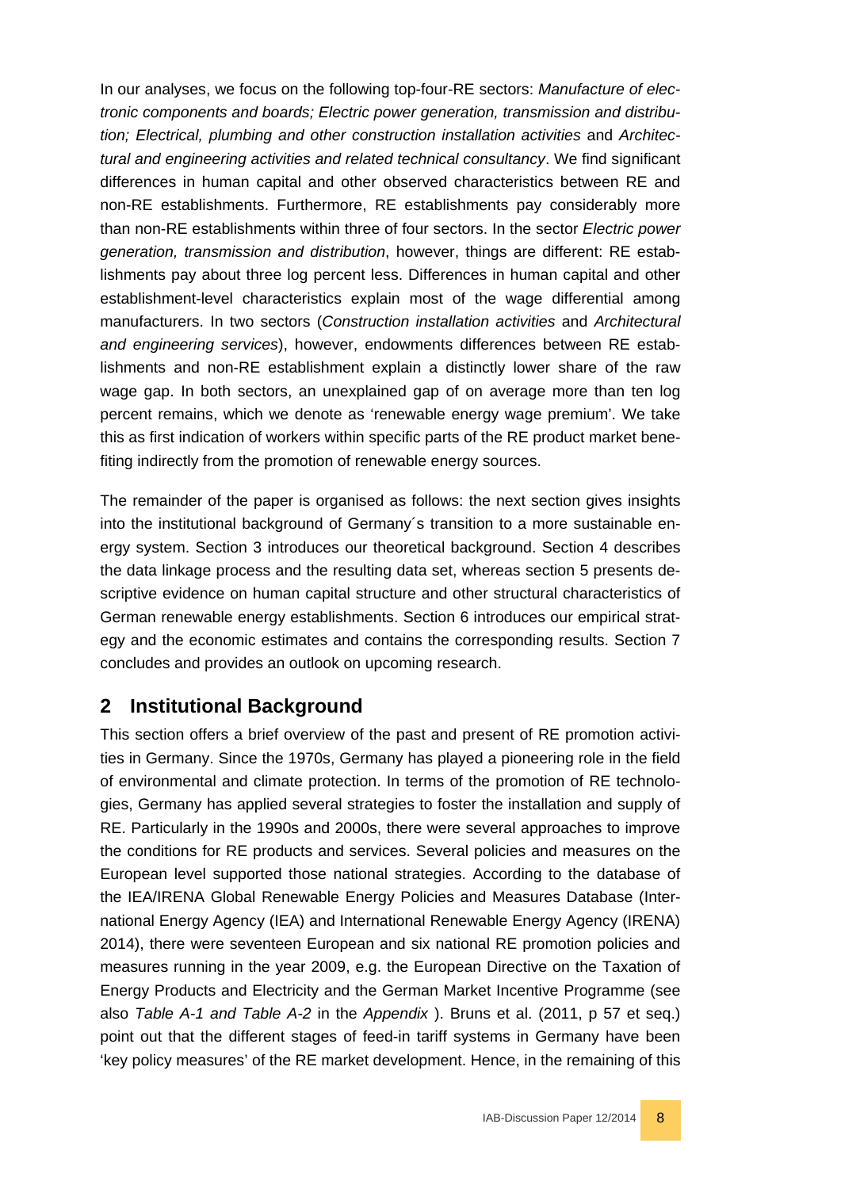In our analyses, we focus on the following top-four-RE sectors: *Manufacture of electronic components and boards; Electric power generation, transmission and distribution; Electrical, plumbing and other construction installation activities* and *Architectural and engineering activities and related technical consultancy*. We find significant differences in human capital and other observed characteristics between RE and non-RE establishments. Furthermore, RE establishments pay considerably more than non-RE establishments within three of four sectors. In the sector *Electric power generation, transmission and distribution*, however, things are different: RE establishments pay about three log percent less. Differences in human capital and other establishment-level characteristics explain most of the wage differential among manufacturers. In two sectors (*Construction installation activities* and *Architectural and engineering services*), however, endowments differences between RE establishments and non-RE establishment explain a distinctly lower share of the raw wage gap. In both sectors, an unexplained gap of on average more than ten log percent remains, which we denote as 'renewable energy wage premium'. We take this as first indication of workers within specific parts of the RE product market benefiting indirectly from the promotion of renewable energy sources.

The remainder of the paper is organised as follows: the next section gives insights into the institutional background of Germany´s transition to a more sustainable energy system. Section 3 introduces our theoretical background. Section 4 describes the data linkage process and the resulting data set, whereas section 5 presents descriptive evidence on human capital structure and other structural characteristics of German renewable energy establishments. Section 6 introduces our empirical strategy and the economic estimates and contains the corresponding results. Section 7 concludes and provides an outlook on upcoming research.

## 2 Institutional Background

This section offers a brief overview of the past and present of RE promotion activities in Germany. Since the 1970s, Germany has played a pioneering role in the field of environmental and climate protection. In terms of the promotion of RE technologies, Germany has applied several strategies to foster the installation and supply of RE. Particularly in the 1990s and 2000s, there were several approaches to improve the conditions for RE products and services. Several policies and measures on the European level supported those national strategies. According to the database of the IEA/IRENA Global Renewable Energy Policies and Measures Database (International Energy Agency (IEA) and International Renewable Energy Agency (IRENA) 2014), there were seventeen European and six national RE promotion policies and measures running in the year 2009, e.g. the European Directive on the Taxation of Energy Products and Electricity and the German Market Incentive Programme (see also *Table A-1 and Table A-2* in the *Appendix* ). Bruns et al. (2011, p 57 et seq.) point out that the different stages of feed-in tariff systems in Germany have been 'key policy measures' of the RE market development. Hence, in the remaining of this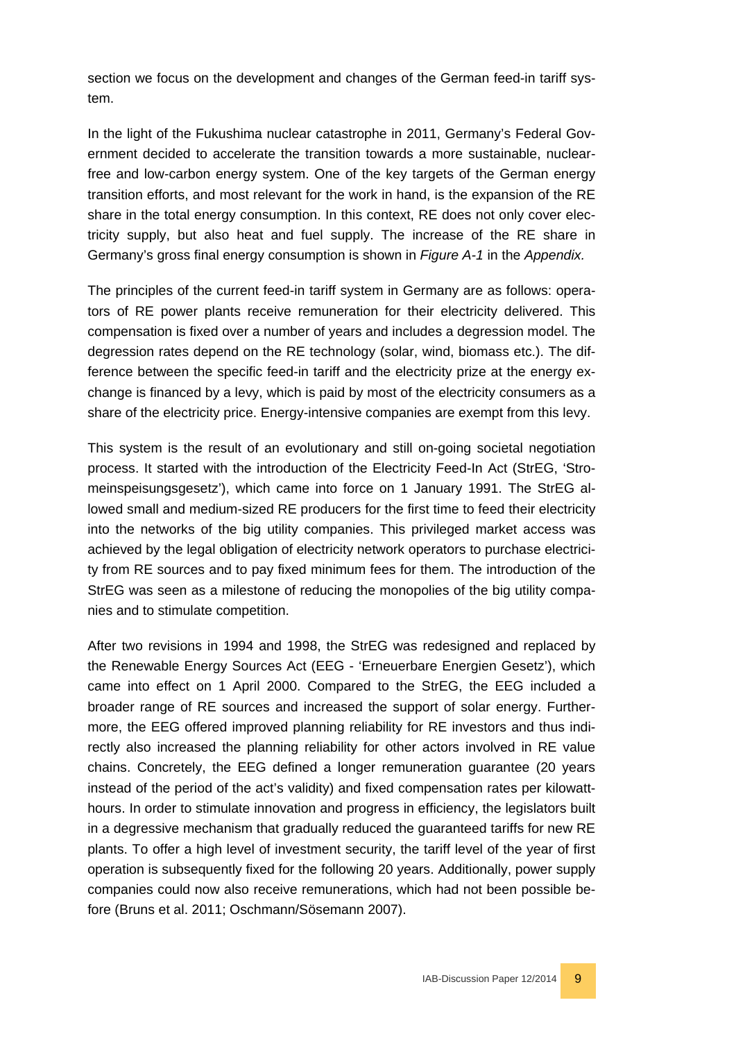section we focus on the development and changes of the German feed-in tariff system.

In the light of the Fukushima nuclear catastrophe in 2011, Germany's Federal Government decided to accelerate the transition towards a more sustainable, nuclear-free and low-carbon energy system. One of the key targets of the German energy transition efforts, and most relevant for the work in hand, is the expansion of the RE share in the total energy consumption. In this context, RE does not only cover electricity supply, but also heat and fuel supply. The increase of the RE share in Germany's gross final energy consumption is shown in *Figure A-1* in the *Appendix.*

The principles of the current feed-in tariff system in Germany are as follows: operators of RE power plants receive remuneration for their electricity delivered. This compensation is fixed over a number of years and includes a degression model. The degression rates depend on the RE technology (solar, wind, biomass etc.). The difference between the specific feed-in tariff and the electricity prize at the energy exchange is financed by a levy, which is paid by most of the electricity consumers as a share of the electricity price. Energy-intensive companies are exempt from this levy.

This system is the result of an evolutionary and still on-going societal negotiation process. It started with the introduction of the Electricity Feed-In Act (StrEG, 'Stromeinspeisungsgesetz'), which came into force on 1 January 1991. The StrEG allowed small and medium-sized RE producers for the first time to feed their electricity into the networks of the big utility companies. This privileged market access was achieved by the legal obligation of electricity network operators to purchase electricity from RE sources and to pay fixed minimum fees for them. The introduction of the StrEG was seen as a milestone of reducing the monopolies of the big utility companies and to stimulate competition.

After two revisions in 1994 and 1998, the StrEG was redesigned and replaced by the Renewable Energy Sources Act (EEG - 'Erneuerbare Energien Gesetz'), which came into effect on 1 April 2000. Compared to the StrEG, the EEG included a broader range of RE sources and increased the support of solar energy. Furthermore, the EEG offered improved planning reliability for RE investors and thus indirectly also increased the planning reliability for other actors involved in RE value chains. Concretely, the EEG defined a longer remuneration guarantee (20 years instead of the period of the act's validity) and fixed compensation rates per kilowatt-hours. In order to stimulate innovation and progress in efficiency, the legislators built in a degressive mechanism that gradually reduced the guaranteed tariffs for new RE plants. To offer a high level of investment security, the tariff level of the year of first operation is subsequently fixed for the following 20 years. Additionally, power supply companies could now also receive remunerations, which had not been possible before (Bruns et al. 2011; Oschmann/Sösemann 2007).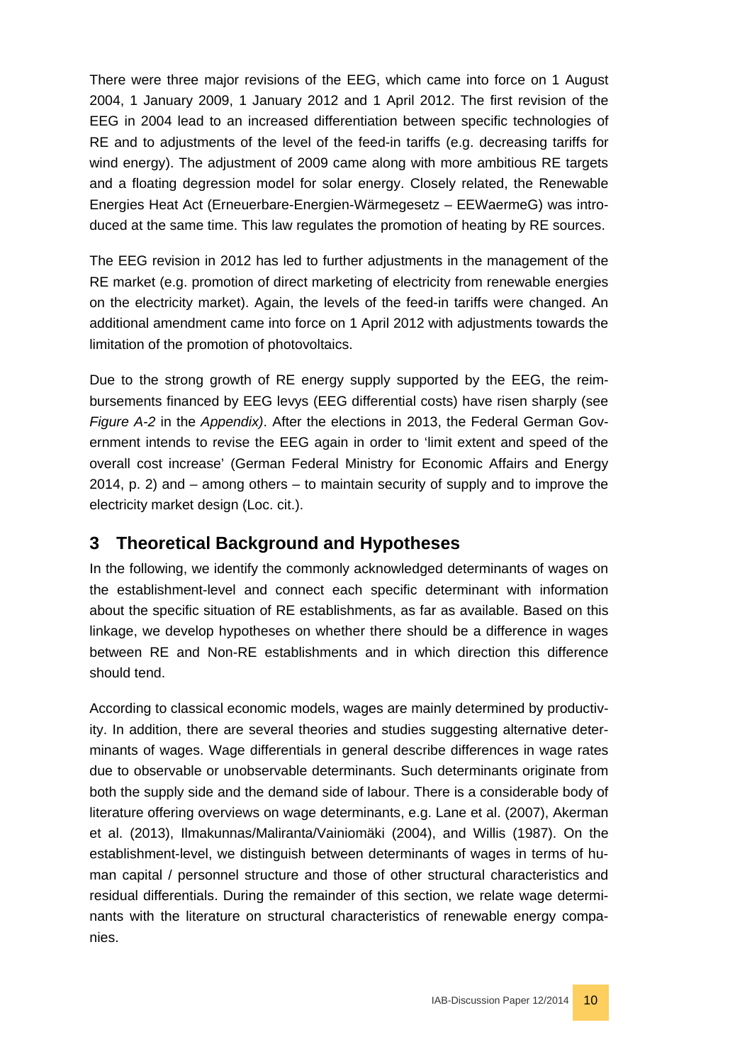There were three major revisions of the EEG, which came into force on 1 August 2004, 1 January 2009, 1 January 2012 and 1 April 2012. The first revision of the EEG in 2004 lead to an increased differentiation between specific technologies of RE and to adjustments of the level of the feed-in tariffs (e.g. decreasing tariffs for wind energy). The adjustment of 2009 came along with more ambitious RE targets and a floating degression model for solar energy. Closely related, the Renewable Energies Heat Act (Erneuerbare-Energien-Wärmegesetz – EEWaermeG) was introduced at the same time. This law regulates the promotion of heating by RE sources.

The EEG revision in 2012 has led to further adjustments in the management of the RE market (e.g. promotion of direct marketing of electricity from renewable energies on the electricity market). Again, the levels of the feed-in tariffs were changed. An additional amendment came into force on 1 April 2012 with adjustments towards the limitation of the promotion of photovoltaics.

Due to the strong growth of RE energy supply supported by the EEG, the reimbursements financed by EEG levys (EEG differential costs) have risen sharply (see *Figure A-2* in the *Appendix)*. After the elections in 2013, the Federal German Government intends to revise the EEG again in order to 'limit extent and speed of the overall cost increase' (German Federal Ministry for Economic Affairs and Energy 2014, p. 2) and – among others – to maintain security of supply and to improve the electricity market design (Loc. cit.).

# 3 Theoretical Background and Hypotheses

In the following, we identify the commonly acknowledged determinants of wages on the establishment-level and connect each specific determinant with information about the specific situation of RE establishments, as far as available. Based on this linkage, we develop hypotheses on whether there should be a difference in wages between RE and Non-RE establishments and in which direction this difference should tend.

According to classical economic models, wages are mainly determined by productivity. In addition, there are several theories and studies suggesting alternative determinants of wages. Wage differentials in general describe differences in wage rates due to observable or unobservable determinants. Such determinants originate from both the supply side and the demand side of labour. There is a considerable body of literature offering overviews on wage determinants, e.g. Lane et al. (2007), Akerman et al. (2013), Ilmakunnas/Maliranta/Vainiomäki (2004), and Willis (1987). On the establishment-level, we distinguish between determinants of wages in terms of human capital / personnel structure and those of other structural characteristics and residual differentials. During the remainder of this section, we relate wage determinants with the literature on structural characteristics of renewable energy companies.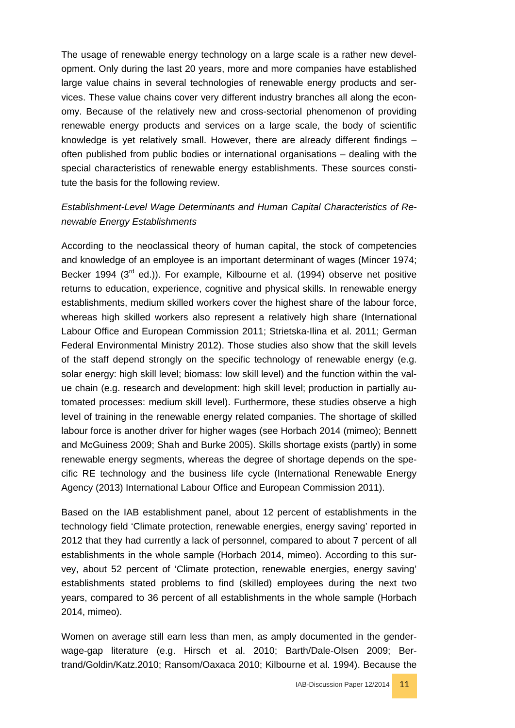The usage of renewable energy technology on a large scale is a rather new development. Only during the last 20 years, more and more companies have established large value chains in several technologies of renewable energy products and services. These value chains cover very different industry branches all along the economy. Because of the relatively new and cross-sectorial phenomenon of providing renewable energy products and services on a large scale, the body of scientific knowledge is yet relatively small. However, there are already different findings – often published from public bodies or international organisations – dealing with the special characteristics of renewable energy establishments. These sources constitute the basis for the following review.

*Establishment-Level Wage Determinants and Human Capital Characteristics of Renewable Energy Establishments*

According to the neoclassical theory of human capital, the stock of competencies and knowledge of an employee is an important determinant of wages (Mincer 1974; Becker 1994 (3rd ed.)). For example, Kilbourne et al. (1994) observe net positive returns to education, experience, cognitive and physical skills. In renewable energy establishments, medium skilled workers cover the highest share of the labour force, whereas high skilled workers also represent a relatively high share (International Labour Office and European Commission 2011; Strietska-Ilina et al. 2011; German Federal Environmental Ministry 2012). Those studies also show that the skill levels of the staff depend strongly on the specific technology of renewable energy (e.g. solar energy: high skill level; biomass: low skill level) and the function within the value chain (e.g. research and development: high skill level; production in partially automated processes: medium skill level). Furthermore, these studies observe a high level of training in the renewable energy related companies. The shortage of skilled labour force is another driver for higher wages (see Horbach 2014 (mimeo); Bennett and McGuiness 2009; Shah and Burke 2005). Skills shortage exists (partly) in some renewable energy segments, whereas the degree of shortage depends on the specific RE technology and the business life cycle (International Renewable Energy Agency (2013) International Labour Office and European Commission 2011).

Based on the IAB establishment panel, about 12 percent of establishments in the technology field 'Climate protection, renewable energies, energy saving' reported in 2012 that they had currently a lack of personnel, compared to about 7 percent of all establishments in the whole sample (Horbach 2014, mimeo). According to this survey, about 52 percent of 'Climate protection, renewable energies, energy saving' establishments stated problems to find (skilled) employees during the next two years, compared to 36 percent of all establishments in the whole sample (Horbach 2014, mimeo).

Women on average still earn less than men, as amply documented in the gender-wage-gap literature (e.g. Hirsch et al. 2010; Barth/Dale-Olsen 2009; Bertrand/Goldin/Katz.2010; Ransom/Oaxaca 2010; Kilbourne et al. 1994). Because the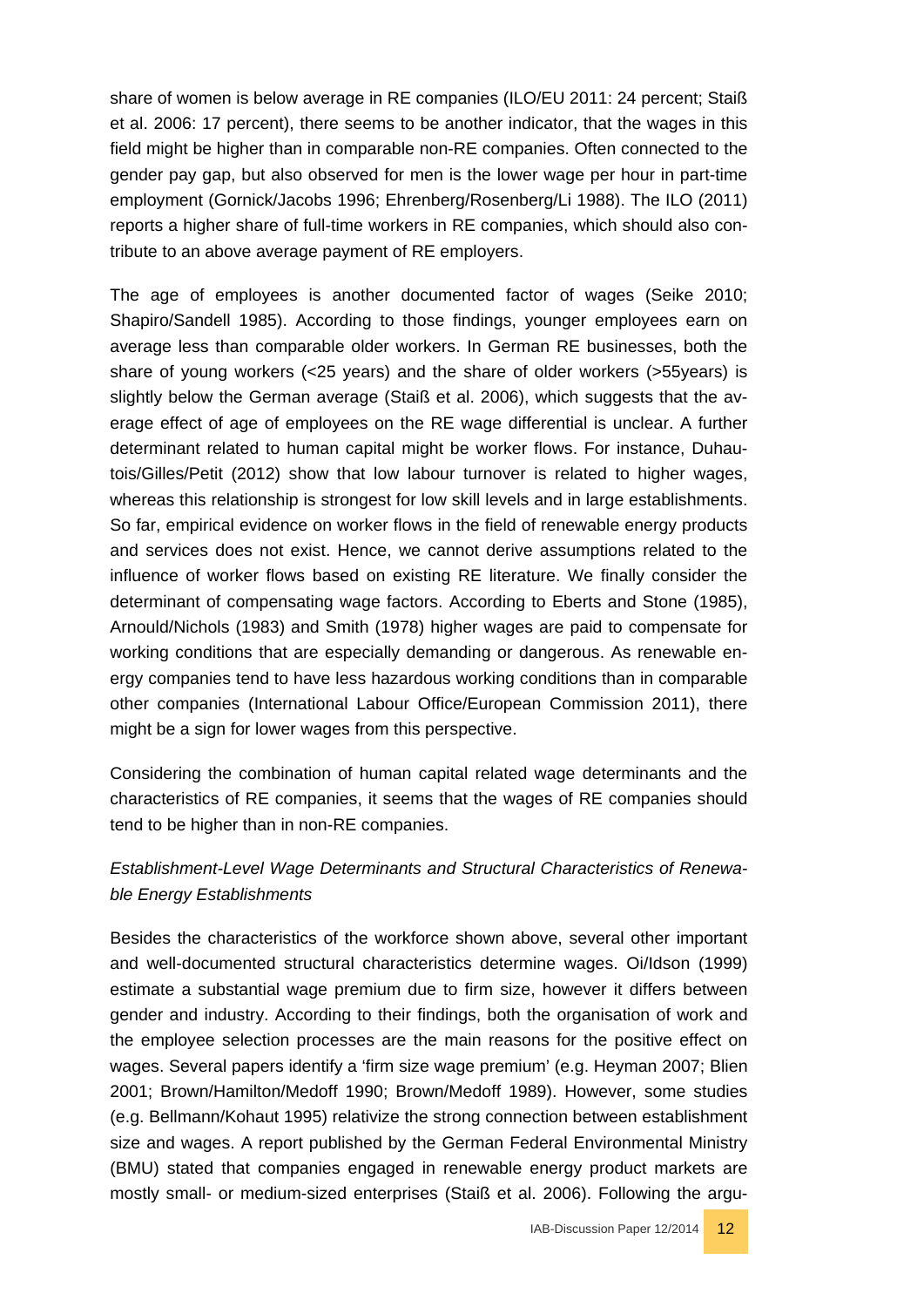share of women is below average in RE companies (ILO/EU 2011: 24 percent; Staiß et al. 2006: 17 percent), there seems to be another indicator, that the wages in this field might be higher than in comparable non-RE companies. Often connected to the gender pay gap, but also observed for men is the lower wage per hour in part-time employment (Gornick/Jacobs 1996; Ehrenberg/Rosenberg/Li 1988). The ILO (2011) reports a higher share of full-time workers in RE companies, which should also contribute to an above average payment of RE employers.

The age of employees is another documented factor of wages (Seike 2010; Shapiro/Sandell 1985). According to those findings, younger employees earn on average less than comparable older workers. In German RE businesses, both the share of young workers (<25 years) and the share of older workers (>55years) is slightly below the German average (Staiß et al. 2006), which suggests that the average effect of age of employees on the RE wage differential is unclear. A further determinant related to human capital might be worker flows. For instance, Duhautois/Gilles/Petit (2012) show that low labour turnover is related to higher wages, whereas this relationship is strongest for low skill levels and in large establishments. So far, empirical evidence on worker flows in the field of renewable energy products and services does not exist. Hence, we cannot derive assumptions related to the influence of worker flows based on existing RE literature. We finally consider the determinant of compensating wage factors. According to Eberts and Stone (1985), Arnould/Nichols (1983) and Smith (1978) higher wages are paid to compensate for working conditions that are especially demanding or dangerous. As renewable energy companies tend to have less hazardous working conditions than in comparable other companies (International Labour Office/European Commission 2011), there might be a sign for lower wages from this perspective.

Considering the combination of human capital related wage determinants and the characteristics of RE companies, it seems that the wages of RE companies should tend to be higher than in non-RE companies.

*Establishment-Level Wage Determinants and Structural Characteristics of Renewable Energy Establishments*

Besides the characteristics of the workforce shown above, several other important and well-documented structural characteristics determine wages. Oi/Idson (1999) estimate a substantial wage premium due to firm size, however it differs between gender and industry. According to their findings, both the organisation of work and the employee selection processes are the main reasons for the positive effect on wages. Several papers identify a 'firm size wage premium' (e.g. Heyman 2007; Blien 2001; Brown/Hamilton/Medoff 1990; Brown/Medoff 1989). However, some studies (e.g. Bellmann/Kohaut 1995) relativize the strong connection between establishment size and wages. A report published by the German Federal Environmental Ministry (BMU) stated that companies engaged in renewable energy product markets are mostly small- or medium-sized enterprises (Staiß et al. 2006). Following the argu-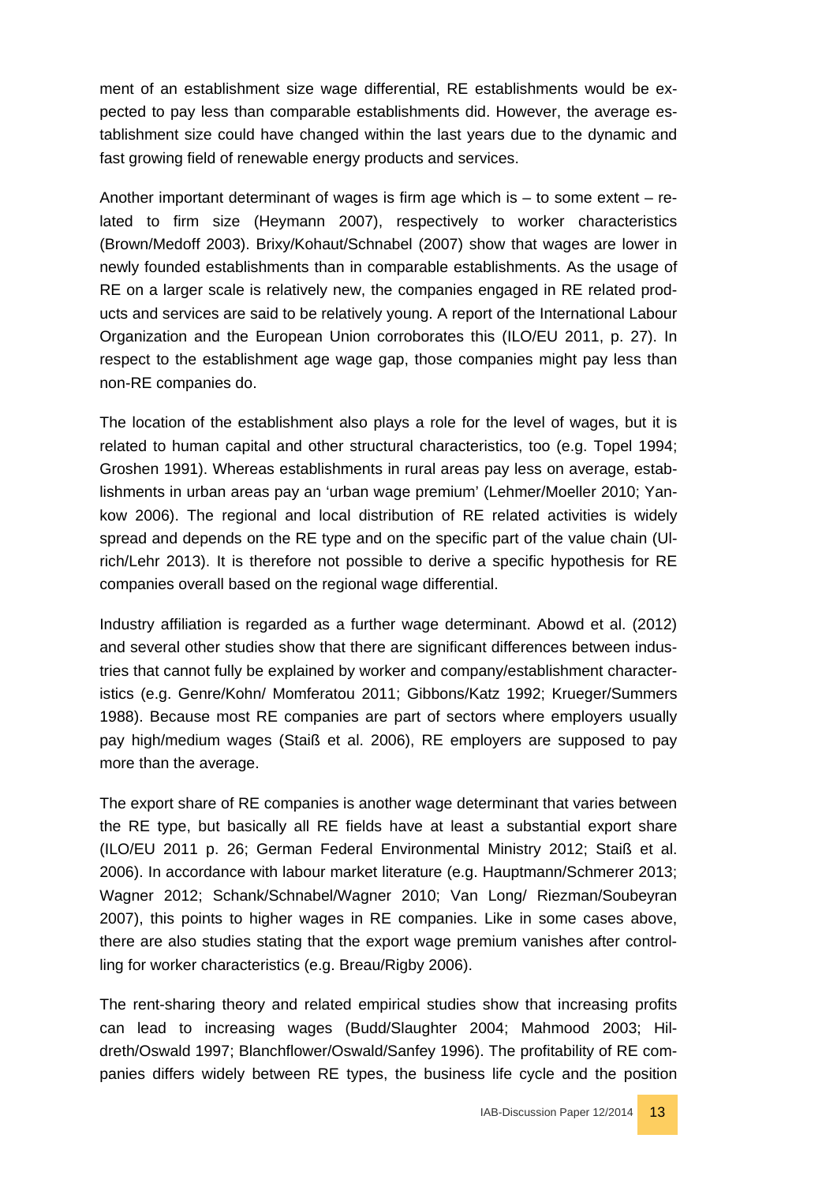ment of an establishment size wage differential, RE establishments would be expected to pay less than comparable establishments did. However, the average establishment size could have changed within the last years due to the dynamic and fast growing field of renewable energy products and services.

Another important determinant of wages is firm age which is – to some extent – related to firm size (Heymann 2007), respectively to worker characteristics (Brown/Medoff 2003). Brixy/Kohaut/Schnabel (2007) show that wages are lower in newly founded establishments than in comparable establishments. As the usage of RE on a larger scale is relatively new, the companies engaged in RE related products and services are said to be relatively young. A report of the International Labour Organization and the European Union corroborates this (ILO/EU 2011, p. 27). In respect to the establishment age wage gap, those companies might pay less than non-RE companies do.

The location of the establishment also plays a role for the level of wages, but it is related to human capital and other structural characteristics, too (e.g. Topel 1994; Groshen 1991). Whereas establishments in rural areas pay less on average, establishments in urban areas pay an 'urban wage premium' (Lehmer/Moeller 2010; Yankow 2006). The regional and local distribution of RE related activities is widely spread and depends on the RE type and on the specific part of the value chain (Ulrich/Lehr 2013). It is therefore not possible to derive a specific hypothesis for RE companies overall based on the regional wage differential.

Industry affiliation is regarded as a further wage determinant. Abowd et al. (2012) and several other studies show that there are significant differences between industries that cannot fully be explained by worker and company/establishment characteristics (e.g. Genre/Kohn/ Momferatou 2011; Gibbons/Katz 1992; Krueger/Summers 1988). Because most RE companies are part of sectors where employers usually pay high/medium wages (Staiß et al. 2006), RE employers are supposed to pay more than the average.

The export share of RE companies is another wage determinant that varies between the RE type, but basically all RE fields have at least a substantial export share (ILO/EU 2011 p. 26; German Federal Environmental Ministry 2012; Staiß et al. 2006). In accordance with labour market literature (e.g. Hauptmann/Schmerer 2013; Wagner 2012; Schank/Schnabel/Wagner 2010; Van Long/ Riezman/Soubeyran 2007), this points to higher wages in RE companies. Like in some cases above, there are also studies stating that the export wage premium vanishes after controlling for worker characteristics (e.g. Breau/Rigby 2006).

The rent-sharing theory and related empirical studies show that increasing profits can lead to increasing wages (Budd/Slaughter 2004; Mahmood 2003; Hildreth/Oswald 1997; Blanchflower/Oswald/Sanfey 1996). The profitability of RE companies differs widely between RE types, the business life cycle and the position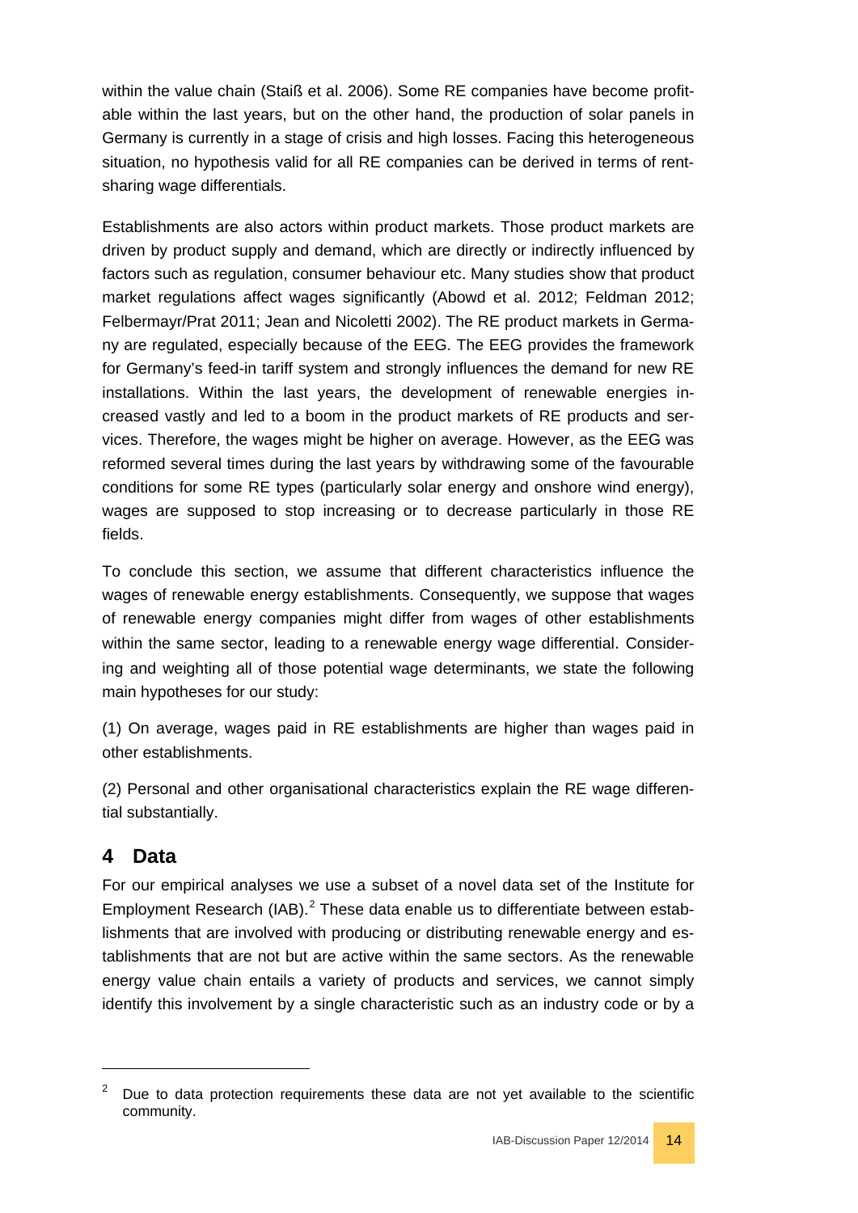within the value chain (Staiß et al. 2006). Some RE companies have become profitable within the last years, but on the other hand, the production of solar panels in Germany is currently in a stage of crisis and high losses. Facing this heterogeneous situation, no hypothesis valid for all RE companies can be derived in terms of rent-sharing wage differentials.

Establishments are also actors within product markets. Those product markets are driven by product supply and demand, which are directly or indirectly influenced by factors such as regulation, consumer behaviour etc. Many studies show that product market regulations affect wages significantly (Abowd et al. 2012; Feldman 2012; Felbermayr/Prat 2011; Jean and Nicoletti 2002). The RE product markets in Germany are regulated, especially because of the EEG. The EEG provides the framework for Germany's feed-in tariff system and strongly influences the demand for new RE installations. Within the last years, the development of renewable energies increased vastly and led to a boom in the product markets of RE products and services. Therefore, the wages might be higher on average. However, as the EEG was reformed several times during the last years by withdrawing some of the favourable conditions for some RE types (particularly solar energy and onshore wind energy), wages are supposed to stop increasing or to decrease particularly in those RE fields.

To conclude this section, we assume that different characteristics influence the wages of renewable energy establishments. Consequently, we suppose that wages of renewable energy companies might differ from wages of other establishments within the same sector, leading to a renewable energy wage differential. Considering and weighting all of those potential wage determinants, we state the following main hypotheses for our study:

(1) On average, wages paid in RE establishments are higher than wages paid in other establishments.

(2) Personal and other organisational characteristics explain the RE wage differential substantially.

## 4 Data

For our empirical analyses we use a subset of a novel data set of the Institute for Employment Research (IAB).[2] These data enable us to differentiate between establishments that are involved with producing or distributing renewable energy and establishments that are not but are active within the same sectors. As the renewable energy value chain entails a variety of products and services, we cannot simply identify this involvement by a single characteristic such as an industry code or by a

[2] Due to data protection requirements these data are not yet available to the scientific community.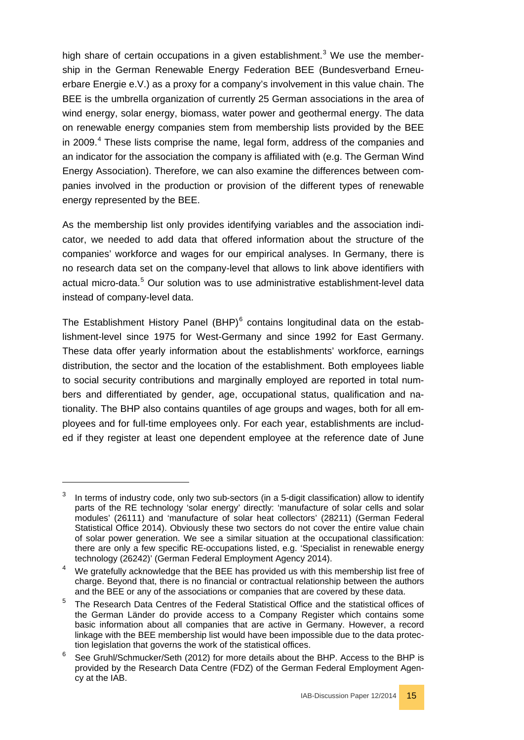high share of certain occupations in a given establishment.[3] We use the membership in the German Renewable Energy Federation BEE (Bundesverband Erneuerbare Energie e.V.) as a proxy for a company's involvement in this value chain. The BEE is the umbrella organization of currently 25 German associations in the area of wind energy, solar energy, biomass, water power and geothermal energy. The data on renewable energy companies stem from membership lists provided by the BEE in 2009.[4] These lists comprise the name, legal form, address of the companies and an indicator for the association the company is affiliated with (e.g. The German Wind Energy Association). Therefore, we can also examine the differences between companies involved in the production or provision of the different types of renewable energy represented by the BEE.

As the membership list only provides identifying variables and the association indicator, we needed to add data that offered information about the structure of the companies' workforce and wages for our empirical analyses. In Germany, there is no research data set on the company-level that allows to link above identifiers with actual micro-data.[5] Our solution was to use administrative establishment-level data instead of company-level data.

The Establishment History Panel (BHP)[6] contains longitudinal data on the establishment-level since 1975 for West-Germany and since 1992 for East Germany. These data offer yearly information about the establishments' workforce, earnings distribution, the sector and the location of the establishment. Both employees liable to social security contributions and marginally employed are reported in total numbers and differentiated by gender, age, occupational status, qualification and nationality. The BHP also contains quantiles of age groups and wages, both for all employees and for full-time employees only. For each year, establishments are included if they register at least one dependent employee at the reference date of June

---

[3] In terms of industry code, only two sub-sectors (in a 5-digit classification) allow to identify parts of the RE technology 'solar energy' directly: 'manufacture of solar cells and solar modules' (26111) and 'manufacture of solar heat collectors' (28211) (German Federal Statistical Office 2014). Obviously these two sectors do not cover the entire value chain of solar power generation. We see a similar situation at the occupational classification: there are only a few specific RE-occupations listed, e.g. 'Specialist in renewable energy technology (26242)' (German Federal Employment Agency 2014).

[4] We gratefully acknowledge that the BEE has provided us with this membership list free of charge. Beyond that, there is no financial or contractual relationship between the authors and the BEE or any of the associations or companies that are covered by these data.

[5] The Research Data Centres of the Federal Statistical Office and the statistical offices of the German Länder do provide access to a Company Register which contains some basic information about all companies that are active in Germany. However, a record linkage with the BEE membership list would have been impossible due to the data protection legislation that governs the work of the statistical offices.

[6] See Gruhl/Schmucker/Seth (2012) for more details about the BHP. Access to the BHP is provided by the Research Data Centre (FDZ) of the German Federal Employment Agency at the IAB.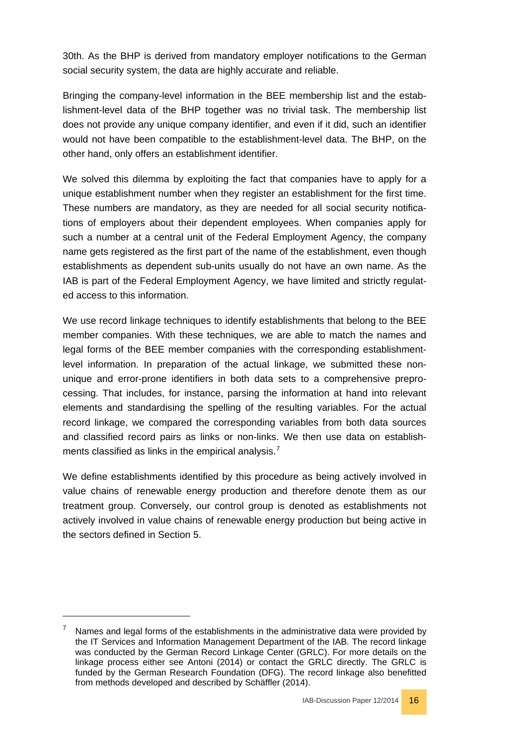30th. As the BHP is derived from mandatory employer notifications to the German social security system, the data are highly accurate and reliable.

Bringing the company-level information in the BEE membership list and the establishment-level data of the BHP together was no trivial task. The membership list does not provide any unique company identifier, and even if it did, such an identifier would not have been compatible to the establishment-level data. The BHP, on the other hand, only offers an establishment identifier.

We solved this dilemma by exploiting the fact that companies have to apply for a unique establishment number when they register an establishment for the first time. These numbers are mandatory, as they are needed for all social security notifications of employers about their dependent employees. When companies apply for such a number at a central unit of the Federal Employment Agency, the company name gets registered as the first part of the name of the establishment, even though establishments as dependent sub-units usually do not have an own name. As the IAB is part of the Federal Employment Agency, we have limited and strictly regulated access to this information.

We use record linkage techniques to identify establishments that belong to the BEE member companies. With these techniques, we are able to match the names and legal forms of the BEE member companies with the corresponding establishment-level information. In preparation of the actual linkage, we submitted these non-unique and error-prone identifiers in both data sets to a comprehensive preprocessing. That includes, for instance, parsing the information at hand into relevant elements and standardising the spelling of the resulting variables. For the actual record linkage, we compared the corresponding variables from both data sources and classified record pairs as links or non-links. We then use data on establishments classified as links in the empirical analysis.[7]

We define establishments identified by this procedure as being actively involved in value chains of renewable energy production and therefore denote them as our treatment group. Conversely, our control group is denoted as establishments not actively involved in value chains of renewable energy production but being active in the sectors defined in Section 5.

[7] Names and legal forms of the establishments in the administrative data were provided by the IT Services and Information Management Department of the IAB. The record linkage was conducted by the German Record Linkage Center (GRLC). For more details on the linkage process either see Antoni (2014) or contact the GRLC directly. The GRLC is funded by the German Research Foundation (DFG). The record linkage also benefitted from methods developed and described by Schäffler (2014).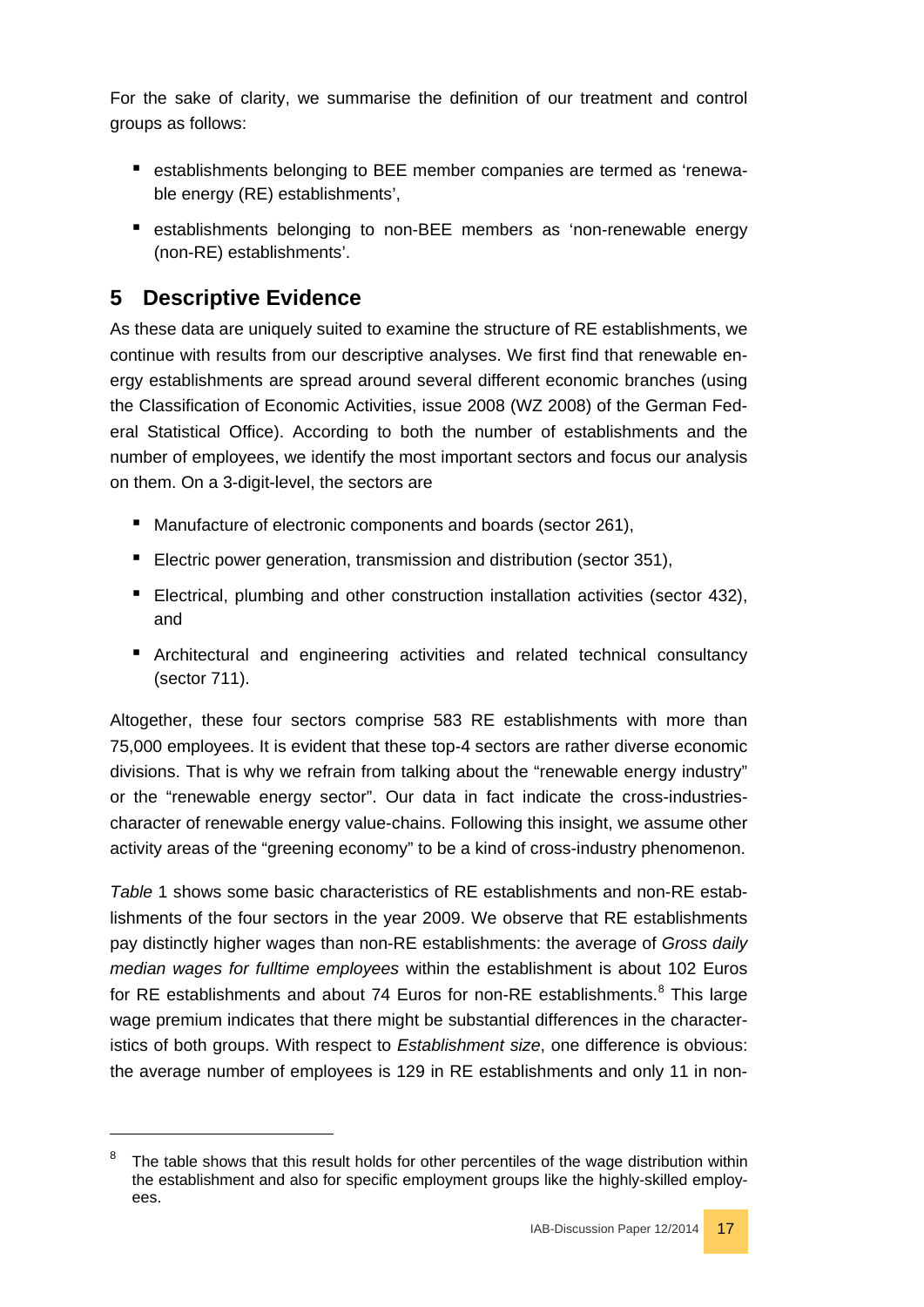For the sake of clarity, we summarise the definition of our treatment and control groups as follows:

- establishments belonging to BEE member companies are termed as 'renewable energy (RE) establishments',
- establishments belonging to non-BEE members as 'non-renewable energy (non-RE) establishments'.

## 5 Descriptive Evidence

As these data are uniquely suited to examine the structure of RE establishments, we continue with results from our descriptive analyses. We first find that renewable energy establishments are spread around several different economic branches (using the Classification of Economic Activities, issue 2008 (WZ 2008) of the German Federal Statistical Office). According to both the number of establishments and the number of employees, we identify the most important sectors and focus our analysis on them. On a 3-digit-level, the sectors are

- Manufacture of electronic components and boards (sector 261),
- Electric power generation, transmission and distribution (sector 351),
- Electrical, plumbing and other construction installation activities (sector 432), and
- Architectural and engineering activities and related technical consultancy (sector 711).

Altogether, these four sectors comprise 583 RE establishments with more than 75,000 employees. It is evident that these top-4 sectors are rather diverse economic divisions. That is why we refrain from talking about the "renewable energy industry" or the "renewable energy sector". Our data in fact indicate the cross-industries-character of renewable energy value-chains. Following this insight, we assume other activity areas of the "greening economy" to be a kind of cross-industry phenomenon.

*Table* 1 shows some basic characteristics of RE establishments and non-RE establishments of the four sectors in the year 2009. We observe that RE establishments pay distinctly higher wages than non-RE establishments: the average of *Gross daily median wages for fulltime employees* within the establishment is about 102 Euros for RE establishments and about 74 Euros for non-RE establishments.[8] This large wage premium indicates that there might be substantial differences in the characteristics of both groups. With respect to *Establishment size*, one difference is obvious: the average number of employees is 129 in RE establishments and only 11 in non-

[8] The table shows that this result holds for other percentiles of the wage distribution within the establishment and also for specific employment groups like the highly-skilled employees.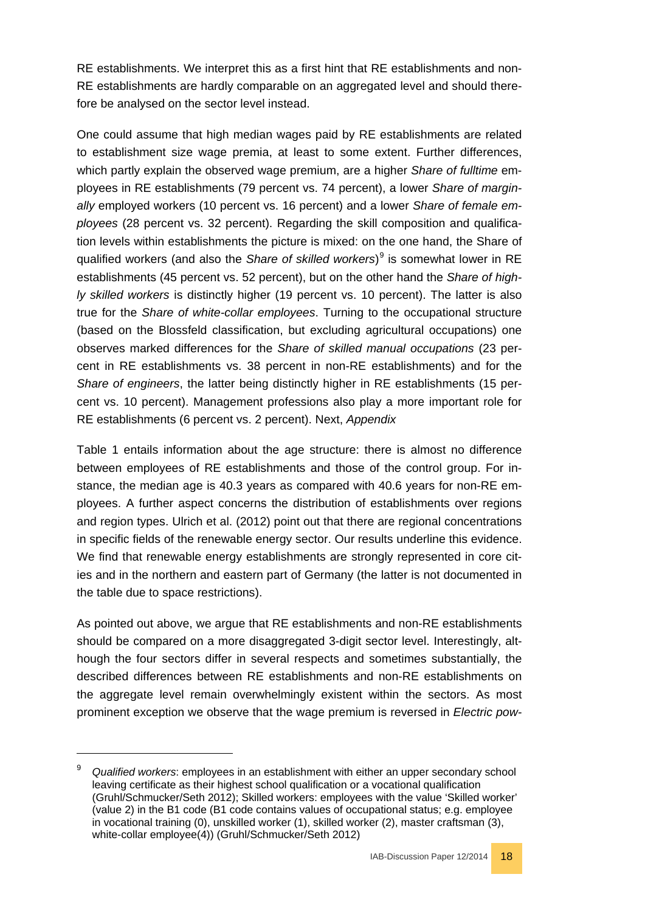RE establishments. We interpret this as a first hint that RE establishments and non-RE establishments are hardly comparable on an aggregated level and should therefore be analysed on the sector level instead.

One could assume that high median wages paid by RE establishments are related to establishment size wage premia, at least to some extent. Further differences, which partly explain the observed wage premium, are a higher *Share of fulltime* employees in RE establishments (79 percent vs. 74 percent), a lower *Share of marginally* employed workers (10 percent vs. 16 percent) and a lower *Share of female employees* (28 percent vs. 32 percent). Regarding the skill composition and qualification levels within establishments the picture is mixed: on the one hand, the Share of qualified workers (and also the *Share of skilled workers*)[9] is somewhat lower in RE establishments (45 percent vs. 52 percent), but on the other hand the *Share of highly skilled workers* is distinctly higher (19 percent vs. 10 percent). The latter is also true for the *Share of white-collar employees*. Turning to the occupational structure (based on the Blossfeld classification, but excluding agricultural occupations) one observes marked differences for the *Share of skilled manual occupations* (23 percent in RE establishments vs. 38 percent in non-RE establishments) and for the *Share of engineers*, the latter being distinctly higher in RE establishments (15 percent vs. 10 percent). Management professions also play a more important role for RE establishments (6 percent vs. 2 percent). Next, *Appendix*

Table 1 entails information about the age structure: there is almost no difference between employees of RE establishments and those of the control group. For instance, the median age is 40.3 years as compared with 40.6 years for non-RE employees. A further aspect concerns the distribution of establishments over regions and region types. Ulrich et al. (2012) point out that there are regional concentrations in specific fields of the renewable energy sector. Our results underline this evidence. We find that renewable energy establishments are strongly represented in core cities and in the northern and eastern part of Germany (the latter is not documented in the table due to space restrictions).

As pointed out above, we argue that RE establishments and non-RE establishments should be compared on a more disaggregated 3-digit sector level. Interestingly, although the four sectors differ in several respects and sometimes substantially, the described differences between RE establishments and non-RE establishments on the aggregate level remain overwhelmingly existent within the sectors. As most prominent exception we observe that the wage premium is reversed in *Electric pow-*

---

[9] *Qualified workers*: employees in an establishment with either an upper secondary school leaving certificate as their highest school qualification or a vocational qualification (Gruhl/Schmucker/Seth 2012); Skilled workers: employees with the value 'Skilled worker' (value 2) in the B1 code (B1 code contains values of occupational status; e.g. employee in vocational training (0), unskilled worker (1), skilled worker (2), master craftsman (3), white-collar employee(4)) (Gruhl/Schmucker/Seth 2012)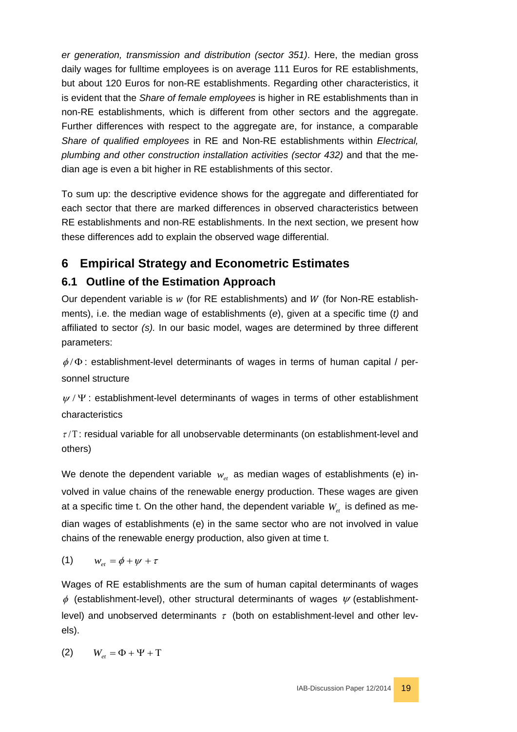*er generation, transmission and distribution (sector 351)*. Here, the median gross daily wages for fulltime employees is on average 111 Euros for RE establishments, but about 120 Euros for non-RE establishments. Regarding other characteristics, it is evident that the *Share of female employees* is higher in RE establishments than in non-RE establishments, which is different from other sectors and the aggregate. Further differences with respect to the aggregate are, for instance, a comparable *Share of qualified employees* in RE and Non-RE establishments within *Electrical, plumbing and other construction installation activities (sector 432)* and that the median age is even a bit higher in RE establishments of this sector.

To sum up: the descriptive evidence shows for the aggregate and differentiated for each sector that there are marked differences in observed characteristics between RE establishments and non-RE establishments. In the next section, we present how these differences add to explain the observed wage differential.

# 6 Empirical Strategy and Econometric Estimates

## 6.1 Outline of the Estimation Approach

Our dependent variable is $w$ (for RE establishments) and $W$ (for Non-RE establishments), i.e. the median wage of establishments (*e*), given at a specific time (*t)* and affiliated to sector *(s).* In our basic model, wages are determined by three different parameters:

$\phi / \Phi$: establishment-level determinants of wages in terms of human capital / personnel structure

$\psi / \Psi$: establishment-level determinants of wages in terms of other establishment characteristics

$\tau / \mathrm{T}$: residual variable for all unobservable determinants (on establishment-level and others)

We denote the dependent variable $w_{et}$ as median wages of establishments (e) involved in value chains of the renewable energy production. These wages are given at a specific time t. On the other hand, the dependent variable $W_{et}$ is defined as median wages of establishments (e) in the same sector who are not involved in value chains of the renewable energy production, also given at time t.

$$(1) \qquad w_{et} = \phi + \psi + \tau$$

Wages of RE establishments are the sum of human capital determinants of wages $\phi$ (establishment-level), other structural determinants of wages $\psi$ (establishment-level) and unobserved determinants $\tau$ (both on establishment-level and other levels).

$$(2) \qquad W_{et} = \Phi + \Psi + \mathrm{T}$$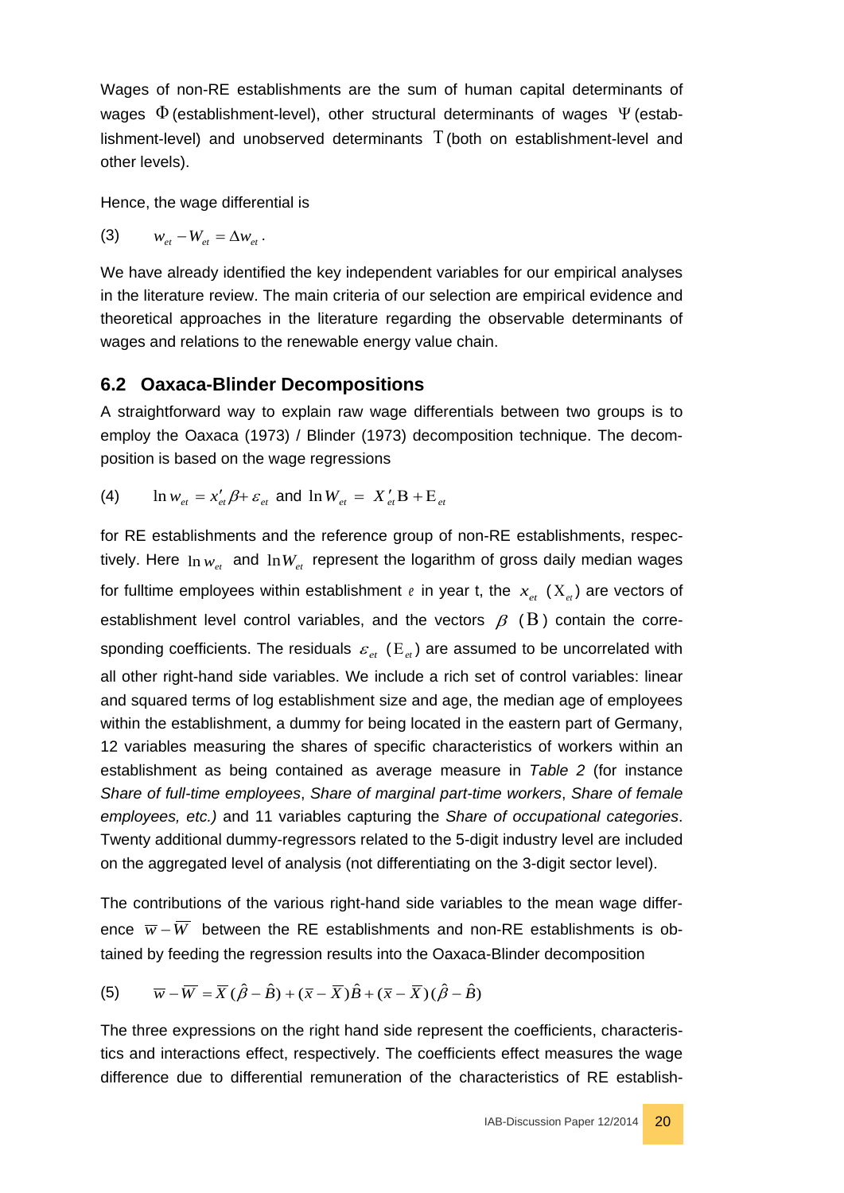Wages of non-RE establishments are the sum of human capital determinants of wages $\Phi$ (establishment-level), other structural determinants of wages $\Psi$ (establishment-level) and unobserved determinants $\Upsilon$ (both on establishment-level and other levels).

Hence, the wage differential is

$$(3) \qquad w_{et} - W_{et} = \Delta w_{et}\,.$$

We have already identified the key independent variables for our empirical analyses in the literature review. The main criteria of our selection are empirical evidence and theoretical approaches in the literature regarding the observable determinants of wages and relations to the renewable energy value chain.

## 6.2 Oaxaca-Blinder Decompositions

A straightforward way to explain raw wage differentials between two groups is to employ the Oaxaca (1973) / Blinder (1973) decomposition technique. The decomposition is based on the wage regressions

$$(4) \qquad \ln w_{et} = x_{et}'\beta + \varepsilon_{et} \text{ and } \ln W_{et} = X_{et}'\mathrm{B} + \mathrm{E}_{et}$$

for RE establishments and the reference group of non-RE establishments, respectively. Here $\ln w_{et}$ and $\ln W_{et}$ represent the logarithm of gross daily median wages for fulltime employees within establishment $e$ in year t, the $x_{et}$ ($\mathrm{X}_{et}$) are vectors of establishment level control variables, and the vectors $\beta$ ($\mathrm{B}$) contain the corresponding coefficients. The residuals $\varepsilon_{et}$ ($\mathrm{E}_{et}$) are assumed to be uncorrelated with all other right-hand side variables. We include a rich set of control variables: linear and squared terms of log establishment size and age, the median age of employees within the establishment, a dummy for being located in the eastern part of Germany, 12 variables measuring the shares of specific characteristics of workers within an establishment as being contained as average measure in *Table 2* (for instance *Share of full-time employees*, *Share of marginal part-time workers*, *Share of female employees, etc.)* and 11 variables capturing the *Share of occupational categories*. Twenty additional dummy-regressors related to the 5-digit industry level are included on the aggregated level of analysis (not differentiating on the 3-digit sector level).

The contributions of the various right-hand side variables to the mean wage difference $\overline{w} - \overline{W}$ between the RE establishments and non-RE establishments is obtained by feeding the regression results into the Oaxaca-Blinder decomposition

$$(5) \qquad \overline{w} - \overline{W} = \overline{X}(\hat{\beta} - \hat{B}) + (\overline{x} - \overline{X})\hat{B} + (\overline{x} - \overline{X})(\hat{\beta} - \hat{B})$$

The three expressions on the right hand side represent the coefficients, characteristics and interactions effect, respectively. The coefficients effect measures the wage difference due to differential remuneration of the characteristics of RE establish-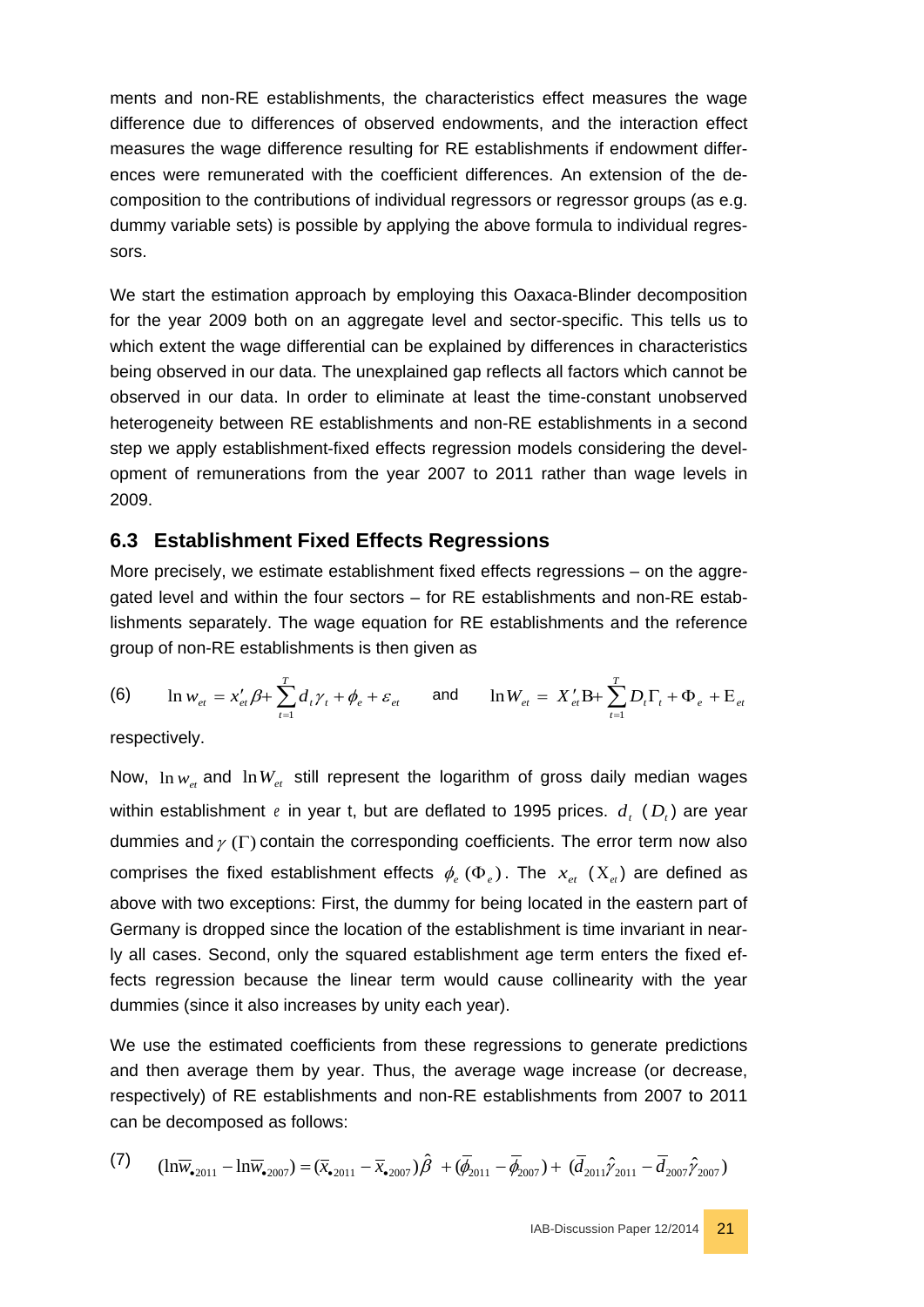ments and non-RE establishments, the characteristics effect measures the wage difference due to differences of observed endowments, and the interaction effect measures the wage difference resulting for RE establishments if endowment differences were remunerated with the coefficient differences. An extension of the decomposition to the contributions of individual regressors or regressor groups (as e.g. dummy variable sets) is possible by applying the above formula to individual regressors.

We start the estimation approach by employing this Oaxaca-Blinder decomposition for the year 2009 both on an aggregate level and sector-specific. This tells us to which extent the wage differential can be explained by differences in characteristics being observed in our data. The unexplained gap reflects all factors which cannot be observed in our data. In order to eliminate at least the time-constant unobserved heterogeneity between RE establishments and non-RE establishments in a second step we apply establishment-fixed effects regression models considering the development of remunerations from the year 2007 to 2011 rather than wage levels in 2009.

## 6.3 Establishment Fixed Effects Regressions

More precisely, we estimate establishment fixed effects regressions – on the aggregated level and within the four sectors – for RE establishments and non-RE establishments separately. The wage equation for RE establishments and the reference group of non-RE establishments is then given as

$$(6) \qquad \ln w_{et} = x'_{et}\beta + \sum_{t=1}^{T} d_t \gamma_t + \phi_e + \varepsilon_{et} \qquad \text{and} \qquad \ln W_{et} = X'_{et}\mathrm{B} + \sum_{t=1}^{T} D_t \Gamma_t + \Phi_e + \mathrm{E}_{et}$$

respectively.

Now, $\ln w_{et}$ and $\ln W_{et}$ still represent the logarithm of gross daily median wages within establishment $e$ in year t, but are deflated to 1995 prices. $d_t$ ($D_t$) are year dummies and $\gamma$ ($\Gamma$) contain the corresponding coefficients. The error term now also comprises the fixed establishment effects $\phi_e$ ($\Phi_e$). The $x_{et}$ ($\mathrm{X}_{et}$) are defined as above with two exceptions: First, the dummy for being located in the eastern part of Germany is dropped since the location of the establishment is time invariant in nearly all cases. Second, only the squared establishment age term enters the fixed effects regression because the linear term would cause collinearity with the year dummies (since it also increases by unity each year).

We use the estimated coefficients from these regressions to generate predictions and then average them by year. Thus, the average wage increase (or decrease, respectively) of RE establishments and non-RE establishments from 2007 to 2011 can be decomposed as follows:

$$(7) \qquad (\ln\overline{w}_{\bullet 2011} - \ln\overline{w}_{\bullet 2007}) = (\overline{x}_{\bullet 2011} - \overline{x}_{\bullet 2007})\hat{\beta} + (\overline{\phi}_{2011} - \overline{\phi}_{2007}) + (\overline{d}_{2011}\hat{\gamma}_{2011} - \overline{d}_{2007}\hat{\gamma}_{2007})$$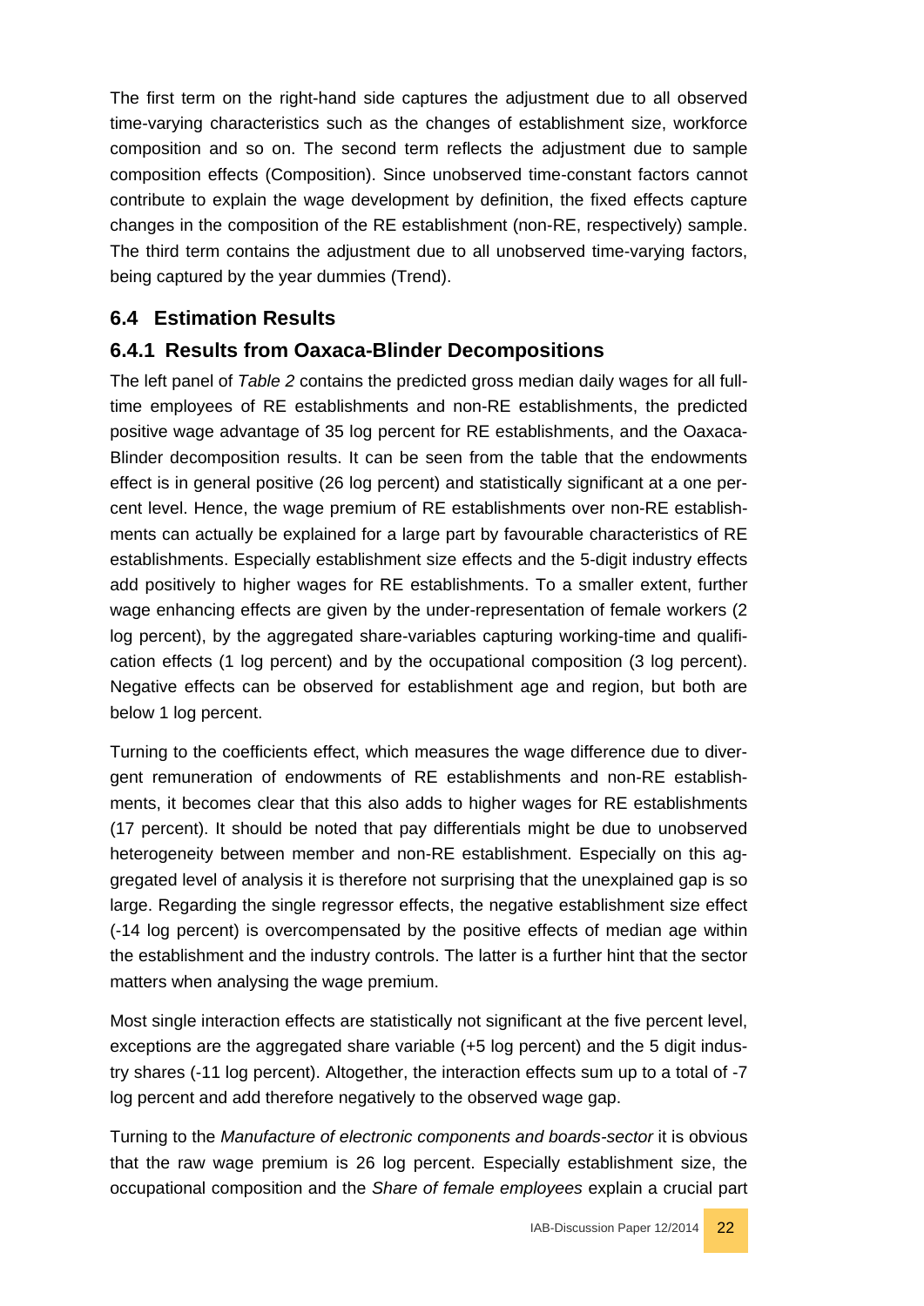The first term on the right-hand side captures the adjustment due to all observed time-varying characteristics such as the changes of establishment size, workforce composition and so on. The second term reflects the adjustment due to sample composition effects (Composition). Since unobserved time-constant factors cannot contribute to explain the wage development by definition, the fixed effects capture changes in the composition of the RE establishment (non-RE, respectively) sample. The third term contains the adjustment due to all unobserved time-varying factors, being captured by the year dummies (Trend).

## 6.4 Estimation Results

### 6.4.1 Results from Oaxaca-Blinder Decompositions

The left panel of *Table 2* contains the predicted gross median daily wages for all full-time employees of RE establishments and non-RE establishments, the predicted positive wage advantage of 35 log percent for RE establishments, and the Oaxaca-Blinder decomposition results. It can be seen from the table that the endowments effect is in general positive (26 log percent) and statistically significant at a one percent level. Hence, the wage premium of RE establishments over non-RE establishments can actually be explained for a large part by favourable characteristics of RE establishments. Especially establishment size effects and the 5-digit industry effects add positively to higher wages for RE establishments. To a smaller extent, further wage enhancing effects are given by the under-representation of female workers (2 log percent), by the aggregated share-variables capturing working-time and qualification effects (1 log percent) and by the occupational composition (3 log percent). Negative effects can be observed for establishment age and region, but both are below 1 log percent.

Turning to the coefficients effect, which measures the wage difference due to divergent remuneration of endowments of RE establishments and non-RE establishments, it becomes clear that this also adds to higher wages for RE establishments (17 percent). It should be noted that pay differentials might be due to unobserved heterogeneity between member and non-RE establishment. Especially on this aggregated level of analysis it is therefore not surprising that the unexplained gap is so large. Regarding the single regressor effects, the negative establishment size effect (-14 log percent) is overcompensated by the positive effects of median age within the establishment and the industry controls. The latter is a further hint that the sector matters when analysing the wage premium.

Most single interaction effects are statistically not significant at the five percent level, exceptions are the aggregated share variable (+5 log percent) and the 5 digit industry shares (-11 log percent). Altogether, the interaction effects sum up to a total of -7 log percent and add therefore negatively to the observed wage gap.

Turning to the *Manufacture of electronic components and boards-sector* it is obvious that the raw wage premium is 26 log percent. Especially establishment size, the occupational composition and the *Share of female employees* explain a crucial part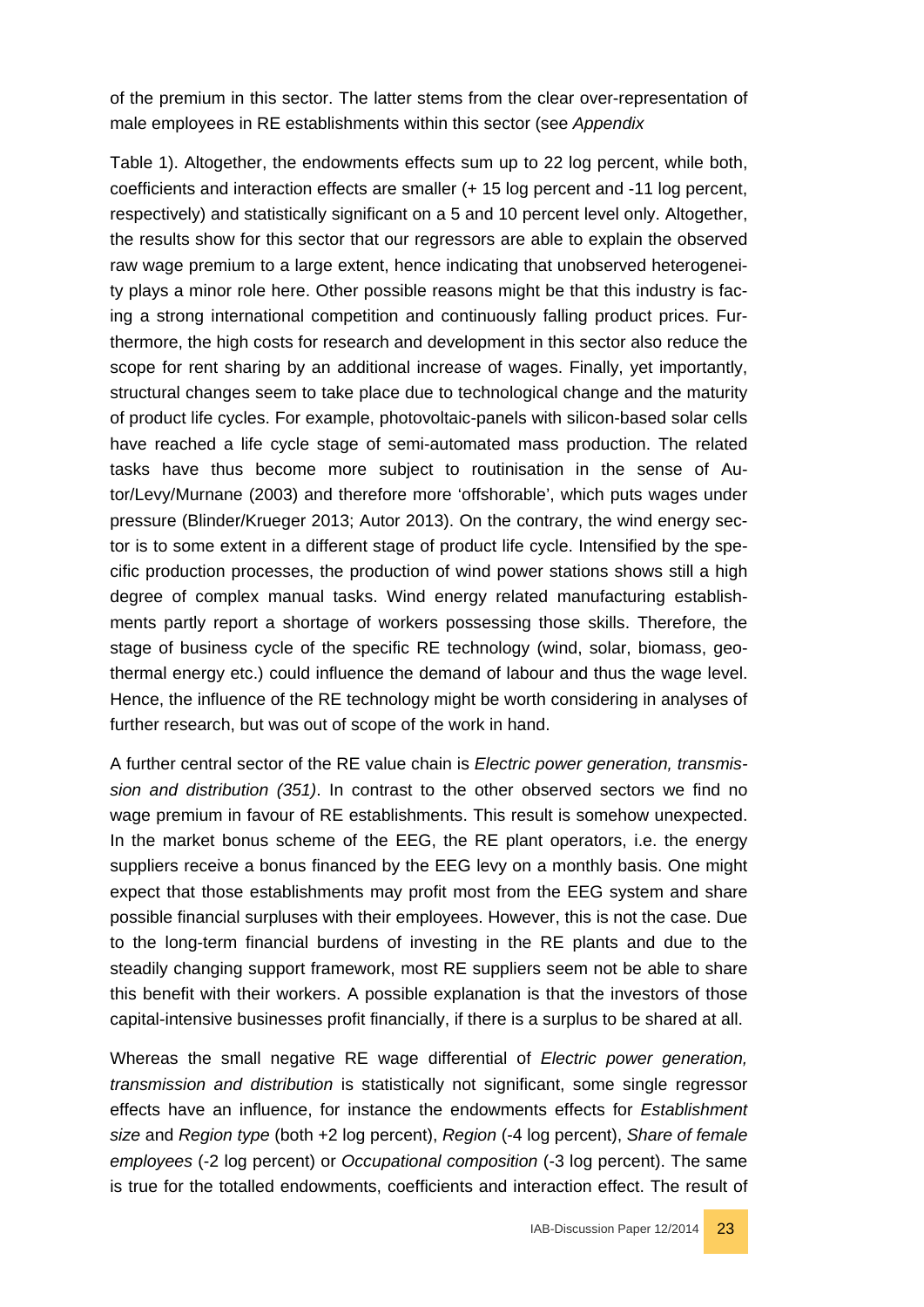of the premium in this sector. The latter stems from the clear over-representation of male employees in RE establishments within this sector (see *Appendix*

Table 1). Altogether, the endowments effects sum up to 22 log percent, while both, coefficients and interaction effects are smaller (+ 15 log percent and -11 log percent, respectively) and statistically significant on a 5 and 10 percent level only. Altogether, the results show for this sector that our regressors are able to explain the observed raw wage premium to a large extent, hence indicating that unobserved heterogeneity plays a minor role here. Other possible reasons might be that this industry is facing a strong international competition and continuously falling product prices. Furthermore, the high costs for research and development in this sector also reduce the scope for rent sharing by an additional increase of wages. Finally, yet importantly, structural changes seem to take place due to technological change and the maturity of product life cycles. For example, photovoltaic-panels with silicon-based solar cells have reached a life cycle stage of semi-automated mass production. The related tasks have thus become more subject to routinisation in the sense of Autor/Levy/Murnane (2003) and therefore more 'offshorable', which puts wages under pressure (Blinder/Krueger 2013; Autor 2013). On the contrary, the wind energy sector is to some extent in a different stage of product life cycle. Intensified by the specific production processes, the production of wind power stations shows still a high degree of complex manual tasks. Wind energy related manufacturing establishments partly report a shortage of workers possessing those skills. Therefore, the stage of business cycle of the specific RE technology (wind, solar, biomass, geothermal energy etc.) could influence the demand of labour and thus the wage level. Hence, the influence of the RE technology might be worth considering in analyses of further research, but was out of scope of the work in hand.

A further central sector of the RE value chain is *Electric power generation, transmission and distribution (351)*. In contrast to the other observed sectors we find no wage premium in favour of RE establishments. This result is somehow unexpected. In the market bonus scheme of the EEG, the RE plant operators, i.e. the energy suppliers receive a bonus financed by the EEG levy on a monthly basis. One might expect that those establishments may profit most from the EEG system and share possible financial surpluses with their employees. However, this is not the case. Due to the long-term financial burdens of investing in the RE plants and due to the steadily changing support framework, most RE suppliers seem not be able to share this benefit with their workers. A possible explanation is that the investors of those capital-intensive businesses profit financially, if there is a surplus to be shared at all.

Whereas the small negative RE wage differential of *Electric power generation, transmission and distribution* is statistically not significant, some single regressor effects have an influence, for instance the endowments effects for *Establishment size* and *Region type* (both +2 log percent), *Region* (-4 log percent), *Share of female employees* (-2 log percent) or *Occupational composition* (-3 log percent). The same is true for the totalled endowments, coefficients and interaction effect. The result of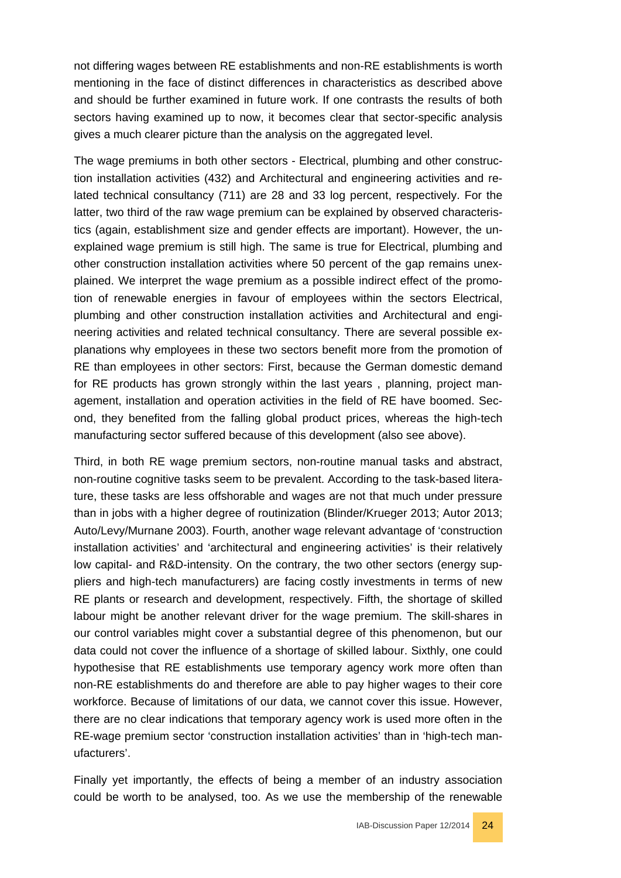not differing wages between RE establishments and non-RE establishments is worth mentioning in the face of distinct differences in characteristics as described above and should be further examined in future work. If one contrasts the results of both sectors having examined up to now, it becomes clear that sector-specific analysis gives a much clearer picture than the analysis on the aggregated level.

The wage premiums in both other sectors - Electrical, plumbing and other construction installation activities (432) and Architectural and engineering activities and related technical consultancy (711) are 28 and 33 log percent, respectively. For the latter, two third of the raw wage premium can be explained by observed characteristics (again, establishment size and gender effects are important). However, the unexplained wage premium is still high. The same is true for Electrical, plumbing and other construction installation activities where 50 percent of the gap remains unexplained. We interpret the wage premium as a possible indirect effect of the promotion of renewable energies in favour of employees within the sectors Electrical, plumbing and other construction installation activities and Architectural and engineering activities and related technical consultancy. There are several possible explanations why employees in these two sectors benefit more from the promotion of RE than employees in other sectors: First, because the German domestic demand for RE products has grown strongly within the last years , planning, project management, installation and operation activities in the field of RE have boomed. Second, they benefited from the falling global product prices, whereas the high-tech manufacturing sector suffered because of this development (also see above).

Third, in both RE wage premium sectors, non-routine manual tasks and abstract, non-routine cognitive tasks seem to be prevalent. According to the task-based literature, these tasks are less offshorable and wages are not that much under pressure than in jobs with a higher degree of routinization (Blinder/Krueger 2013; Autor 2013; Auto/Levy/Murnane 2003). Fourth, another wage relevant advantage of 'construction installation activities' and 'architectural and engineering activities' is their relatively low capital- and R&D-intensity. On the contrary, the two other sectors (energy suppliers and high-tech manufacturers) are facing costly investments in terms of new RE plants or research and development, respectively. Fifth, the shortage of skilled labour might be another relevant driver for the wage premium. The skill-shares in our control variables might cover a substantial degree of this phenomenon, but our data could not cover the influence of a shortage of skilled labour. Sixthly, one could hypothesise that RE establishments use temporary agency work more often than non-RE establishments do and therefore are able to pay higher wages to their core workforce. Because of limitations of our data, we cannot cover this issue. However, there are no clear indications that temporary agency work is used more often in the RE-wage premium sector 'construction installation activities' than in 'high-tech manufacturers'.

Finally yet importantly, the effects of being a member of an industry association could be worth to be analysed, too. As we use the membership of the renewable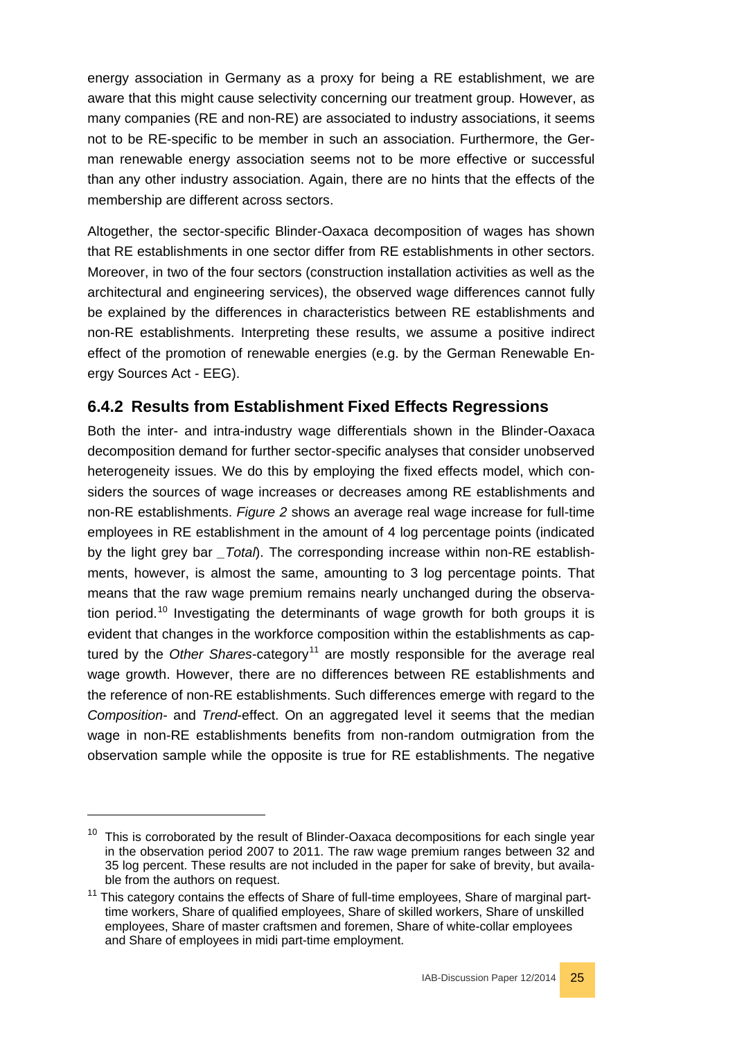energy association in Germany as a proxy for being a RE establishment, we are aware that this might cause selectivity concerning our treatment group. However, as many companies (RE and non-RE) are associated to industry associations, it seems not to be RE-specific to be member in such an association. Furthermore, the German renewable energy association seems not to be more effective or successful than any other industry association. Again, there are no hints that the effects of the membership are different across sectors.

Altogether, the sector-specific Blinder-Oaxaca decomposition of wages has shown that RE establishments in one sector differ from RE establishments in other sectors. Moreover, in two of the four sectors (construction installation activities as well as the architectural and engineering services), the observed wage differences cannot fully be explained by the differences in characteristics between RE establishments and non-RE establishments. Interpreting these results, we assume a positive indirect effect of the promotion of renewable energies (e.g. by the German Renewable Energy Sources Act - EEG).

### 6.4.2 Results from Establishment Fixed Effects Regressions

Both the inter- and intra-industry wage differentials shown in the Blinder-Oaxaca decomposition demand for further sector-specific analyses that consider unobserved heterogeneity issues. We do this by employing the fixed effects model, which considers the sources of wage increases or decreases among RE establishments and non-RE establishments. *Figure 2* shows an average real wage increase for full-time employees in RE establishment in the amount of 4 log percentage points (indicated by the light grey bar *_Total*). The corresponding increase within non-RE establishments, however, is almost the same, amounting to 3 log percentage points. That means that the raw wage premium remains nearly unchanged during the observation period.[10] Investigating the determinants of wage growth for both groups it is evident that changes in the workforce composition within the establishments as captured by the *Other Shares*-category[11] are mostly responsible for the average real wage growth. However, there are no differences between RE establishments and the reference of non-RE establishments. Such differences emerge with regard to the *Composition*- and *Trend*-effect. On an aggregated level it seems that the median wage in non-RE establishments benefits from non-random outmigration from the observation sample while the opposite is true for RE establishments. The negative

---

[10] This is corroborated by the result of Blinder-Oaxaca decompositions for each single year in the observation period 2007 to 2011. The raw wage premium ranges between 32 and 35 log percent. These results are not included in the paper for sake of brevity, but available from the authors on request.

[11] This category contains the effects of Share of full-time employees, Share of marginal part-time workers, Share of qualified employees, Share of skilled workers, Share of unskilled employees, Share of master craftsmen and foremen, Share of white-collar employees and Share of employees in midi part-time employment.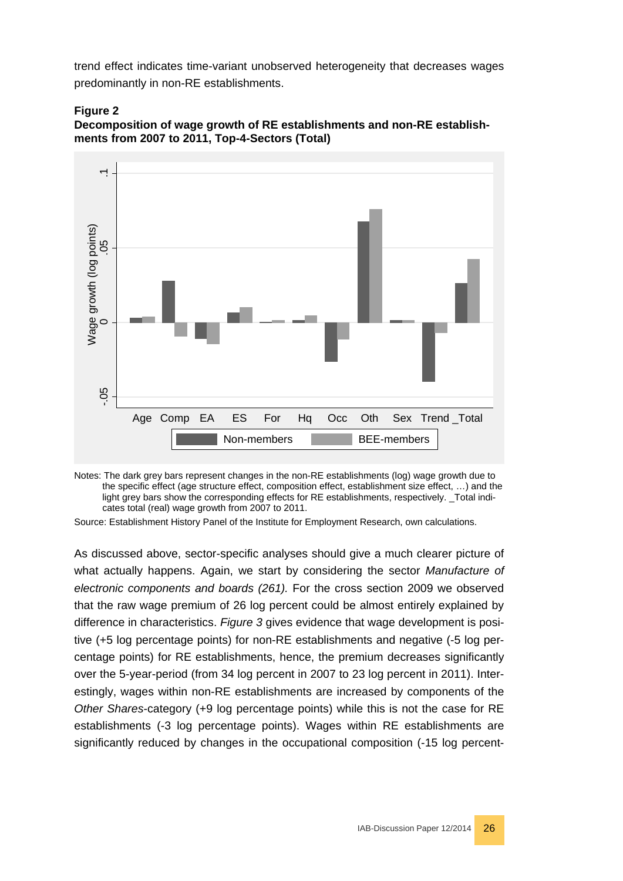trend effect indicates time-variant unobserved heterogeneity that decreases wages predominantly in non-RE establishments.

**Figure 2**

**Decomposition of wage growth of RE establishments and non-RE establishments from 2007 to 2011, Top-4-Sectors (Total)**

Notes: The dark grey bars represent changes in the non-RE establishments (log) wage growth due to the specific effect (age structure effect, composition effect, establishment size effect, …) and the light grey bars show the corresponding effects for RE establishments, respectively. _Total indicates total (real) wage growth from 2007 to 2011.

Source: Establishment History Panel of the Institute for Employment Research, own calculations.

As discussed above, sector-specific analyses should give a much clearer picture of what actually happens. Again, we start by considering the sector *Manufacture of electronic components and boards (261).* For the cross section 2009 we observed that the raw wage premium of 26 log percent could be almost entirely explained by difference in characteristics. *Figure 3* gives evidence that wage development is positive (+5 log percentage points) for non-RE establishments and negative (-5 log percentage points) for RE establishments, hence, the premium decreases significantly over the 5-year-period (from 34 log percent in 2007 to 23 log percent in 2011). Interestingly, wages within non-RE establishments are increased by components of the *Other Shares*-category (+9 log percentage points) while this is not the case for RE establishments (-3 log percentage points). Wages within RE establishments are significantly reduced by changes in the occupational composition (-15 log percent-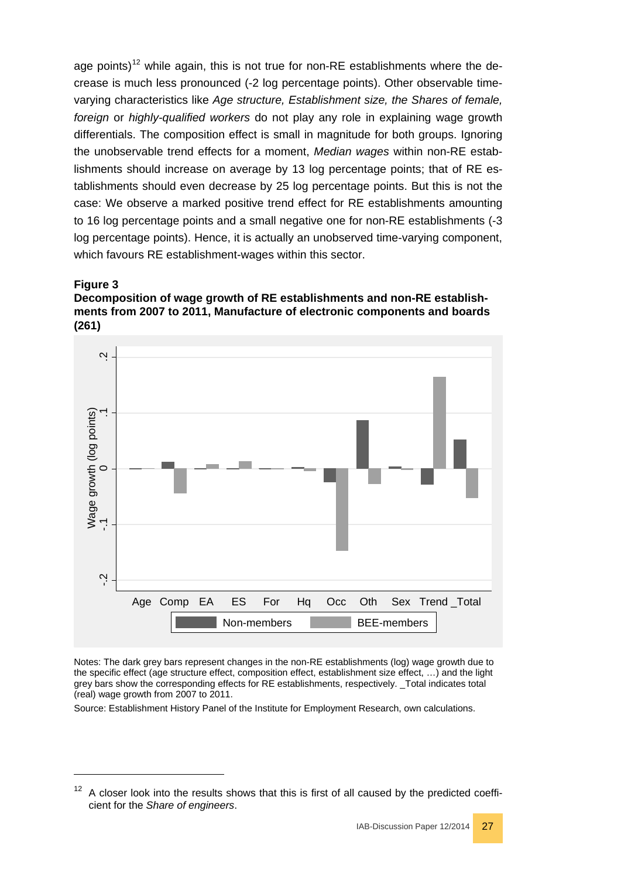age points)[12] while again, this is not true for non-RE establishments where the decrease is much less pronounced (-2 log percentage points). Other observable time-varying characteristics like *Age structure, Establishment size, the Shares of female, foreign* or *highly-qualified workers* do not play any role in explaining wage growth differentials. The composition effect is small in magnitude for both groups. Ignoring the unobservable trend effects for a moment, *Median wages* within non-RE establishments should increase on average by 13 log percentage points; that of RE establishments should even decrease by 25 log percentage points. But this is not the case: We observe a marked positive trend effect for RE establishments amounting to 16 log percentage points and a small negative one for non-RE establishments (-3 log percentage points). Hence, it is actually an unobserved time-varying component, which favours RE establishment-wages within this sector.

**Figure 3**
**Decomposition of wage growth of RE establishments and non-RE establishments from 2007 to 2011, Manufacture of electronic components and boards (261)**

Notes: The dark grey bars represent changes in the non-RE establishments (log) wage growth due to the specific effect (age structure effect, composition effect, establishment size effect, …) and the light grey bars show the corresponding effects for RE establishments, respectively. _Total indicates total (real) wage growth from 2007 to 2011.

Source: Establishment History Panel of the Institute for Employment Research, own calculations.

---

[12] A closer look into the results shows that this is first of all caused by the predicted coefficient for the *Share of engineers*.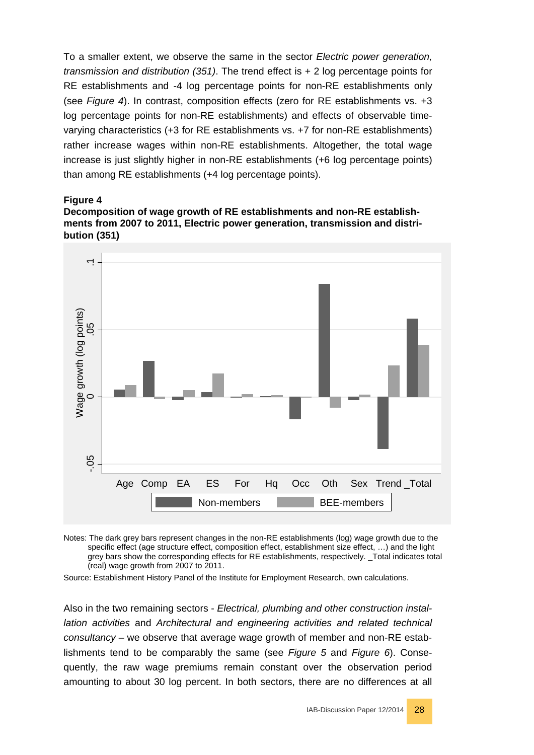To a smaller extent, we observe the same in the sector *Electric power generation, transmission and distribution (351)*. The trend effect is + 2 log percentage points for RE establishments and -4 log percentage points for non-RE establishments only (see *Figure 4*). In contrast, composition effects (zero for RE establishments vs. +3 log percentage points for non-RE establishments) and effects of observable time-varying characteristics (+3 for RE establishments vs. +7 for non-RE establishments) rather increase wages within non-RE establishments. Altogether, the total wage increase is just slightly higher in non-RE establishments (+6 log percentage points) than among RE establishments (+4 log percentage points).

**Figure 4**
**Decomposition of wage growth of RE establishments and non-RE establishments from 2007 to 2011, Electric power generation, transmission and distribution (351)**

Notes: The dark grey bars represent changes in the non-RE establishments (log) wage growth due to the specific effect (age structure effect, composition effect, establishment size effect, …) and the light grey bars show the corresponding effects for RE establishments, respectively. _Total indicates total (real) wage growth from 2007 to 2011.

Source: Establishment History Panel of the Institute for Employment Research, own calculations.

Also in the two remaining sectors - *Electrical, plumbing and other construction installation activities* and *Architectural and engineering activities and related technical consultancy* – we observe that average wage growth of member and non-RE establishments tend to be comparably the same (see *Figure 5* and *Figure 6*). Consequently, the raw wage premiums remain constant over the observation period amounting to about 30 log percent. In both sectors, there are no differences at all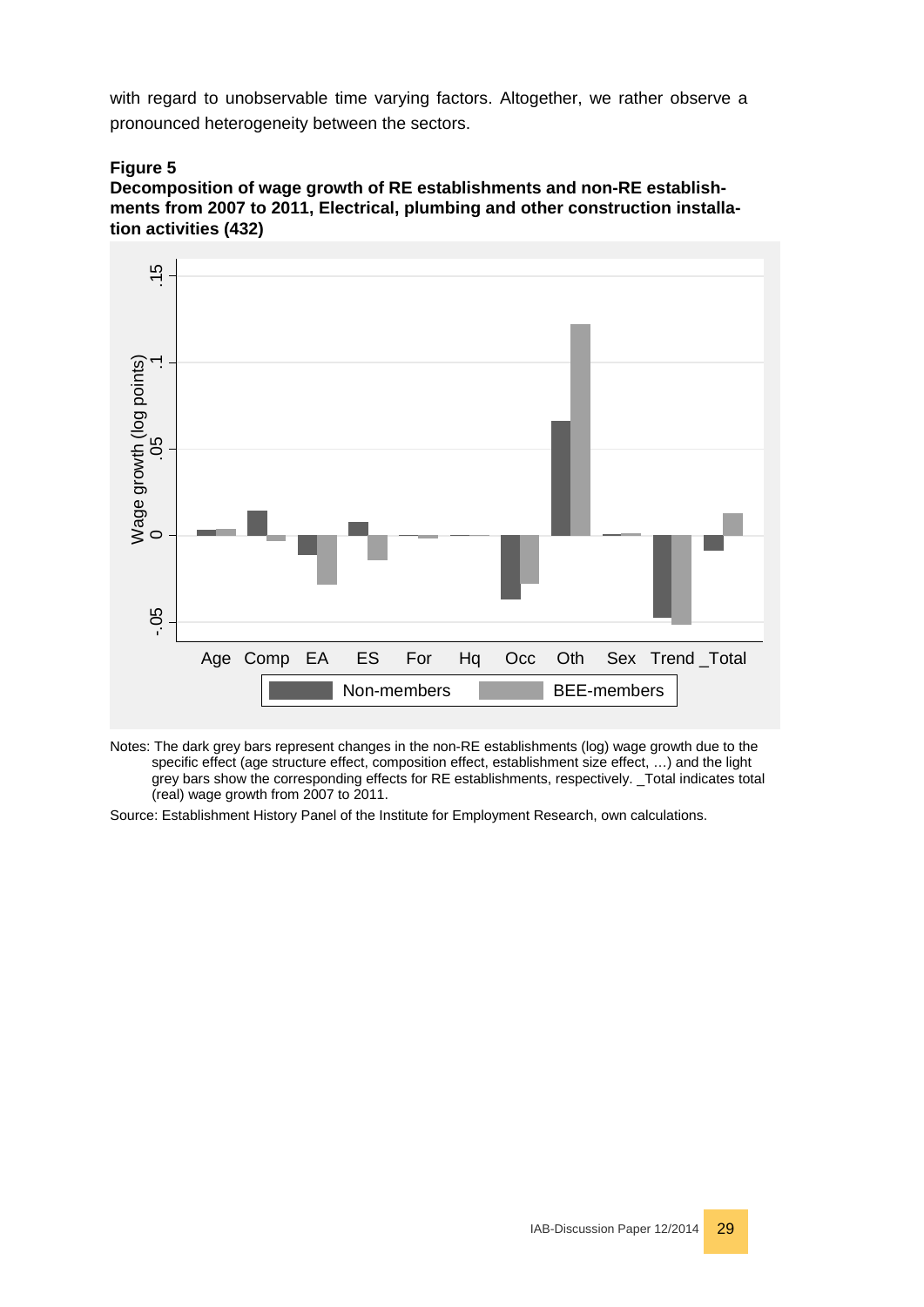with regard to unobservable time varying factors. Altogether, we rather observe a pronounced heterogeneity between the sectors.

**Figure 5**
**Decomposition of wage growth of RE establishments and non-RE establishments from 2007 to 2011, Electrical, plumbing and other construction installation activities (432)**

Notes: The dark grey bars represent changes in the non-RE establishments (log) wage growth due to the specific effect (age structure effect, composition effect, establishment size effect, …) and the light grey bars show the corresponding effects for RE establishments, respectively. _Total indicates total (real) wage growth from 2007 to 2011.

Source: Establishment History Panel of the Institute for Employment Research, own calculations.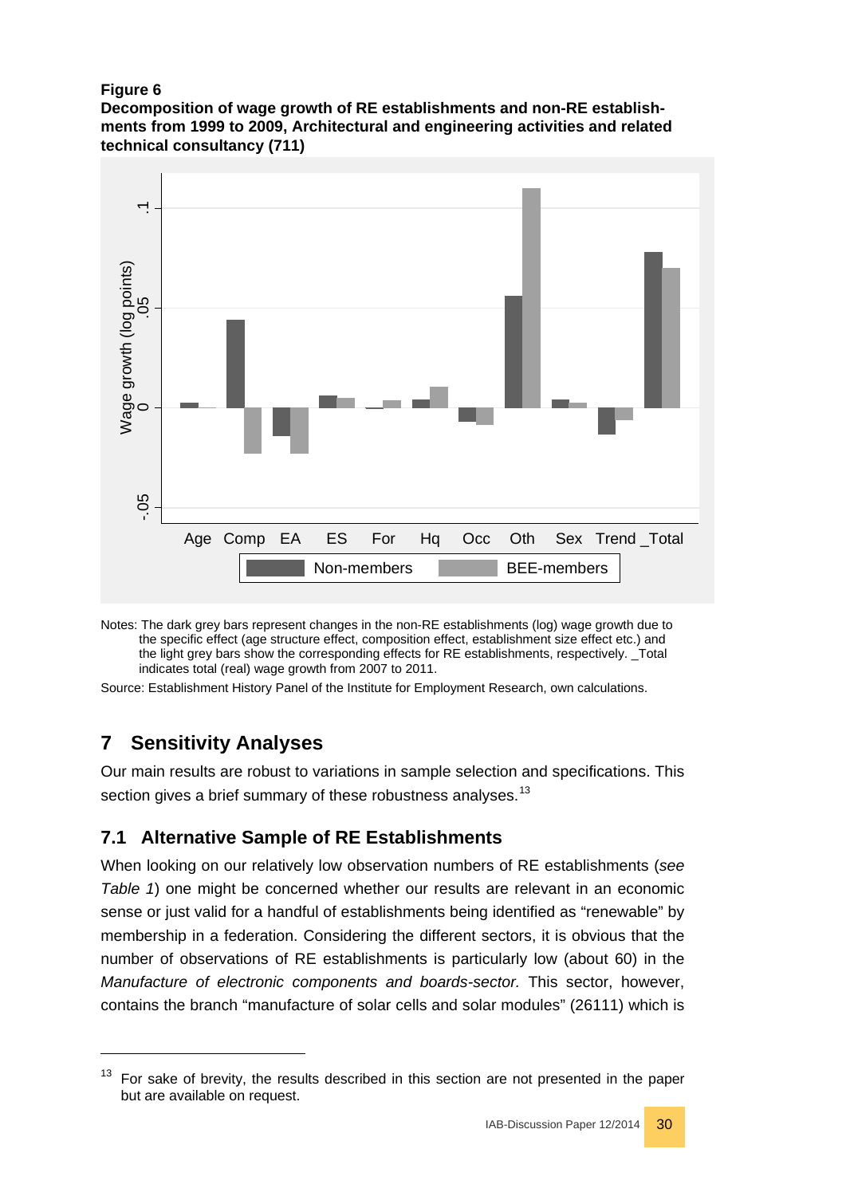**Figure 6**

**Decomposition of wage growth of RE establishments and non-RE establishments from 1999 to 2009, Architectural and engineering activities and related technical consultancy (711)**

Notes: The dark grey bars represent changes in the non-RE establishments (log) wage growth due to the specific effect (age structure effect, composition effect, establishment size effect etc.) and the light grey bars show the corresponding effects for RE establishments, respectively. _Total indicates total (real) wage growth from 2007 to 2011.

Source: Establishment History Panel of the Institute for Employment Research, own calculations.

# 7 Sensitivity Analyses

Our main results are robust to variations in sample selection and specifications. This section gives a brief summary of these robustness analyses.[13]

## 7.1 Alternative Sample of RE Establishments

When looking on our relatively low observation numbers of RE establishments (*see Table 1*) one might be concerned whether our results are relevant in an economic sense or just valid for a handful of establishments being identified as "renewable" by membership in a federation. Considering the different sectors, it is obvious that the number of observations of RE establishments is particularly low (about 60) in the *Manufacture of electronic components and boards-sector.* This sector, however, contains the branch "manufacture of solar cells and solar modules" (26111) which is

[13] For sake of brevity, the results described in this section are not presented in the paper but are available on request.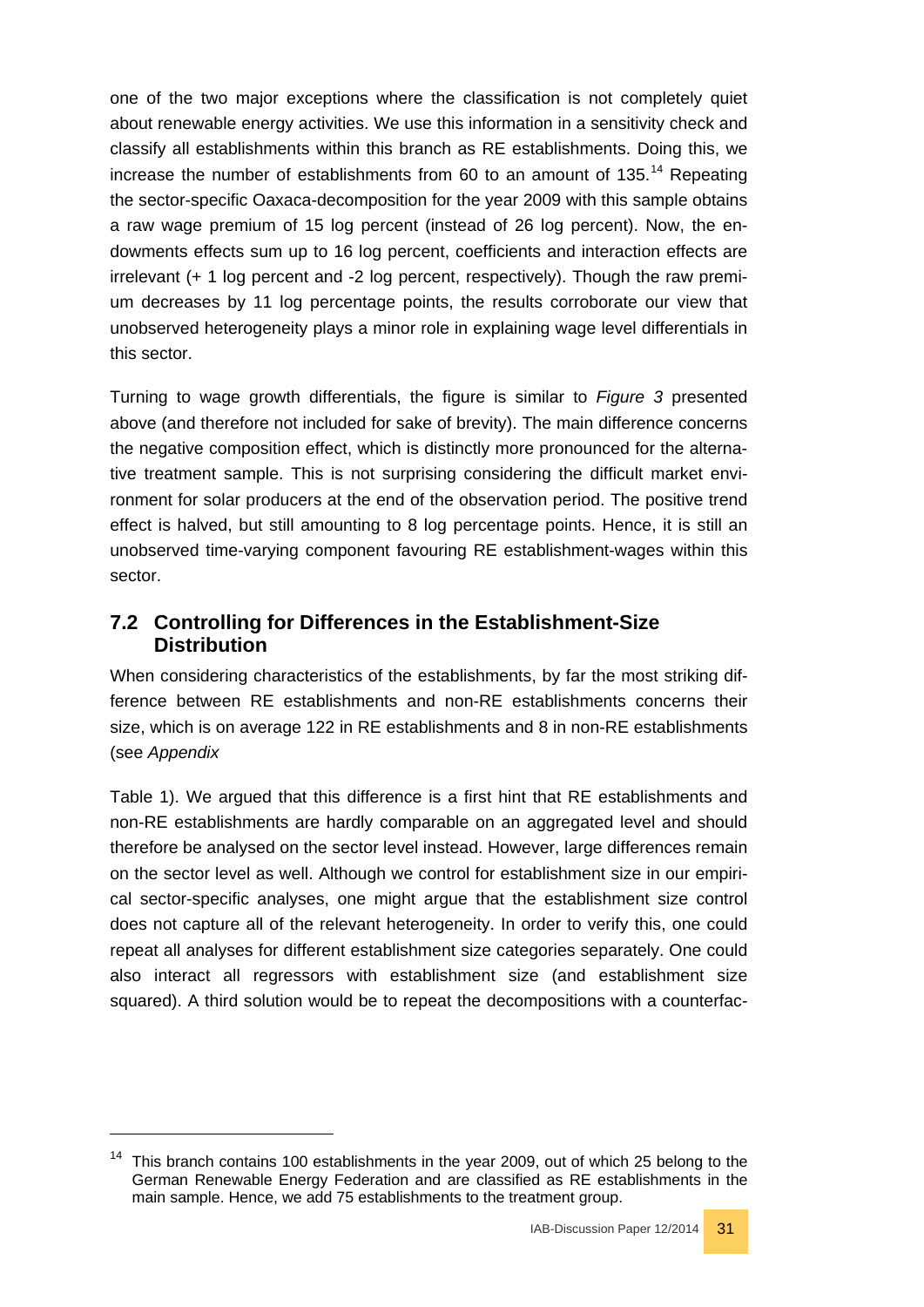one of the two major exceptions where the classification is not completely quiet about renewable energy activities. We use this information in a sensitivity check and classify all establishments within this branch as RE establishments. Doing this, we increase the number of establishments from 60 to an amount of 135.[14] Repeating the sector-specific Oaxaca-decomposition for the year 2009 with this sample obtains a raw wage premium of 15 log percent (instead of 26 log percent). Now, the endowments effects sum up to 16 log percent, coefficients and interaction effects are irrelevant (+ 1 log percent and -2 log percent, respectively). Though the raw premium decreases by 11 log percentage points, the results corroborate our view that unobserved heterogeneity plays a minor role in explaining wage level differentials in this sector.

Turning to wage growth differentials, the figure is similar to *Figure 3* presented above (and therefore not included for sake of brevity). The main difference concerns the negative composition effect, which is distinctly more pronounced for the alternative treatment sample. This is not surprising considering the difficult market environment for solar producers at the end of the observation period. The positive trend effect is halved, but still amounting to 8 log percentage points. Hence, it is still an unobserved time-varying component favouring RE establishment-wages within this sector.

## 7.2 Controlling for Differences in the Establishment-Size Distribution

When considering characteristics of the establishments, by far the most striking difference between RE establishments and non-RE establishments concerns their size, which is on average 122 in RE establishments and 8 in non-RE establishments (see *Appendix*

Table 1). We argued that this difference is a first hint that RE establishments and non-RE establishments are hardly comparable on an aggregated level and should therefore be analysed on the sector level instead. However, large differences remain on the sector level as well. Although we control for establishment size in our empirical sector-specific analyses, one might argue that the establishment size control does not capture all of the relevant heterogeneity. In order to verify this, one could repeat all analyses for different establishment size categories separately. One could also interact all regressors with establishment size (and establishment size squared). A third solution would be to repeat the decompositions with a counterfac-

[14] This branch contains 100 establishments in the year 2009, out of which 25 belong to the German Renewable Energy Federation and are classified as RE establishments in the main sample. Hence, we add 75 establishments to the treatment group.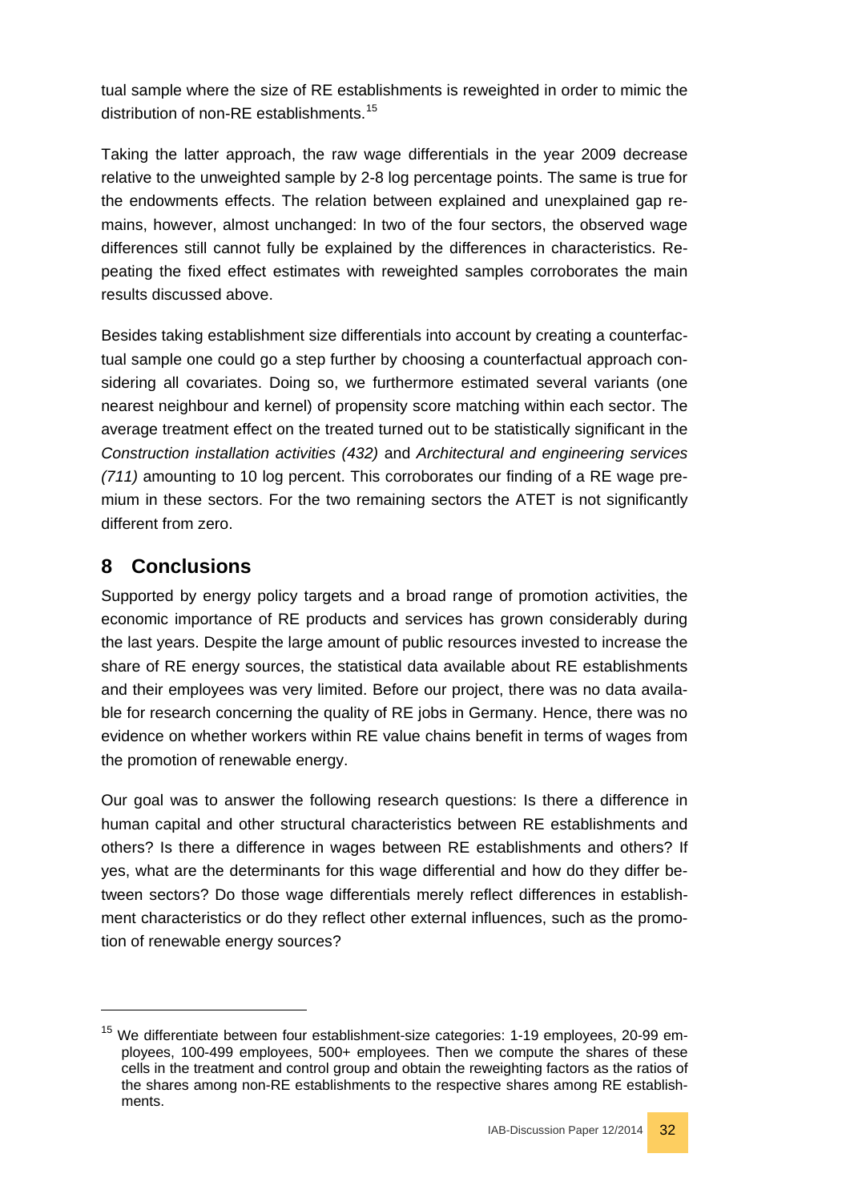tual sample where the size of RE establishments is reweighted in order to mimic the distribution of non-RE establishments.[15]

Taking the latter approach, the raw wage differentials in the year 2009 decrease relative to the unweighted sample by 2-8 log percentage points. The same is true for the endowments effects. The relation between explained and unexplained gap remains, however, almost unchanged: In two of the four sectors, the observed wage differences still cannot fully be explained by the differences in characteristics. Repeating the fixed effect estimates with reweighted samples corroborates the main results discussed above.

Besides taking establishment size differentials into account by creating a counterfactual sample one could go a step further by choosing a counterfactual approach considering all covariates. Doing so, we furthermore estimated several variants (one nearest neighbour and kernel) of propensity score matching within each sector. The average treatment effect on the treated turned out to be statistically significant in the *Construction installation activities (432)* and *Architectural and engineering services (711)* amounting to 10 log percent. This corroborates our finding of a RE wage premium in these sectors. For the two remaining sectors the ATET is not significantly different from zero.

## 8 Conclusions

Supported by energy policy targets and a broad range of promotion activities, the economic importance of RE products and services has grown considerably during the last years. Despite the large amount of public resources invested to increase the share of RE energy sources, the statistical data available about RE establishments and their employees was very limited. Before our project, there was no data available for research concerning the quality of RE jobs in Germany. Hence, there was no evidence on whether workers within RE value chains benefit in terms of wages from the promotion of renewable energy.

Our goal was to answer the following research questions: Is there a difference in human capital and other structural characteristics between RE establishments and others? Is there a difference in wages between RE establishments and others? If yes, what are the determinants for this wage differential and how do they differ between sectors? Do those wage differentials merely reflect differences in establishment characteristics or do they reflect other external influences, such as the promotion of renewable energy sources?

---

[15] We differentiate between four establishment-size categories: 1-19 employees, 20-99 employees, 100-499 employees, 500+ employees. Then we compute the shares of these cells in the treatment and control group and obtain the reweighting factors as the ratios of the shares among non-RE establishments to the respective shares among RE establishments.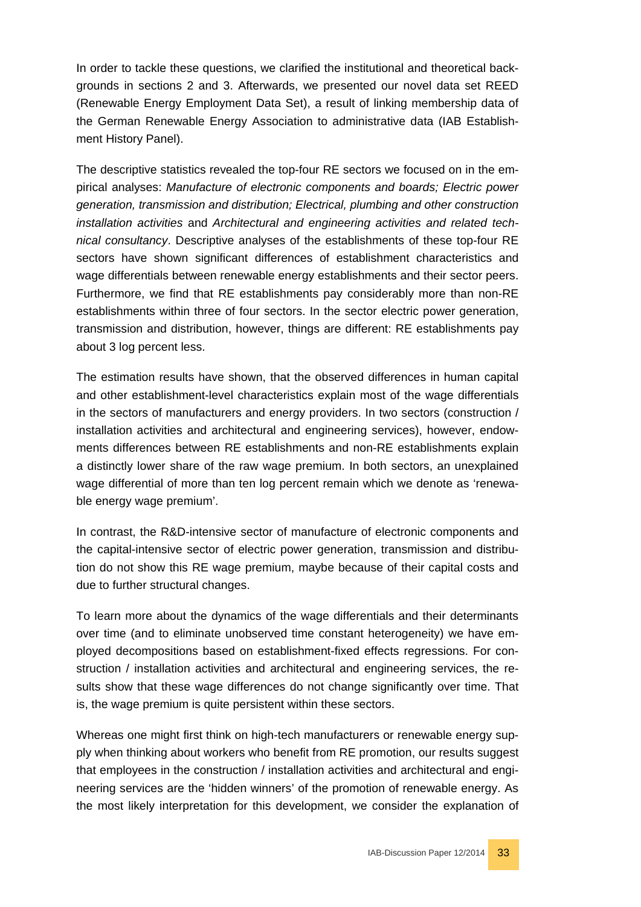In order to tackle these questions, we clarified the institutional and theoretical backgrounds in sections 2 and 3. Afterwards, we presented our novel data set REED (Renewable Energy Employment Data Set), a result of linking membership data of the German Renewable Energy Association to administrative data (IAB Establishment History Panel).

The descriptive statistics revealed the top-four RE sectors we focused on in the empirical analyses: *Manufacture of electronic components and boards; Electric power generation, transmission and distribution; Electrical, plumbing and other construction installation activities* and *Architectural and engineering activities and related technical consultancy*. Descriptive analyses of the establishments of these top-four RE sectors have shown significant differences of establishment characteristics and wage differentials between renewable energy establishments and their sector peers. Furthermore, we find that RE establishments pay considerably more than non-RE establishments within three of four sectors. In the sector electric power generation, transmission and distribution, however, things are different: RE establishments pay about 3 log percent less.

The estimation results have shown, that the observed differences in human capital and other establishment-level characteristics explain most of the wage differentials in the sectors of manufacturers and energy providers. In two sectors (construction / installation activities and architectural and engineering services), however, endowments differences between RE establishments and non-RE establishments explain a distinctly lower share of the raw wage premium. In both sectors, an unexplained wage differential of more than ten log percent remain which we denote as 'renewable energy wage premium'.

In contrast, the R&D-intensive sector of manufacture of electronic components and the capital-intensive sector of electric power generation, transmission and distribution do not show this RE wage premium, maybe because of their capital costs and due to further structural changes.

To learn more about the dynamics of the wage differentials and their determinants over time (and to eliminate unobserved time constant heterogeneity) we have employed decompositions based on establishment-fixed effects regressions. For construction / installation activities and architectural and engineering services, the results show that these wage differences do not change significantly over time. That is, the wage premium is quite persistent within these sectors.

Whereas one might first think on high-tech manufacturers or renewable energy supply when thinking about workers who benefit from RE promotion, our results suggest that employees in the construction / installation activities and architectural and engineering services are the 'hidden winners' of the promotion of renewable energy. As the most likely interpretation for this development, we consider the explanation of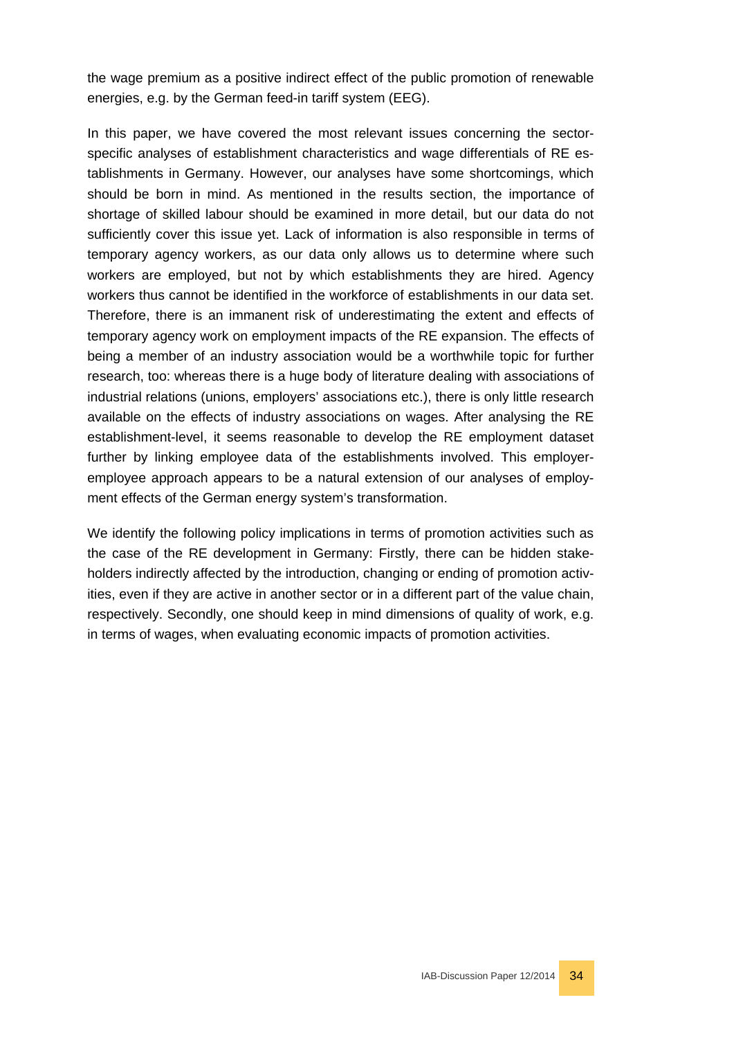the wage premium as a positive indirect effect of the public promotion of renewable energies, e.g. by the German feed-in tariff system (EEG).

In this paper, we have covered the most relevant issues concerning the sector-specific analyses of establishment characteristics and wage differentials of RE establishments in Germany. However, our analyses have some shortcomings, which should be born in mind. As mentioned in the results section, the importance of shortage of skilled labour should be examined in more detail, but our data do not sufficiently cover this issue yet. Lack of information is also responsible in terms of temporary agency workers, as our data only allows us to determine where such workers are employed, but not by which establishments they are hired. Agency workers thus cannot be identified in the workforce of establishments in our data set. Therefore, there is an immanent risk of underestimating the extent and effects of temporary agency work on employment impacts of the RE expansion. The effects of being a member of an industry association would be a worthwhile topic for further research, too: whereas there is a huge body of literature dealing with associations of industrial relations (unions, employers' associations etc.), there is only little research available on the effects of industry associations on wages. After analysing the RE establishment-level, it seems reasonable to develop the RE employment dataset further by linking employee data of the establishments involved. This employer-employee approach appears to be a natural extension of our analyses of employment effects of the German energy system's transformation.

We identify the following policy implications in terms of promotion activities such as the case of the RE development in Germany: Firstly, there can be hidden stakeholders indirectly affected by the introduction, changing or ending of promotion activities, even if they are active in another sector or in a different part of the value chain, respectively. Secondly, one should keep in mind dimensions of quality of work, e.g. in terms of wages, when evaluating economic impacts of promotion activities.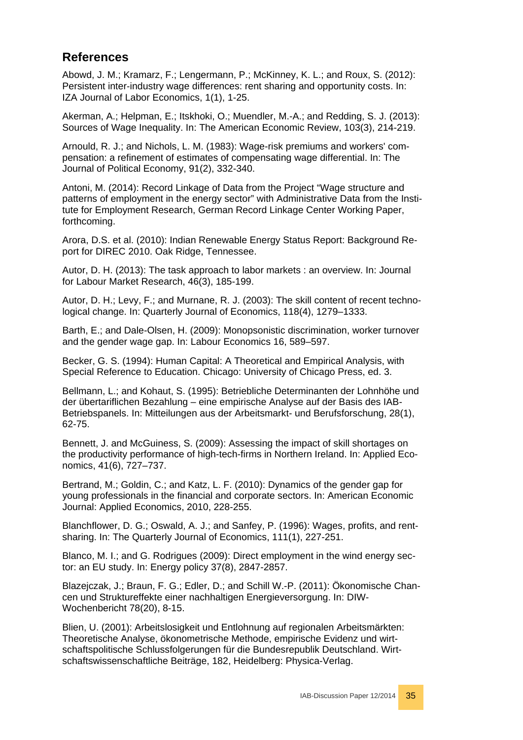## References

Abowd, J. M.; Kramarz, F.; Lengermann, P.; McKinney, K. L.; and Roux, S. (2012): Persistent inter-industry wage differences: rent sharing and opportunity costs. In: IZA Journal of Labor Economics, 1(1), 1-25.

Akerman, A.; Helpman, E.; Itskhoki, O.; Muendler, M.-A.; and Redding, S. J. (2013): Sources of Wage Inequality. In: The American Economic Review, 103(3), 214-219.

Arnould, R. J.; and Nichols, L. M. (1983): Wage-risk premiums and workers' compensation: a refinement of estimates of compensating wage differential. In: The Journal of Political Economy, 91(2), 332-340.

Antoni, M. (2014): Record Linkage of Data from the Project "Wage structure and patterns of employment in the energy sector" with Administrative Data from the Institute for Employment Research, German Record Linkage Center Working Paper, forthcoming.

Arora, D.S. et al. (2010): Indian Renewable Energy Status Report: Background Report for DIREC 2010. Oak Ridge, Tennessee.

Autor, D. H. (2013): The task approach to labor markets : an overview. In: Journal for Labour Market Research, 46(3), 185-199.

Autor, D. H.; Levy, F.; and Murnane, R. J. (2003): The skill content of recent technological change. In: Quarterly Journal of Economics, 118(4), 1279–1333.

Barth, E.; and Dale-Olsen, H. (2009): Monopsonistic discrimination, worker turnover and the gender wage gap. In: Labour Economics 16, 589–597.

Becker, G. S. (1994): Human Capital: A Theoretical and Empirical Analysis, with Special Reference to Education. Chicago: University of Chicago Press, ed. 3.

Bellmann, L.; and Kohaut, S. (1995): Betriebliche Determinanten der Lohnhöhe und der übertariflichen Bezahlung – eine empirische Analyse auf der Basis des IAB-Betriebspanels. In: Mitteilungen aus der Arbeitsmarkt- und Berufsforschung, 28(1), 62-75.

Bennett, J. and McGuiness, S. (2009): Assessing the impact of skill shortages on the productivity performance of high-tech-firms in Northern Ireland. In: Applied Economics, 41(6), 727–737.

Bertrand, M.; Goldin, C.; and Katz, L. F. (2010): Dynamics of the gender gap for young professionals in the financial and corporate sectors. In: American Economic Journal: Applied Economics, 2010, 228-255.

Blanchflower, D. G.; Oswald, A. J.; and Sanfey, P. (1996): Wages, profits, and rent-sharing. In: The Quarterly Journal of Economics, 111(1), 227-251.

Blanco, M. I.; and G. Rodrigues (2009): Direct employment in the wind energy sector: an EU study. In: Energy policy 37(8), 2847-2857.

Blazejczak, J.; Braun, F. G.; Edler, D.; and Schill W.-P. (2011): Ökonomische Chancen und Struktureffekte einer nachhaltigen Energieversorgung. In: DIW-Wochenbericht 78(20), 8-15.

Blien, U. (2001): Arbeitslosigkeit und Entlohnung auf regionalen Arbeitsmärkten: Theoretische Analyse, ökonometrische Methode, empirische Evidenz und wirtschaftspolitische Schlussfolgerungen für die Bundesrepublik Deutschland. Wirtschaftswissenschaftliche Beiträge, 182, Heidelberg: Physica-Verlag.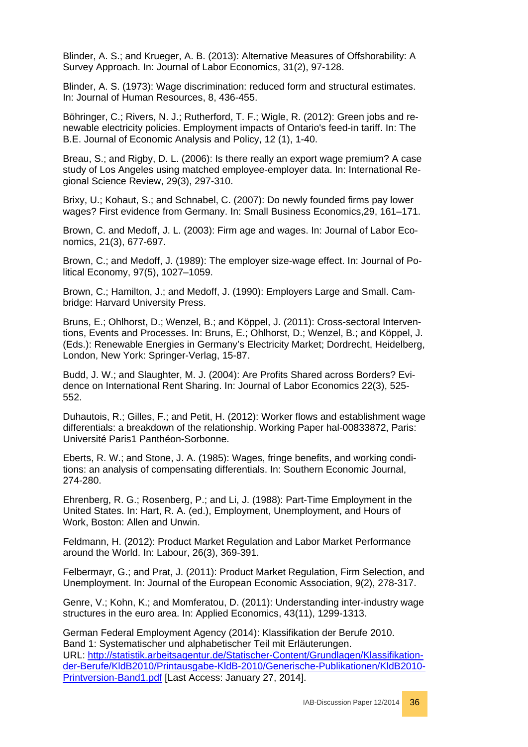Blinder, A. S.; and Krueger, A. B. (2013): Alternative Measures of Offshorability: A Survey Approach. In: Journal of Labor Economics, 31(2), 97-128.

Blinder, A. S. (1973): Wage discrimination: reduced form and structural estimates. In: Journal of Human Resources, 8, 436-455.

Böhringer, C.; Rivers, N. J.; Rutherford, T. F.; Wigle, R. (2012): Green jobs and renewable electricity policies. Employment impacts of Ontario's feed-in tariff. In: The B.E. Journal of Economic Analysis and Policy, 12 (1), 1-40.

Breau, S.; and Rigby, D. L. (2006): Is there really an export wage premium? A case study of Los Angeles using matched employee-employer data. In: International Regional Science Review, 29(3), 297-310.

Brixy, U.; Kohaut, S.; and Schnabel, C. (2007): Do newly founded firms pay lower wages? First evidence from Germany. In: Small Business Economics,29, 161–171.

Brown, C. and Medoff, J. L. (2003): Firm age and wages. In: Journal of Labor Economics, 21(3), 677-697.

Brown, C.; and Medoff, J. (1989): The employer size-wage effect. In: Journal of Political Economy, 97(5), 1027–1059.

Brown, C.; Hamilton, J.; and Medoff, J. (1990): Employers Large and Small. Cambridge: Harvard University Press.

Bruns, E.; Ohlhorst, D.; Wenzel, B.; and Köppel, J. (2011): Cross-sectoral Interventions, Events and Processes. In: Bruns, E.; Ohlhorst, D.; Wenzel, B.; and Köppel, J. (Eds.): Renewable Energies in Germany's Electricity Market; Dordrecht, Heidelberg, London, New York: Springer-Verlag, 15-87.

Budd, J. W.; and Slaughter, M. J. (2004): Are Profits Shared across Borders? Evidence on International Rent Sharing. In: Journal of Labor Economics 22(3), 525-552.

Duhautois, R.; Gilles, F.; and Petit, H. (2012): Worker flows and establishment wage differentials: a breakdown of the relationship. Working Paper hal-00833872, Paris: Université Paris1 Panthéon-Sorbonne.

Eberts, R. W.; and Stone, J. A. (1985): Wages, fringe benefits, and working conditions: an analysis of compensating differentials. In: Southern Economic Journal, 274-280.

Ehrenberg, R. G.; Rosenberg, P.; and Li, J. (1988): Part-Time Employment in the United States. In: Hart, R. A. (ed.), Employment, Unemployment, and Hours of Work, Boston: Allen and Unwin.

Feldmann, H. (2012): Product Market Regulation and Labor Market Performance around the World. In: Labour, 26(3), 369-391.

Felbermayr, G.; and Prat, J. (2011): Product Market Regulation, Firm Selection, and Unemployment. In: Journal of the European Economic Association, 9(2), 278-317.

Genre, V.; Kohn, K.; and Momferatou, D. (2011): Understanding inter-industry wage structures in the euro area. In: Applied Economics, 43(11), 1299-1313.

German Federal Employment Agency (2014): Klassifikation der Berufe 2010. Band 1: Systematischer und alphabetischer Teil mit Erläuterungen. URL: http://statistik.arbeitsagentur.de/Statischer-Content/Grundlagen/Klassifikation-der-Berufe/KldB2010/Printausgabe-KldB-2010/Generische-Publikationen/KldB2010-Printversion-Band1.pdf [Last Access: January 27, 2014].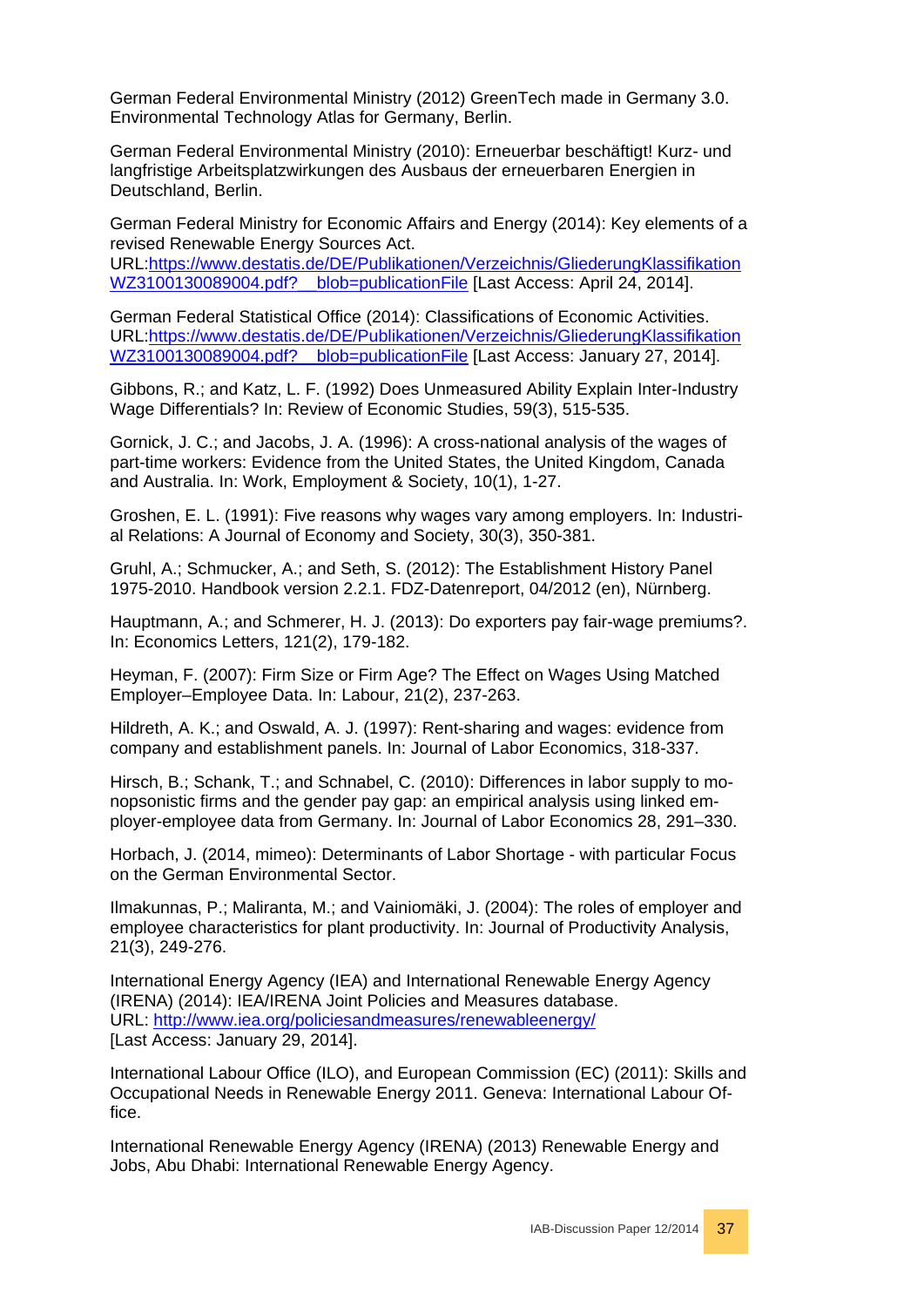German Federal Environmental Ministry (2012) GreenTech made in Germany 3.0. Environmental Technology Atlas for Germany, Berlin.

German Federal Environmental Ministry (2010): Erneuerbar beschäftigt! Kurz- und langfristige Arbeitsplatzwirkungen des Ausbaus der erneuerbaren Energien in Deutschland, Berlin.

German Federal Ministry for Economic Affairs and Energy (2014): Key elements of a revised Renewable Energy Sources Act. URL:https://www.destatis.de/DE/Publikationen/Verzeichnis/GliederungKlassifikationWZ3100130089004.pdf?__blob=publicationFile [Last Access: April 24, 2014].

German Federal Statistical Office (2014): Classifications of Economic Activities. URL:https://www.destatis.de/DE/Publikationen/Verzeichnis/GliederungKlassifikationWZ3100130089004.pdf?__blob=publicationFile [Last Access: January 27, 2014].

Gibbons, R.; and Katz, L. F. (1992) Does Unmeasured Ability Explain Inter-Industry Wage Differentials? In: Review of Economic Studies, 59(3), 515-535.

Gornick, J. C.; and Jacobs, J. A. (1996): A cross-national analysis of the wages of part-time workers: Evidence from the United States, the United Kingdom, Canada and Australia. In: Work, Employment & Society, 10(1), 1-27.

Groshen, E. L. (1991): Five reasons why wages vary among employers. In: Industrial Relations: A Journal of Economy and Society, 30(3), 350-381.

Gruhl, A.; Schmucker, A.; and Seth, S. (2012): The Establishment History Panel 1975-2010. Handbook version 2.2.1. FDZ-Datenreport, 04/2012 (en), Nürnberg.

Hauptmann, A.; and Schmerer, H. J. (2013): Do exporters pay fair-wage premiums?. In: Economics Letters, 121(2), 179-182.

Heyman, F. (2007): Firm Size or Firm Age? The Effect on Wages Using Matched Employer–Employee Data. In: Labour, 21(2), 237-263.

Hildreth, A. K.; and Oswald, A. J. (1997): Rent-sharing and wages: evidence from company and establishment panels. In: Journal of Labor Economics, 318-337.

Hirsch, B.; Schank, T.; and Schnabel, C. (2010): Differences in labor supply to monopsonistic firms and the gender pay gap: an empirical analysis using linked employer-employee data from Germany. In: Journal of Labor Economics 28, 291–330.

Horbach, J. (2014, mimeo): Determinants of Labor Shortage - with particular Focus on the German Environmental Sector.

Ilmakunnas, P.; Maliranta, M.; and Vainiomäki, J. (2004): The roles of employer and employee characteristics for plant productivity. In: Journal of Productivity Analysis, 21(3), 249-276.

International Energy Agency (IEA) and International Renewable Energy Agency (IRENA) (2014): IEA/IRENA Joint Policies and Measures database. URL: http://www.iea.org/policiesandmeasures/renewableenergy/ [Last Access: January 29, 2014].

International Labour Office (ILO), and European Commission (EC) (2011): Skills and Occupational Needs in Renewable Energy 2011. Geneva: International Labour Office.

International Renewable Energy Agency (IRENA) (2013) Renewable Energy and Jobs, Abu Dhabi: International Renewable Energy Agency.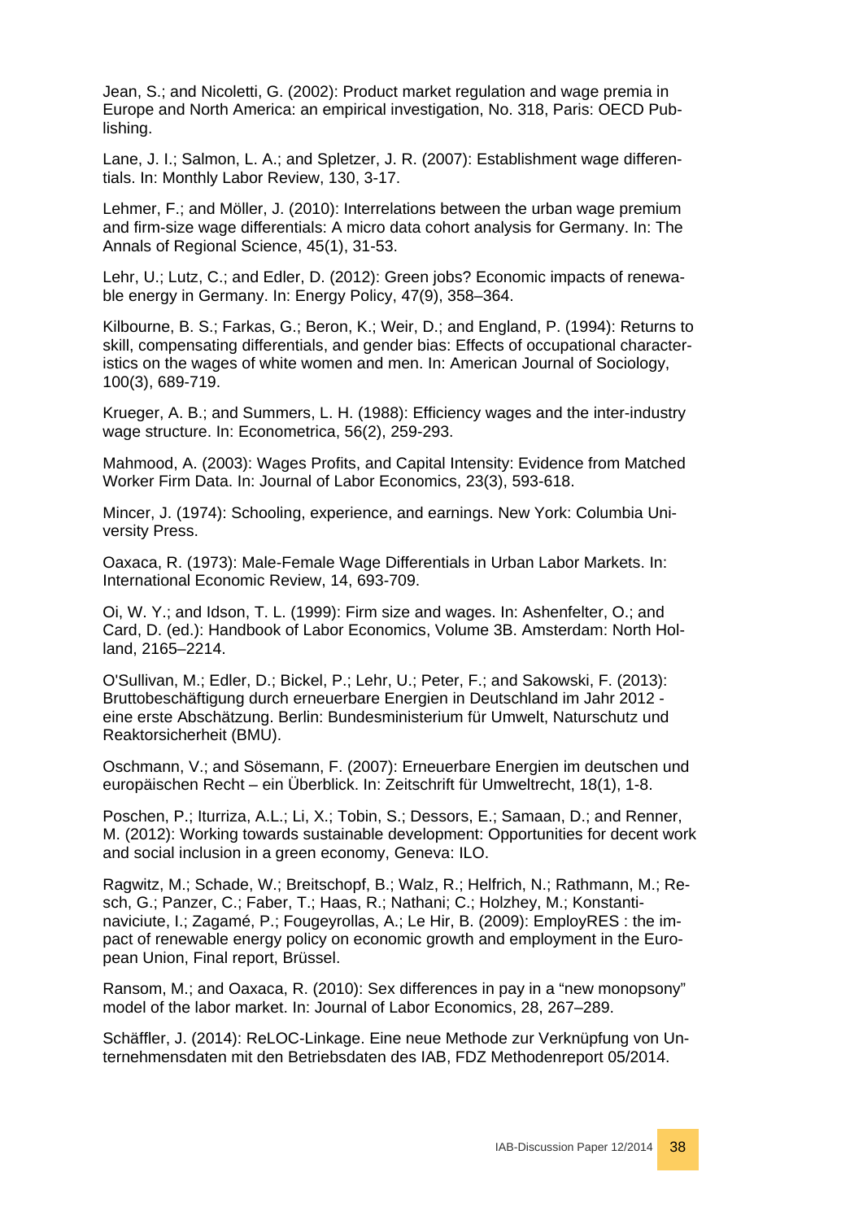Jean, S.; and Nicoletti, G. (2002): Product market regulation and wage premia in Europe and North America: an empirical investigation, No. 318, Paris: OECD Publishing.

Lane, J. I.; Salmon, L. A.; and Spletzer, J. R. (2007): Establishment wage differentials. In: Monthly Labor Review, 130, 3-17.

Lehmer, F.; and Möller, J. (2010): Interrelations between the urban wage premium and firm-size wage differentials: A micro data cohort analysis for Germany. In: The Annals of Regional Science, 45(1), 31-53.

Lehr, U.; Lutz, C.; and Edler, D. (2012): Green jobs? Economic impacts of renewable energy in Germany. In: Energy Policy, 47(9), 358–364.

Kilbourne, B. S.; Farkas, G.; Beron, K.; Weir, D.; and England, P. (1994): Returns to skill, compensating differentials, and gender bias: Effects of occupational characteristics on the wages of white women and men. In: American Journal of Sociology, 100(3), 689-719.

Krueger, A. B.; and Summers, L. H. (1988): Efficiency wages and the inter-industry wage structure. In: Econometrica, 56(2), 259-293.

Mahmood, A. (2003): Wages Profits, and Capital Intensity: Evidence from Matched Worker Firm Data. In: Journal of Labor Economics, 23(3), 593-618.

Mincer, J. (1974): Schooling, experience, and earnings. New York: Columbia University Press.

Oaxaca, R. (1973): Male-Female Wage Differentials in Urban Labor Markets. In: International Economic Review, 14, 693-709.

Oi, W. Y.; and Idson, T. L. (1999): Firm size and wages. In: Ashenfelter, O.; and Card, D. (ed.): Handbook of Labor Economics, Volume 3B. Amsterdam: North Holland, 2165–2214.

O'Sullivan, M.; Edler, D.; Bickel, P.; Lehr, U.; Peter, F.; and Sakowski, F. (2013): Bruttobeschäftigung durch erneuerbare Energien in Deutschland im Jahr 2012 - eine erste Abschätzung. Berlin: Bundesministerium für Umwelt, Naturschutz und Reaktorsicherheit (BMU).

Oschmann, V.; and Sösemann, F. (2007): Erneuerbare Energien im deutschen und europäischen Recht – ein Überblick. In: Zeitschrift für Umweltrecht, 18(1), 1-8.

Poschen, P.; Iturriza, A.L.; Li, X.; Tobin, S.; Dessors, E.; Samaan, D.; and Renner, M. (2012): Working towards sustainable development: Opportunities for decent work and social inclusion in a green economy, Geneva: ILO.

Ragwitz, M.; Schade, W.; Breitschopf, B.; Walz, R.; Helfrich, N.; Rathmann, M.; Resch, G.; Panzer, C.; Faber, T.; Haas, R.; Nathani; C.; Holzhey, M.; Konstantinaviciute, I.; Zagamé, P.; Fougeyrollas, A.; Le Hir, B. (2009): EmployRES : the impact of renewable energy policy on economic growth and employment in the European Union, Final report, Brüssel.

Ransom, M.; and Oaxaca, R. (2010): Sex differences in pay in a "new monopsony" model of the labor market. In: Journal of Labor Economics, 28, 267–289.

Schäffler, J. (2014): ReLOC-Linkage. Eine neue Methode zur Verknüpfung von Unternehmensdaten mit den Betriebsdaten des IAB, FDZ Methodenreport 05/2014.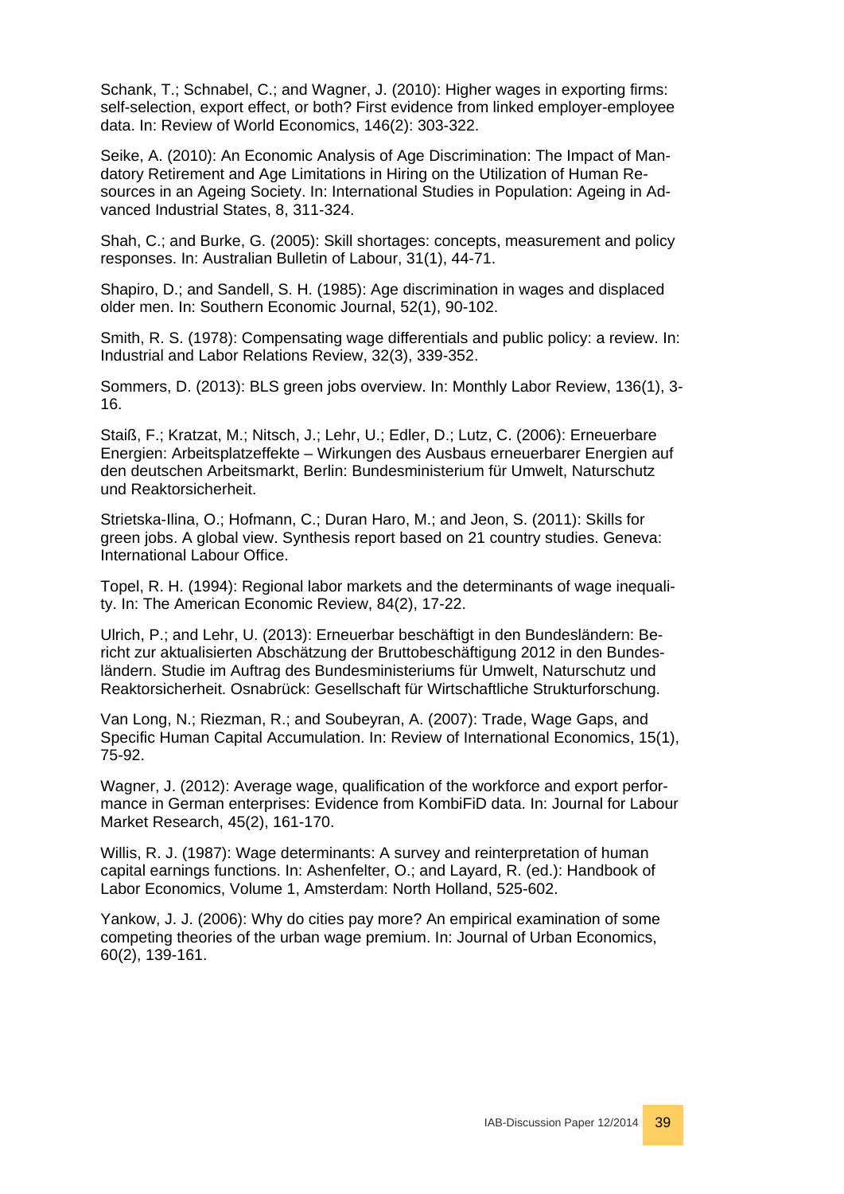Schank, T.; Schnabel, C.; and Wagner, J. (2010): Higher wages in exporting firms: self-selection, export effect, or both? First evidence from linked employer-employee data. In: Review of World Economics, 146(2): 303-322.

Seike, A. (2010): An Economic Analysis of Age Discrimination: The Impact of Mandatory Retirement and Age Limitations in Hiring on the Utilization of Human Resources in an Ageing Society. In: International Studies in Population: Ageing in Advanced Industrial States, 8, 311-324.

Shah, C.; and Burke, G. (2005): Skill shortages: concepts, measurement and policy responses. In: Australian Bulletin of Labour, 31(1), 44-71.

Shapiro, D.; and Sandell, S. H. (1985): Age discrimination in wages and displaced older men. In: Southern Economic Journal, 52(1), 90-102.

Smith, R. S. (1978): Compensating wage differentials and public policy: a review. In: Industrial and Labor Relations Review, 32(3), 339-352.

Sommers, D. (2013): BLS green jobs overview. In: Monthly Labor Review, 136(1), 3-16.

Staiß, F.; Kratzat, M.; Nitsch, J.; Lehr, U.; Edler, D.; Lutz, C. (2006): Erneuerbare Energien: Arbeitsplatzeffekte – Wirkungen des Ausbaus erneuerbarer Energien auf den deutschen Arbeitsmarkt, Berlin: Bundesministerium für Umwelt, Naturschutz und Reaktorsicherheit.

Strietska-Ilina, O.; Hofmann, C.; Duran Haro, M.; and Jeon, S. (2011): Skills for green jobs. A global view. Synthesis report based on 21 country studies. Geneva: International Labour Office.

Topel, R. H. (1994): Regional labor markets and the determinants of wage inequality. In: The American Economic Review, 84(2), 17-22.

Ulrich, P.; and Lehr, U. (2013): Erneuerbar beschäftigt in den Bundesländern: Bericht zur aktualisierten Abschätzung der Bruttobeschäftigung 2012 in den Bundesländern. Studie im Auftrag des Bundesministeriums für Umwelt, Naturschutz und Reaktorsicherheit. Osnabrück: Gesellschaft für Wirtschaftliche Strukturforschung.

Van Long, N.; Riezman, R.; and Soubeyran, A. (2007): Trade, Wage Gaps, and Specific Human Capital Accumulation. In: Review of International Economics, 15(1), 75-92.

Wagner, J. (2012): Average wage, qualification of the workforce and export performance in German enterprises: Evidence from KombiFiD data. In: Journal for Labour Market Research, 45(2), 161-170.

Willis, R. J. (1987): Wage determinants: A survey and reinterpretation of human capital earnings functions. In: Ashenfelter, O.; and Layard, R. (ed.): Handbook of Labor Economics, Volume 1, Amsterdam: North Holland, 525-602.

Yankow, J. J. (2006): Why do cities pay more? An empirical examination of some competing theories of the urban wage premium. In: Journal of Urban Economics, 60(2), 139-161.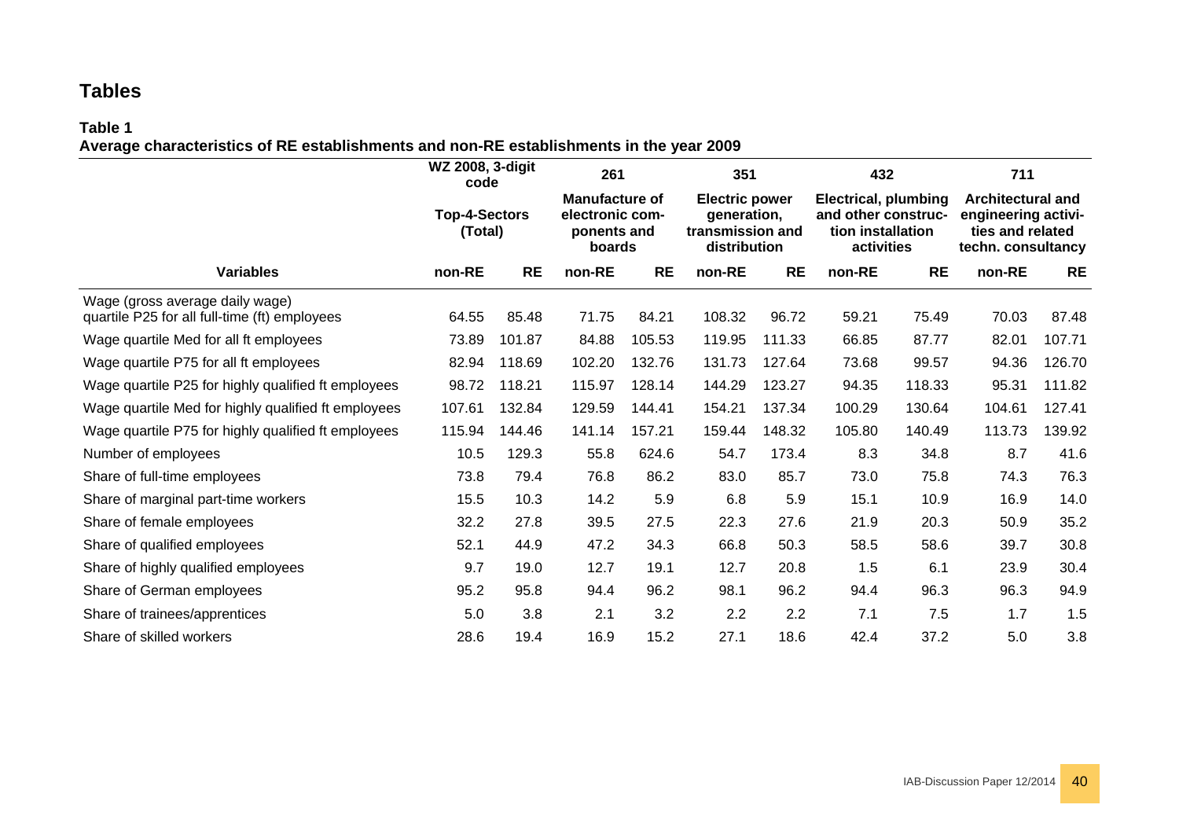# Tables

**Table 1**
**Average characteristics of RE establishments and non-RE establishments in the year 2009**

| WZ 2008, 3-digit code | Top-4-Sectors (Total) | | 261 Manufacture of electronic components and boards | | 351 Electric power generation, transmission and distribution | | 432 Electrical, plumbing and other construction installation activities | | 711 Architectural and engineering activities and related techn. consultancy | |
|---|---|---|---|---|---|---|---|---|---|---|
| **Variables** | **non-RE** | **RE** | **non-RE** | **RE** | **non-RE** | **RE** | **non-RE** | **RE** | **non-RE** | **RE** |
| Wage (gross average daily wage) quartile P25 for all full-time (ft) employees | 64.55 | 85.48 | 71.75 | 84.21 | 108.32 | 96.72 | 59.21 | 75.49 | 70.03 | 87.48 |
| Wage quartile Med for all ft employees | 73.89 | 101.87 | 84.88 | 105.53 | 119.95 | 111.33 | 66.85 | 87.77 | 82.01 | 107.71 |
| Wage quartile P75 for all ft employees | 82.94 | 118.69 | 102.20 | 132.76 | 131.73 | 127.64 | 73.68 | 99.57 | 94.36 | 126.70 |
| Wage quartile P25 for highly qualified ft employees | 98.72 | 118.21 | 115.97 | 128.14 | 144.29 | 123.27 | 94.35 | 118.33 | 95.31 | 111.82 |
| Wage quartile Med for highly qualified ft employees | 107.61 | 132.84 | 129.59 | 144.41 | 154.21 | 137.34 | 100.29 | 130.64 | 104.61 | 127.41 |
| Wage quartile P75 for highly qualified ft employees | 115.94 | 144.46 | 141.14 | 157.21 | 159.44 | 148.32 | 105.80 | 140.49 | 113.73 | 139.92 |
| Number of employees | 10.5 | 129.3 | 55.8 | 624.6 | 54.7 | 173.4 | 8.3 | 34.8 | 8.7 | 41.6 |
| Share of full-time employees | 73.8 | 79.4 | 76.8 | 86.2 | 83.0 | 85.7 | 73.0 | 75.8 | 74.3 | 76.3 |
| Share of marginal part-time workers | 15.5 | 10.3 | 14.2 | 5.9 | 6.8 | 5.9 | 15.1 | 10.9 | 16.9 | 14.0 |
| Share of female employees | 32.2 | 27.8 | 39.5 | 27.5 | 22.3 | 27.6 | 21.9 | 20.3 | 50.9 | 35.2 |
| Share of qualified employees | 52.1 | 44.9 | 47.2 | 34.3 | 66.8 | 50.3 | 58.5 | 58.6 | 39.7 | 30.8 |
| Share of highly qualified employees | 9.7 | 19.0 | 12.7 | 19.1 | 12.7 | 20.8 | 1.5 | 6.1 | 23.9 | 30.4 |
| Share of German employees | 95.2 | 95.8 | 94.4 | 96.2 | 98.1 | 96.2 | 94.4 | 96.3 | 96.3 | 94.9 |
| Share of trainees/apprentices | 5.0 | 3.8 | 2.1 | 3.2 | 2.2 | 2.2 | 7.1 | 7.5 | 1.7 | 1.5 |
| Share of skilled workers | 28.6 | 19.4 | 16.9 | 15.2 | 27.1 | 18.6 | 42.4 | 37.2 | 5.0 | 3.8 |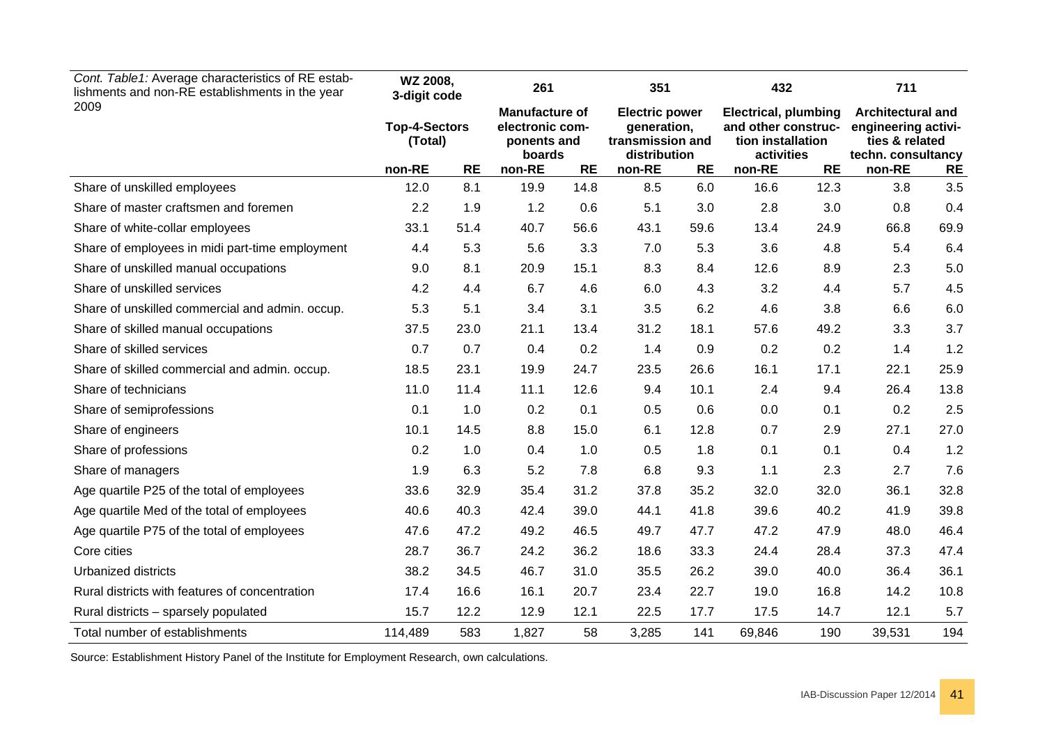| *Cont. Table1:* Average characteristics of RE establishments and non-RE establishments in the year 2009 | WZ 2008, 3-digit code | | 261 | | 351 | | 432 | | 711 | |
|---|---|---|---|---|---|---|---|---|---|---|
| | Top-4-Sectors (Total) | | Manufacture of electronic components and boards | | Electric power generation, transmission and distribution | | Electrical, plumbing and other construction installation activities | | Architectural and engineering activities & related techn. consultancy | |
| | non-RE | RE | non-RE | RE | non-RE | RE | non-RE | RE | non-RE | RE |
| Share of unskilled employees | 12.0 | 8.1 | 19.9 | 14.8 | 8.5 | 6.0 | 16.6 | 12.3 | 3.8 | 3.5 |
| Share of master craftsmen and foremen | 2.2 | 1.9 | 1.2 | 0.6 | 5.1 | 3.0 | 2.8 | 3.0 | 0.8 | 0.4 |
| Share of white-collar employees | 33.1 | 51.4 | 40.7 | 56.6 | 43.1 | 59.6 | 13.4 | 24.9 | 66.8 | 69.9 |
| Share of employees in midi part-time employment | 4.4 | 5.3 | 5.6 | 3.3 | 7.0 | 5.3 | 3.6 | 4.8 | 5.4 | 6.4 |
| Share of unskilled manual occupations | 9.0 | 8.1 | 20.9 | 15.1 | 8.3 | 8.4 | 12.6 | 8.9 | 2.3 | 5.0 |
| Share of unskilled services | 4.2 | 4.4 | 6.7 | 4.6 | 6.0 | 4.3 | 3.2 | 4.4 | 5.7 | 4.5 |
| Share of unskilled commercial and admin. occup. | 5.3 | 5.1 | 3.4 | 3.1 | 3.5 | 6.2 | 4.6 | 3.8 | 6.6 | 6.0 |
| Share of skilled manual occupations | 37.5 | 23.0 | 21.1 | 13.4 | 31.2 | 18.1 | 57.6 | 49.2 | 3.3 | 3.7 |
| Share of skilled services | 0.7 | 0.7 | 0.4 | 0.2 | 1.4 | 0.9 | 0.2 | 0.2 | 1.4 | 1.2 |
| Share of skilled commercial and admin. occup. | 18.5 | 23.1 | 19.9 | 24.7 | 23.5 | 26.6 | 16.1 | 17.1 | 22.1 | 25.9 |
| Share of technicians | 11.0 | 11.4 | 11.1 | 12.6 | 9.4 | 10.1 | 2.4 | 9.4 | 26.4 | 13.8 |
| Share of semiprofessions | 0.1 | 1.0 | 0.2 | 0.1 | 0.5 | 0.6 | 0.0 | 0.1 | 0.2 | 2.5 |
| Share of engineers | 10.1 | 14.5 | 8.8 | 15.0 | 6.1 | 12.8 | 0.7 | 2.9 | 27.1 | 27.0 |
| Share of professions | 0.2 | 1.0 | 0.4 | 1.0 | 0.5 | 1.8 | 0.1 | 0.1 | 0.4 | 1.2 |
| Share of managers | 1.9 | 6.3 | 5.2 | 7.8 | 6.8 | 9.3 | 1.1 | 2.3 | 2.7 | 7.6 |
| Age quartile P25 of the total of employees | 33.6 | 32.9 | 35.4 | 31.2 | 37.8 | 35.2 | 32.0 | 32.0 | 36.1 | 32.8 |
| Age quartile Med of the total of employees | 40.6 | 40.3 | 42.4 | 39.0 | 44.1 | 41.8 | 39.6 | 40.2 | 41.9 | 39.8 |
| Age quartile P75 of the total of employees | 47.6 | 47.2 | 49.2 | 46.5 | 49.7 | 47.7 | 47.2 | 47.9 | 48.0 | 46.4 |
| Core cities | 28.7 | 36.7 | 24.2 | 36.2 | 18.6 | 33.3 | 24.4 | 28.4 | 37.3 | 47.4 |
| Urbanized districts | 38.2 | 34.5 | 46.7 | 31.0 | 35.5 | 26.2 | 39.0 | 40.0 | 36.4 | 36.1 |
| Rural districts with features of concentration | 17.4 | 16.6 | 16.1 | 20.7 | 23.4 | 22.7 | 19.0 | 16.8 | 14.2 | 10.8 |
| Rural districts – sparsely populated | 15.7 | 12.2 | 12.9 | 12.1 | 22.5 | 17.7 | 17.5 | 14.7 | 12.1 | 5.7 |
| Total number of establishments | 114,489 | 583 | 1,827 | 58 | 3,285 | 141 | 69,846 | 190 | 39,531 | 194 |

Source: Establishment History Panel of the Institute for Employment Research, own calculations.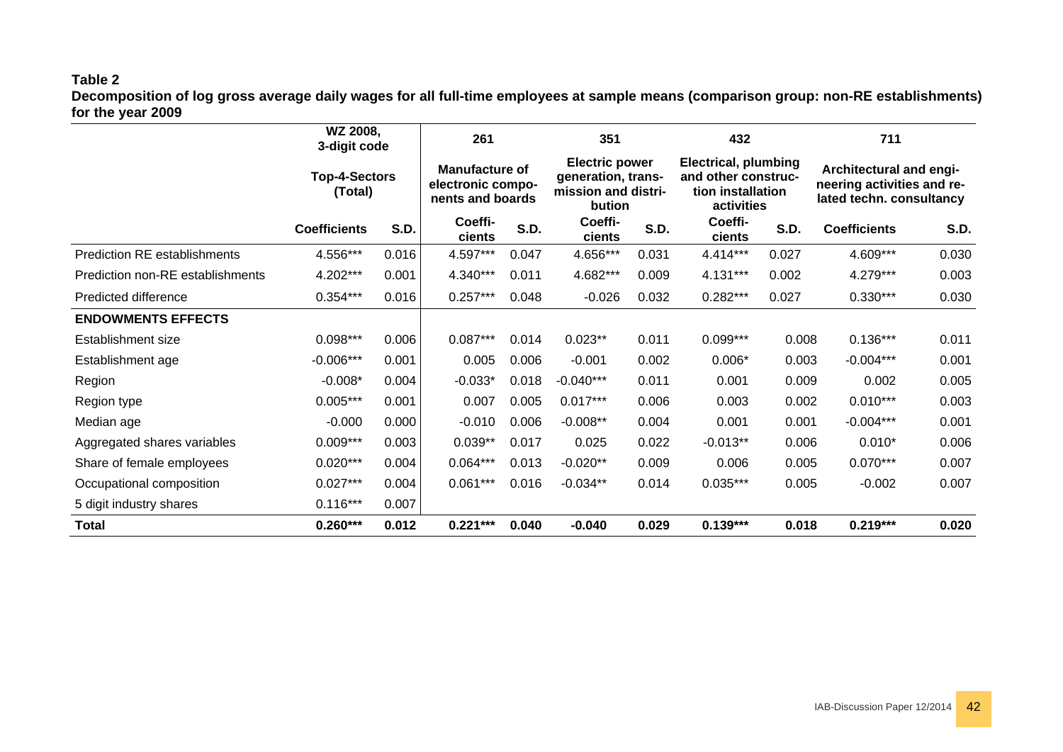**Table 2**

**Decomposition of log gross average daily wages for all full-time employees at sample means (comparison group: non-RE establishments) for the year 2009**

| WZ 2008, 3-digit code | | | 261 | | 351 | | 432 | | 711 | |
|---|---|---|---|---|---|---|---|---|---|---|
| | Top-4-Sectors (Total) | | Manufacture of electronic components and boards | | Electric power generation, transmission and distribution | | Electrical, plumbing and other construction installation activities | | Architectural and engineering activities and related techn. consultancy | |
| | **Coefficients** | **S.D.** | **Coefficients** | **S.D.** | **Coefficients** | **S.D.** | **Coefficients** | **S.D.** | **Coefficients** | **S.D.** |
| Prediction RE establishments | 4.556*** | 0.016 | 4.597*** | 0.047 | 4.656*** | 0.031 | 4.414*** | 0.027 | 4.609*** | 0.030 |
| Prediction non-RE establishments | 4.202*** | 0.001 | 4.340*** | 0.011 | 4.682*** | 0.009 | 4.131*** | 0.002 | 4.279*** | 0.003 |
| Predicted difference | 0.354*** | 0.016 | 0.257*** | 0.048 | -0.026 | 0.032 | 0.282*** | 0.027 | 0.330*** | 0.030 |
| **ENDOWMENTS EFFECTS** | | | | | | | | | | |
| Establishment size | 0.098*** | 0.006 | 0.087*** | 0.014 | 0.023** | 0.011 | 0.099*** | 0.008 | 0.136*** | 0.011 |
| Establishment age | -0.006*** | 0.001 | 0.005 | 0.006 | -0.001 | 0.002 | 0.006* | 0.003 | -0.004*** | 0.001 |
| Region | -0.008* | 0.004 | -0.033* | 0.018 | -0.040*** | 0.011 | 0.001 | 0.009 | 0.002 | 0.005 |
| Region type | 0.005*** | 0.001 | 0.007 | 0.005 | 0.017*** | 0.006 | 0.003 | 0.002 | 0.010*** | 0.003 |
| Median age | -0.000 | 0.000 | -0.010 | 0.006 | -0.008** | 0.004 | 0.001 | 0.001 | -0.004*** | 0.001 |
| Aggregated shares variables | 0.009*** | 0.003 | 0.039** | 0.017 | 0.025 | 0.022 | -0.013** | 0.006 | 0.010* | 0.006 |
| Share of female employees | 0.020*** | 0.004 | 0.064*** | 0.013 | -0.020** | 0.009 | 0.006 | 0.005 | 0.070*** | 0.007 |
| Occupational composition | 0.027*** | 0.004 | 0.061*** | 0.016 | -0.034** | 0.014 | 0.035*** | 0.005 | -0.002 | 0.007 |
| 5 digit industry shares | 0.116*** | 0.007 | | | | | | | | |
| **Total** | **0.260*** ** | **0.012** | **0.221*** ** | **0.040** | **-0.040** | **0.029** | **0.139*** ** | **0.018** | **0.219*** ** | **0.020** |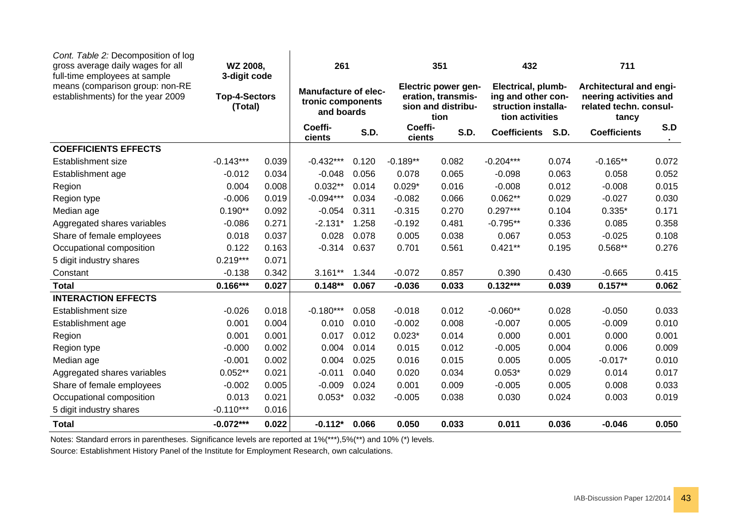| Cont. Table 2: Decomposition of log gross average daily wages for all full-time employees at sample means (comparison group: non-RE establishments) for the year 2009 | WZ 2008, 3-digit code | | 261 | | 351 | | 432 | | 711 | |
|---|---|---|---|---|---|---|---|---|---|---|
| | Top-4-Sectors (Total) | | Manufacture of electronic components and boards | | Electric power generation, transmission and distribution | | Electrical, plumbing and other construction installation activities | | Architectural and engineering activities and related techn. consultancy | |
| | | | Coefficients | S.D. | Coefficients | S.D. | Coefficients | S.D. | Coefficients | S.D. |
| **COEFFICIENTS EFFECTS** | | | | | | | | | | |
| Establishment size | -0.143*** | 0.039 | -0.432*** | 0.120 | -0.189** | 0.082 | -0.204*** | 0.074 | -0.165** | 0.072 |
| Establishment age | -0.012 | 0.034 | -0.048 | 0.056 | 0.078 | 0.065 | -0.098 | 0.063 | 0.058 | 0.052 |
| Region | 0.004 | 0.008 | 0.032** | 0.014 | 0.029* | 0.016 | -0.008 | 0.012 | -0.008 | 0.015 |
| Region type | -0.006 | 0.019 | -0.094*** | 0.034 | -0.082 | 0.066 | 0.062** | 0.029 | -0.027 | 0.030 |
| Median age | 0.190** | 0.092 | -0.054 | 0.311 | -0.315 | 0.270 | 0.297*** | 0.104 | 0.335* | 0.171 |
| Aggregated shares variables | -0.086 | 0.271 | -2.131* | 1.258 | -0.192 | 0.481 | -0.795** | 0.336 | 0.085 | 0.358 |
| Share of female employees | 0.018 | 0.037 | 0.028 | 0.078 | 0.005 | 0.038 | 0.067 | 0.053 | -0.025 | 0.108 |
| Occupational composition | 0.122 | 0.163 | -0.314 | 0.637 | 0.701 | 0.561 | 0.421** | 0.195 | 0.568** | 0.276 |
| 5 digit industry shares | 0.219*** | 0.071 | | | | | | | | |
| Constant | -0.138 | 0.342 | 3.161** | 1.344 | -0.072 | 0.857 | 0.390 | 0.430 | -0.665 | 0.415 |
| **Total** | **0.166*** ** | **0.027** | **0.148** ** | **0.067** | **-0.036** | **0.033** | **0.132*** ** | **0.039** | **0.157** ** | **0.062** |
| **INTERACTION EFFECTS** | | | | | | | | | | |
| Establishment size | -0.026 | 0.018 | -0.180*** | 0.058 | -0.018 | 0.012 | -0.060** | 0.028 | -0.050 | 0.033 |
| Establishment age | 0.001 | 0.004 | 0.010 | 0.010 | -0.002 | 0.008 | -0.007 | 0.005 | -0.009 | 0.010 |
| Region | 0.001 | 0.001 | 0.017 | 0.012 | 0.023* | 0.014 | 0.000 | 0.001 | 0.000 | 0.001 |
| Region type | -0.000 | 0.002 | 0.004 | 0.014 | 0.015 | 0.012 | -0.005 | 0.004 | 0.006 | 0.009 |
| Median age | -0.001 | 0.002 | 0.004 | 0.025 | 0.016 | 0.015 | 0.005 | 0.005 | -0.017* | 0.010 |
| Aggregated shares variables | 0.052** | 0.021 | -0.011 | 0.040 | 0.020 | 0.034 | 0.053* | 0.029 | 0.014 | 0.017 |
| Share of female employees | -0.002 | 0.005 | -0.009 | 0.024 | 0.001 | 0.009 | -0.005 | 0.005 | 0.008 | 0.033 |
| Occupational composition | 0.013 | 0.021 | 0.053* | 0.032 | -0.005 | 0.038 | 0.030 | 0.024 | 0.003 | 0.019 |
| 5 digit industry shares | -0.110*** | 0.016 | | | | | | | | |
| **Total** | **-0.072*** ** | **0.022** | **-0.112** * | **0.066** | **0.050** | **0.033** | **0.011** | **0.036** | **-0.046** | **0.050** |

Notes: Standard errors in parentheses. Significance levels are reported at 1%(***),5%(**) and 10% (*) levels.

Source: Establishment History Panel of the Institute for Employment Research, own calculations.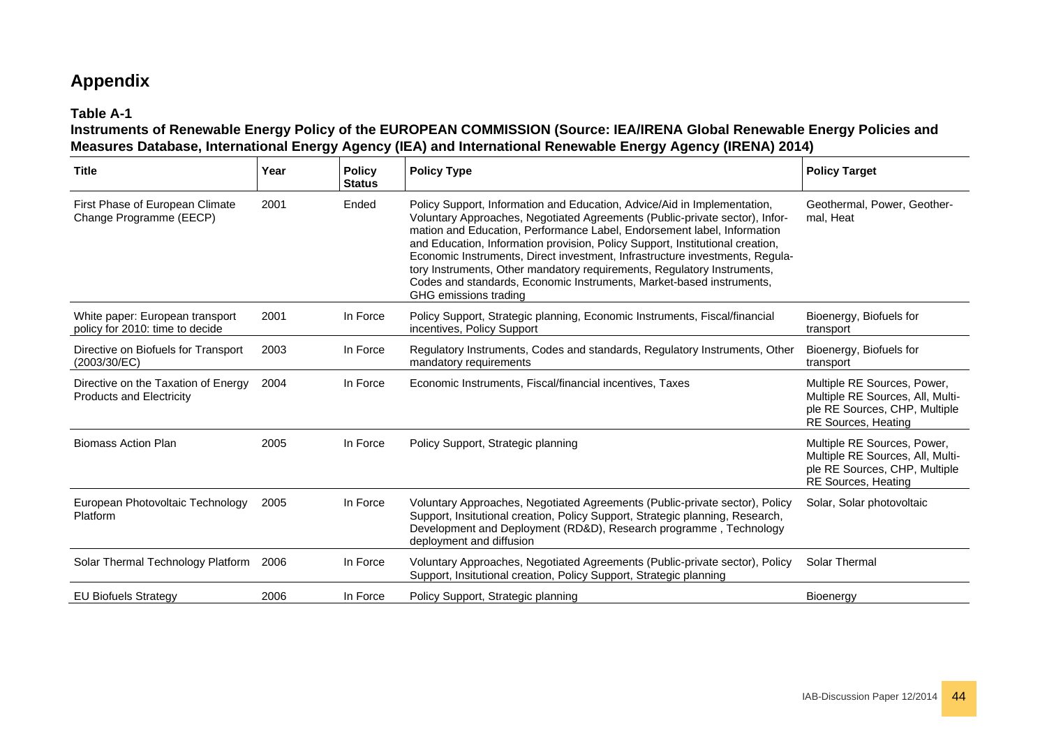# Appendix

**Table A-1**

**Instruments of Renewable Energy Policy of the EUROPEAN COMMISSION (Source: IEA/IRENA Global Renewable Energy Policies and Measures Database, International Energy Agency (IEA) and International Renewable Energy Agency (IRENA) 2014)**

| Title | Year | Policy Status | Policy Type | Policy Target |
|---|---|---|---|---|
| First Phase of European Climate Change Programme (EECP) | 2001 | Ended | Policy Support, Information and Education, Advice/Aid in Implementation, Voluntary Approaches, Negotiated Agreements (Public-private sector), Information and Education, Performance Label, Endorsement label, Information and Education, Information provision, Policy Support, Institutional creation, Economic Instruments, Direct investment, Infrastructure investments, Regulatory Instruments, Other mandatory requirements, Regulatory Instruments, Codes and standards, Economic Instruments, Market-based instruments, GHG emissions trading | Geothermal, Power, Geothermal, Heat |
| White paper: European transport policy for 2010: time to decide | 2001 | In Force | Policy Support, Strategic planning, Economic Instruments, Fiscal/financial incentives, Policy Support | Bioenergy, Biofuels for transport |
| Directive on Biofuels for Transport (2003/30/EC) | 2003 | In Force | Regulatory Instruments, Codes and standards, Regulatory Instruments, Other mandatory requirements | Bioenergy, Biofuels for transport |
| Directive on the Taxation of Energy Products and Electricity | 2004 | In Force | Economic Instruments, Fiscal/financial incentives, Taxes | Multiple RE Sources, Power, Multiple RE Sources, All, Multiple RE Sources, CHP, Multiple RE Sources, Heating |
| Biomass Action Plan | 2005 | In Force | Policy Support, Strategic planning | Multiple RE Sources, Power, Multiple RE Sources, All, Multiple RE Sources, CHP, Multiple RE Sources, Heating |
| European Photovoltaic Technology Platform | 2005 | In Force | Voluntary Approaches, Negotiated Agreements (Public-private sector), Policy Support, Insitutional creation, Policy Support, Strategic planning, Research, Development and Deployment (RD&D), Research programme , Technology deployment and diffusion | Solar, Solar photovoltaic |
| Solar Thermal Technology Platform | 2006 | In Force | Voluntary Approaches, Negotiated Agreements (Public-private sector), Policy Support, Insitutional creation, Policy Support, Strategic planning | Solar Thermal |
| EU Biofuels Strategy | 2006 | In Force | Policy Support, Strategic planning | Bioenergy |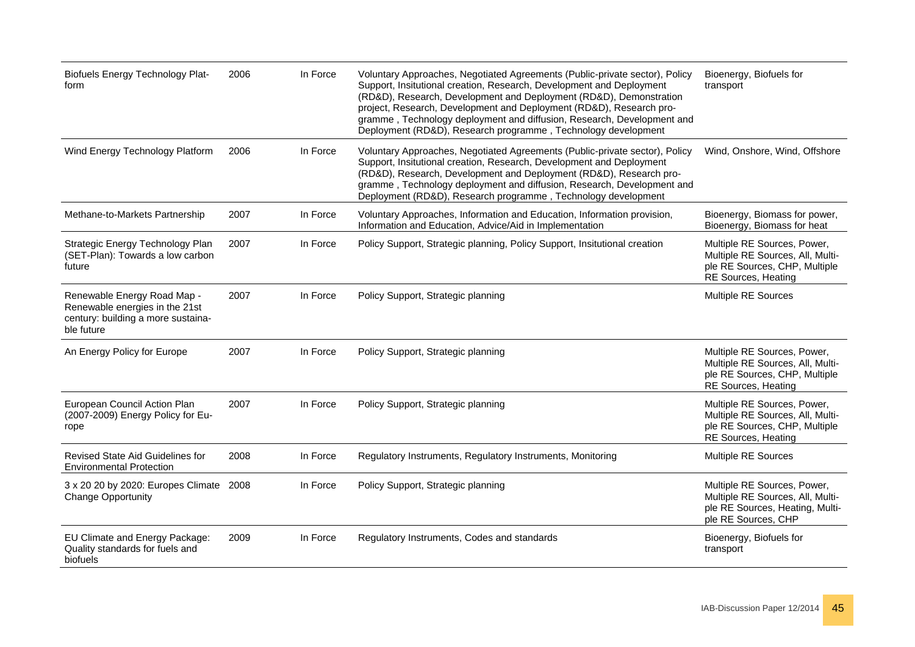| Biofuels Energy Technology Platform | 2006 | In Force | Voluntary Approaches, Negotiated Agreements (Public-private sector), Policy Support, Insitutional creation, Research, Development and Deployment (RD&D), Research, Development and Deployment (RD&D), Demonstration project, Research, Development and Deployment (RD&D), Research programme , Technology deployment and diffusion, Research, Development and Deployment (RD&D), Research programme , Technology development | Bioenergy, Biofuels for transport |
|---|---|---|---|---|
| Wind Energy Technology Platform | 2006 | In Force | Voluntary Approaches, Negotiated Agreements (Public-private sector), Policy Support, Insitutional creation, Research, Development and Deployment (RD&D), Research, Development and Deployment (RD&D), Research programme , Technology deployment and diffusion, Research, Development and Deployment (RD&D), Research programme , Technology development | Wind, Onshore, Wind, Offshore |
| Methane-to-Markets Partnership | 2007 | In Force | Voluntary Approaches, Information and Education, Information provision, Information and Education, Advice/Aid in Implementation | Bioenergy, Biomass for power, Bioenergy, Biomass for heat |
| Strategic Energy Technology Plan (SET-Plan): Towards a low carbon future | 2007 | In Force | Policy Support, Strategic planning, Policy Support, Insitutional creation | Multiple RE Sources, Power, Multiple RE Sources, All, Multiple RE Sources, CHP, Multiple RE Sources, Heating |
| Renewable Energy Road Map - Renewable energies in the 21st century: building a more sustainable future | 2007 | In Force | Policy Support, Strategic planning | Multiple RE Sources |
| An Energy Policy for Europe | 2007 | In Force | Policy Support, Strategic planning | Multiple RE Sources, Power, Multiple RE Sources, All, Multiple RE Sources, CHP, Multiple RE Sources, Heating |
| European Council Action Plan (2007-2009) Energy Policy for Europe | 2007 | In Force | Policy Support, Strategic planning | Multiple RE Sources, Power, Multiple RE Sources, All, Multiple RE Sources, CHP, Multiple RE Sources, Heating |
| Revised State Aid Guidelines for Environmental Protection | 2008 | In Force | Regulatory Instruments, Regulatory Instruments, Monitoring | Multiple RE Sources |
| 3 x 20 20 by 2020: Europes Climate Change Opportunity | 2008 | In Force | Policy Support, Strategic planning | Multiple RE Sources, Power, Multiple RE Sources, All, Multiple RE Sources, Heating, Multiple RE Sources, CHP |
| EU Climate and Energy Package: Quality standards for fuels and biofuels | 2009 | In Force | Regulatory Instruments, Codes and standards | Bioenergy, Biofuels for transport |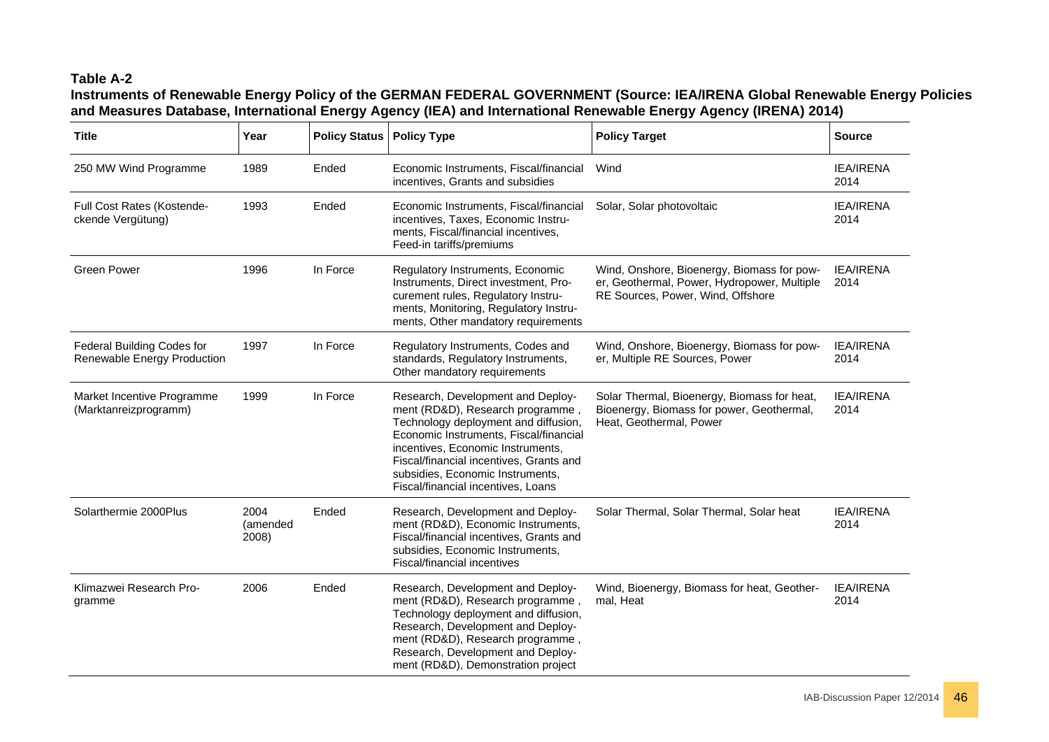**Table A-2**
**Instruments of Renewable Energy Policy of the GERMAN FEDERAL GOVERNMENT (Source: IEA/IRENA Global Renewable Energy Policies and Measures Database, International Energy Agency (IEA) and International Renewable Energy Agency (IRENA) 2014)**

| Title | Year | Policy Status | Policy Type | Policy Target | Source |
|---|---|---|---|---|---|
| 250 MW Wind Programme | 1989 | Ended | Economic Instruments, Fiscal/financial incentives, Grants and subsidies | Wind | IEA/IRENA 2014 |
| Full Cost Rates (Kostendeckende Vergütung) | 1993 | Ended | Economic Instruments, Fiscal/financial incentives, Taxes, Economic Instruments, Fiscal/financial incentives, Feed-in tariffs/premiums | Solar, Solar photovoltaic | IEA/IRENA 2014 |
| Green Power | 1996 | In Force | Regulatory Instruments, Economic Instruments, Direct investment, Procurement rules, Regulatory Instruments, Monitoring, Regulatory Instruments, Other mandatory requirements | Wind, Onshore, Bioenergy, Biomass for power, Geothermal, Power, Hydropower, Multiple RE Sources, Power, Wind, Offshore | IEA/IRENA 2014 |
| Federal Building Codes for Renewable Energy Production | 1997 | In Force | Regulatory Instruments, Codes and standards, Regulatory Instruments, Other mandatory requirements | Wind, Onshore, Bioenergy, Biomass for power, Multiple RE Sources, Power | IEA/IRENA 2014 |
| Market Incentive Programme (Marktanreizprogramm) | 1999 | In Force | Research, Development and Deployment (RD&D), Research programme , Technology deployment and diffusion, Economic Instruments, Fiscal/financial incentives, Economic Instruments, Fiscal/financial incentives, Grants and subsidies, Economic Instruments, Fiscal/financial incentives, Loans | Solar Thermal, Bioenergy, Biomass for heat, Bioenergy, Biomass for power, Geothermal, Heat, Geothermal, Power | IEA/IRENA 2014 |
| Solarthermie 2000Plus | 2004 (amended 2008) | Ended | Research, Development and Deployment (RD&D), Economic Instruments, Fiscal/financial incentives, Grants and subsidies, Economic Instruments, Fiscal/financial incentives | Solar Thermal, Solar Thermal, Solar heat | IEA/IRENA 2014 |
| Klimazwei Research Programme | 2006 | Ended | Research, Development and Deployment (RD&D), Research programme , Technology deployment and diffusion, Research, Development and Deployment (RD&D), Research programme , Research, Development and Deployment (RD&D), Demonstration project | Wind, Bioenergy, Biomass for heat, Geothermal, Heat | IEA/IRENA 2014 |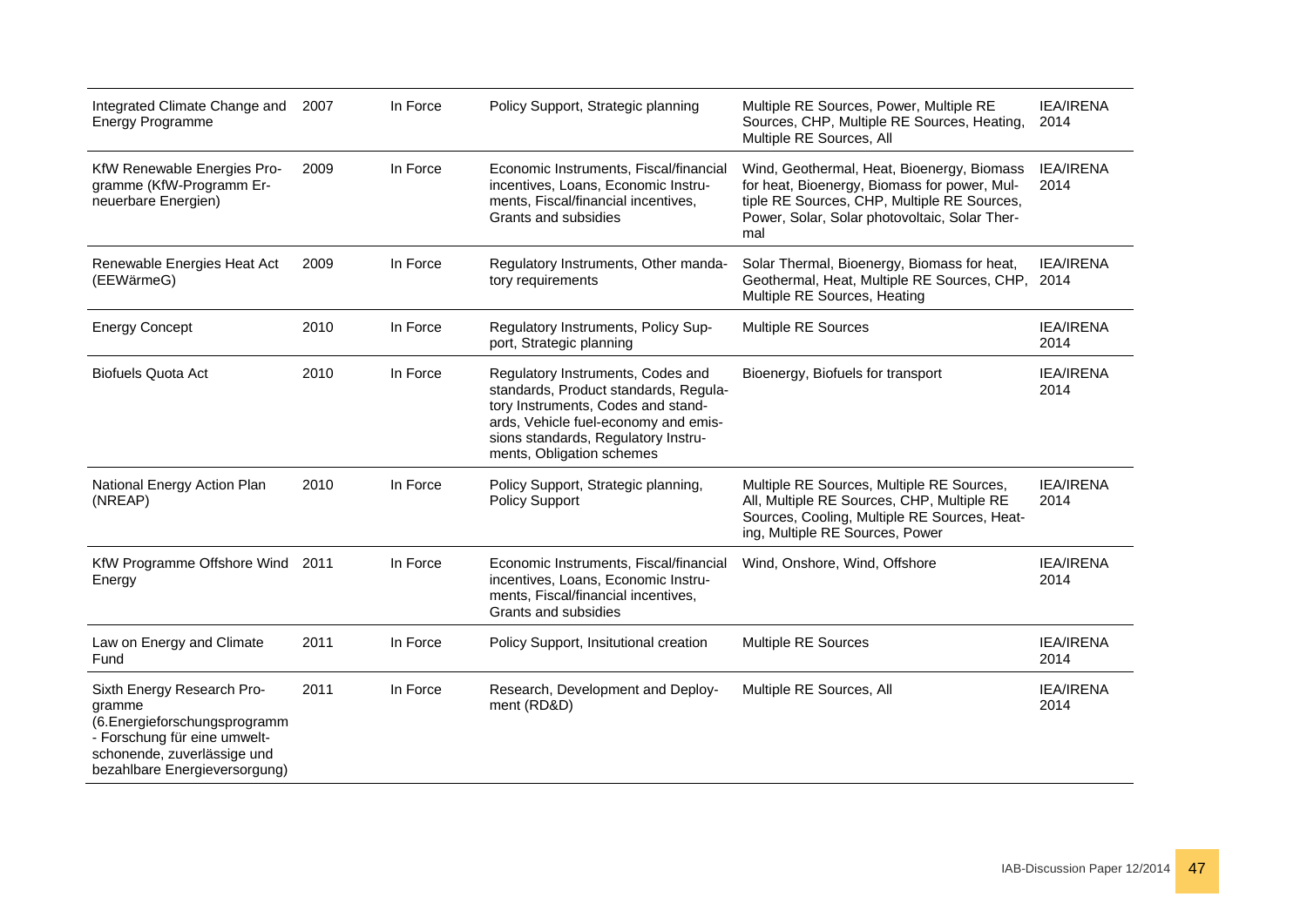| | | | | | |
|---|---|---|---|---|---|
| Integrated Climate Change and Energy Programme | 2007 | In Force | Policy Support, Strategic planning | Multiple RE Sources, Power, Multiple RE Sources, CHP, Multiple RE Sources, Heating, Multiple RE Sources, All | IEA/IRENA 2014 |
| KfW Renewable Energies Programme (KfW-Programm Erneuerbare Energien) | 2009 | In Force | Economic Instruments, Fiscal/financial incentives, Loans, Economic Instruments, Fiscal/financial incentives, Grants and subsidies | Wind, Geothermal, Heat, Bioenergy, Biomass for heat, Bioenergy, Biomass for power, Multiple RE Sources, CHP, Multiple RE Sources, Power, Solar, Solar photovoltaic, Solar Thermal | IEA/IRENA 2014 |
| Renewable Energies Heat Act (EEWärmeG) | 2009 | In Force | Regulatory Instruments, Other mandatory requirements | Solar Thermal, Bioenergy, Biomass for heat, Geothermal, Heat, Multiple RE Sources, CHP, Multiple RE Sources, Heating | IEA/IRENA 2014 |
| Energy Concept | 2010 | In Force | Regulatory Instruments, Policy Support, Strategic planning | Multiple RE Sources | IEA/IRENA 2014 |
| Biofuels Quota Act | 2010 | In Force | Regulatory Instruments, Codes and standards, Product standards, Regulatory Instruments, Codes and standards, Vehicle fuel-economy and emissions standards, Regulatory Instruments, Obligation schemes | Bioenergy, Biofuels for transport | IEA/IRENA 2014 |
| National Energy Action Plan (NREAP) | 2010 | In Force | Policy Support, Strategic planning, Policy Support | Multiple RE Sources, Multiple RE Sources, All, Multiple RE Sources, CHP, Multiple RE Sources, Cooling, Multiple RE Sources, Heating, Multiple RE Sources, Power | IEA/IRENA 2014 |
| KfW Programme Offshore Wind Energy | 2011 | In Force | Economic Instruments, Fiscal/financial incentives, Loans, Economic Instruments, Fiscal/financial incentives, Grants and subsidies | Wind, Onshore, Wind, Offshore | IEA/IRENA 2014 |
| Law on Energy and Climate Fund | 2011 | In Force | Policy Support, Insitutional creation | Multiple RE Sources | IEA/IRENA 2014 |
| Sixth Energy Research Programme (6.Energieforschungsprogramm - Forschung für eine umweltschonende, zuverlässige und bezahlbare Energieversorgung) | 2011 | In Force | Research, Development and Deployment (RD&D) | Multiple RE Sources, All | IEA/IRENA 2014 |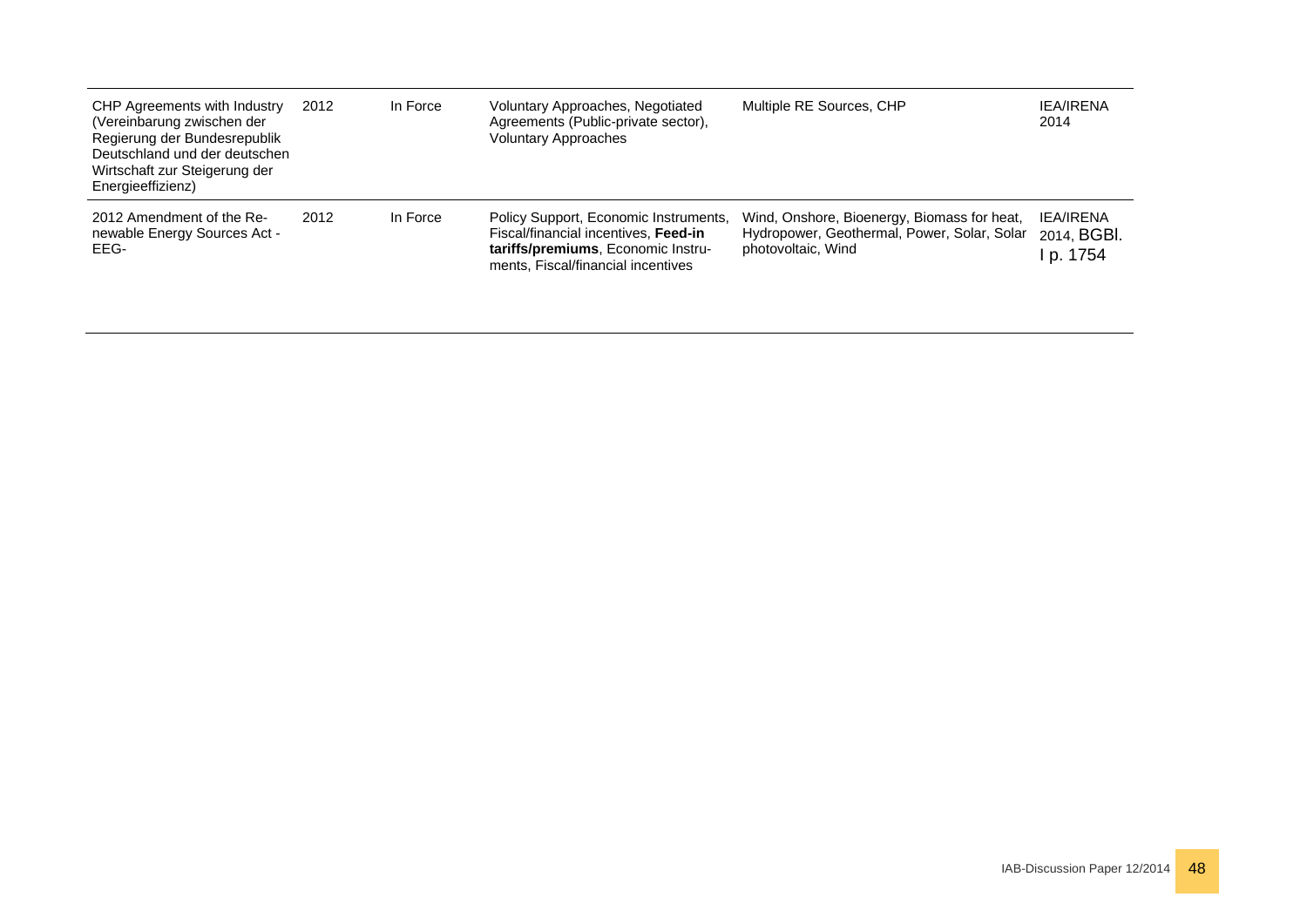| | | | | | |
|---|---|---|---|---|---|
| CHP Agreements with Industry (Vereinbarung zwischen der Regierung der Bundesrepublik Deutschland und der deutschen Wirtschaft zur Steigerung der Energieeffizienz) | 2012 | In Force | Voluntary Approaches, Negotiated Agreements (Public-private sector), Voluntary Approaches | Multiple RE Sources, CHP | IEA/IRENA 2014 |
| 2012 Amendment of the Renewable Energy Sources Act - EEG- | 2012 | In Force | Policy Support, Economic Instruments, Fiscal/financial incentives, **Feed-in tariffs/premiums**, Economic Instruments, Fiscal/financial incentives | Wind, Onshore, Bioenergy, Biomass for heat, Hydropower, Geothermal, Power, Solar, Solar photovoltaic, Wind | IEA/IRENA 2014, BGBl. I p. 1754 |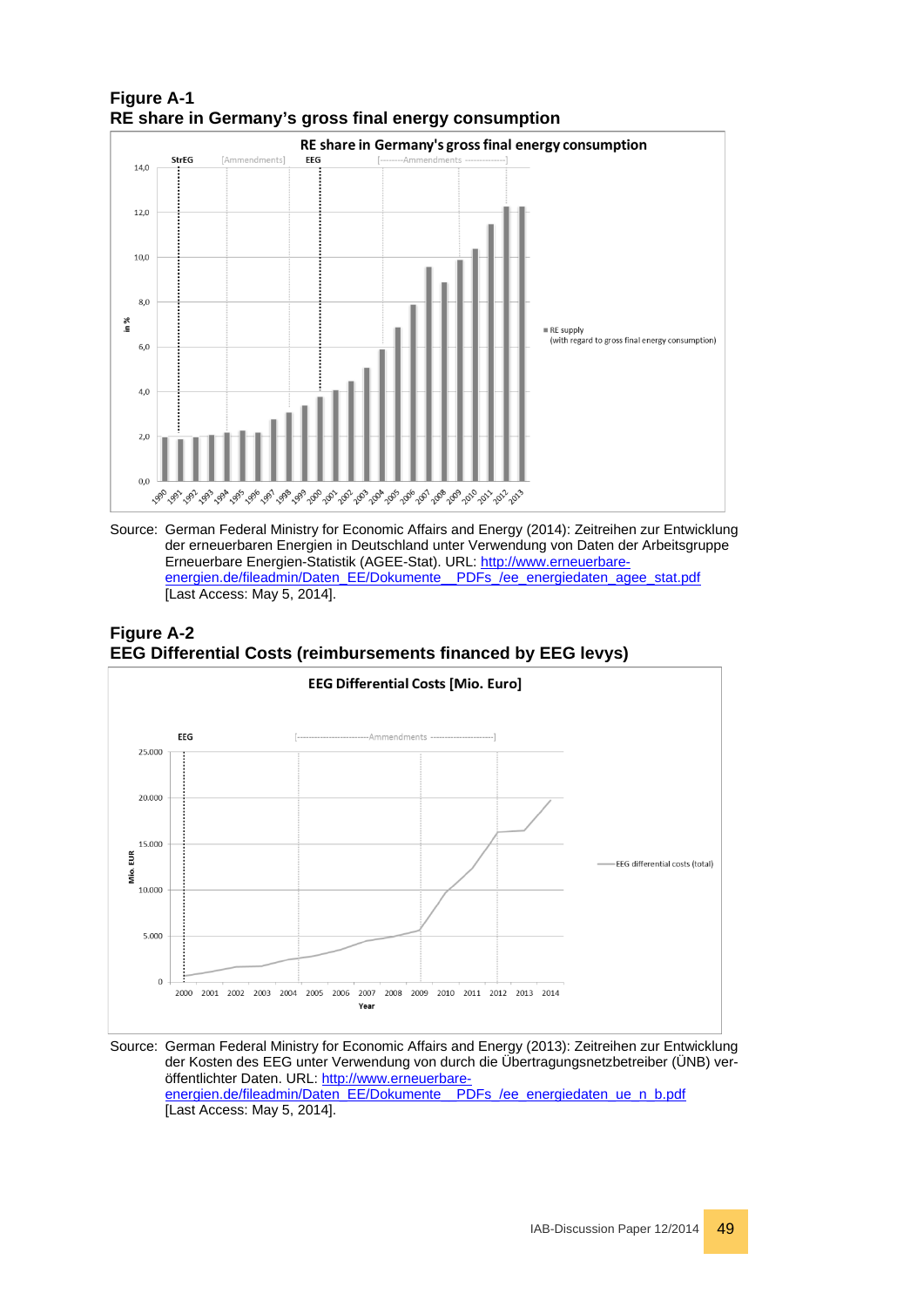**Figure A-1**
**RE share in Germany's gross final energy consumption**

Source: German Federal Ministry for Economic Affairs and Energy (2014): Zeitreihen zur Entwicklung der erneuerbaren Energien in Deutschland unter Verwendung von Daten der Arbeitsgruppe Erneuerbare Energien-Statistik (AGEE-Stat). URL: http://www.erneuerbare-energien.de/fileadmin/Daten_EE/Dokumente__PDFs_/ee_energiedaten_agee_stat.pdf [Last Access: May 5, 2014].

**Figure A-2**
**EEG Differential Costs (reimbursements financed by EEG levys)**

Source: German Federal Ministry for Economic Affairs and Energy (2013): Zeitreihen zur Entwicklung der Kosten des EEG unter Verwendung von durch die Übertragungsnetzbetreiber (ÜNB) veröffentlichter Daten. URL: http://www.erneuerbare-energien.de/fileadmin/Daten_EE/Dokumente__PDFs_/ee_energiedaten_ue_n_b.pdf [Last Access: May 5, 2014].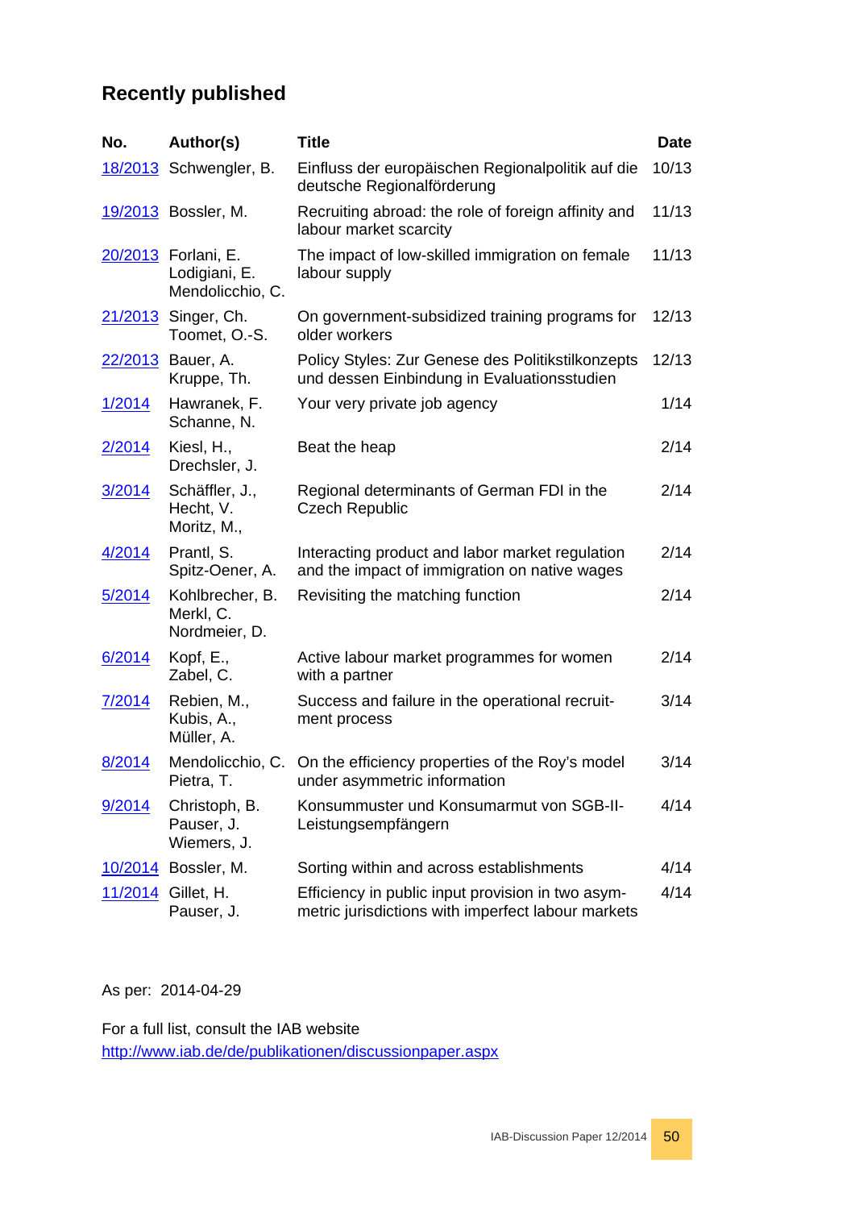## Recently published

| No. | Author(s) | Title | Date |
|---|---|---|---|
| 18/2013 | Schwengler, B. | Einfluss der europäischen Regionalpolitik auf die deutsche Regionalförderung | 10/13 |
| 19/2013 | Bossler, M. | Recruiting abroad: the role of foreign affinity and labour market scarcity | 11/13 |
| 20/2013 | Forlani, E.<br>Lodigiani, E.<br>Mendolicchio, C. | The impact of low-skilled immigration on female labour supply | 11/13 |
| 21/2013 | Singer, Ch.<br>Toomet, O.-S. | On government-subsidized training programs for older workers | 12/13 |
| 22/2013 | Bauer, A.<br>Kruppe, Th. | Policy Styles: Zur Genese des Politikstilkonzepts und dessen Einbindung in Evaluationsstudien | 12/13 |
| 1/2014 | Hawranek, F.<br>Schanne, N. | Your very private job agency | 1/14 |
| 2/2014 | Kiesl, H.,<br>Drechsler, J. | Beat the heap | 2/14 |
| 3/2014 | Schäffler, J.,<br>Hecht, V.<br>Moritz, M., | Regional determinants of German FDI in the Czech Republic | 2/14 |
| 4/2014 | Prantl, S.<br>Spitz-Oener, A. | Interacting product and labor market regulation and the impact of immigration on native wages | 2/14 |
| 5/2014 | Kohlbrecher, B.<br>Merkl, C.<br>Nordmeier, D. | Revisiting the matching function | 2/14 |
| 6/2014 | Kopf, E.,<br>Zabel, C. | Active labour market programmes for women with a partner | 2/14 |
| 7/2014 | Rebien, M.,<br>Kubis, A.,<br>Müller, A. | Success and failure in the operational recruitment process | 3/14 |
| 8/2014 | Mendolicchio, C.<br>Pietra, T. | On the efficiency properties of the Roy's model under asymmetric information | 3/14 |
| 9/2014 | Christoph, B.<br>Pauser, J.<br>Wiemers, J. | Konsummuster und Konsumarmut von SGB-II-Leistungsempfängern | 4/14 |
| 10/2014 | Bossler, M. | Sorting within and across establishments | 4/14 |
| 11/2014 | Gillet, H.<br>Pauser, J. | Efficiency in public input provision in two asymmetric jurisdictions with imperfect labour markets | 4/14 |

As per: 2014-04-29

For a full list, consult the IAB website
http://www.iab.de/de/publikationen/discussionpaper.aspx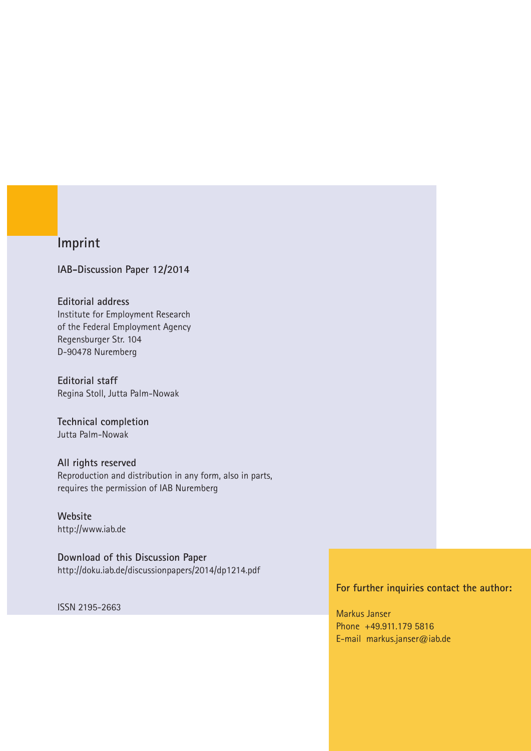# Imprint

**IAB-Discussion Paper 12/2014**

**Editorial address**
Institute for Employment Research
of the Federal Employment Agency
Regensburger Str. 104
D-90478 Nuremberg

**Editorial staff**
Regina Stoll, Jutta Palm-Nowak

**Technical completion**
Jutta Palm-Nowak

**All rights reserved**
Reproduction and distribution in any form, also in parts, requires the permission of IAB Nuremberg

**Website**
http://www.iab.de

**Download of this Discussion Paper**
http://doku.iab.de/discussionpapers/2014/dp1214.pdf

ISSN 2195-2663

**For further inquiries contact the author:**

Markus Janser
Phone +49.911.179 5816
E-mail markus.janser@iab.de